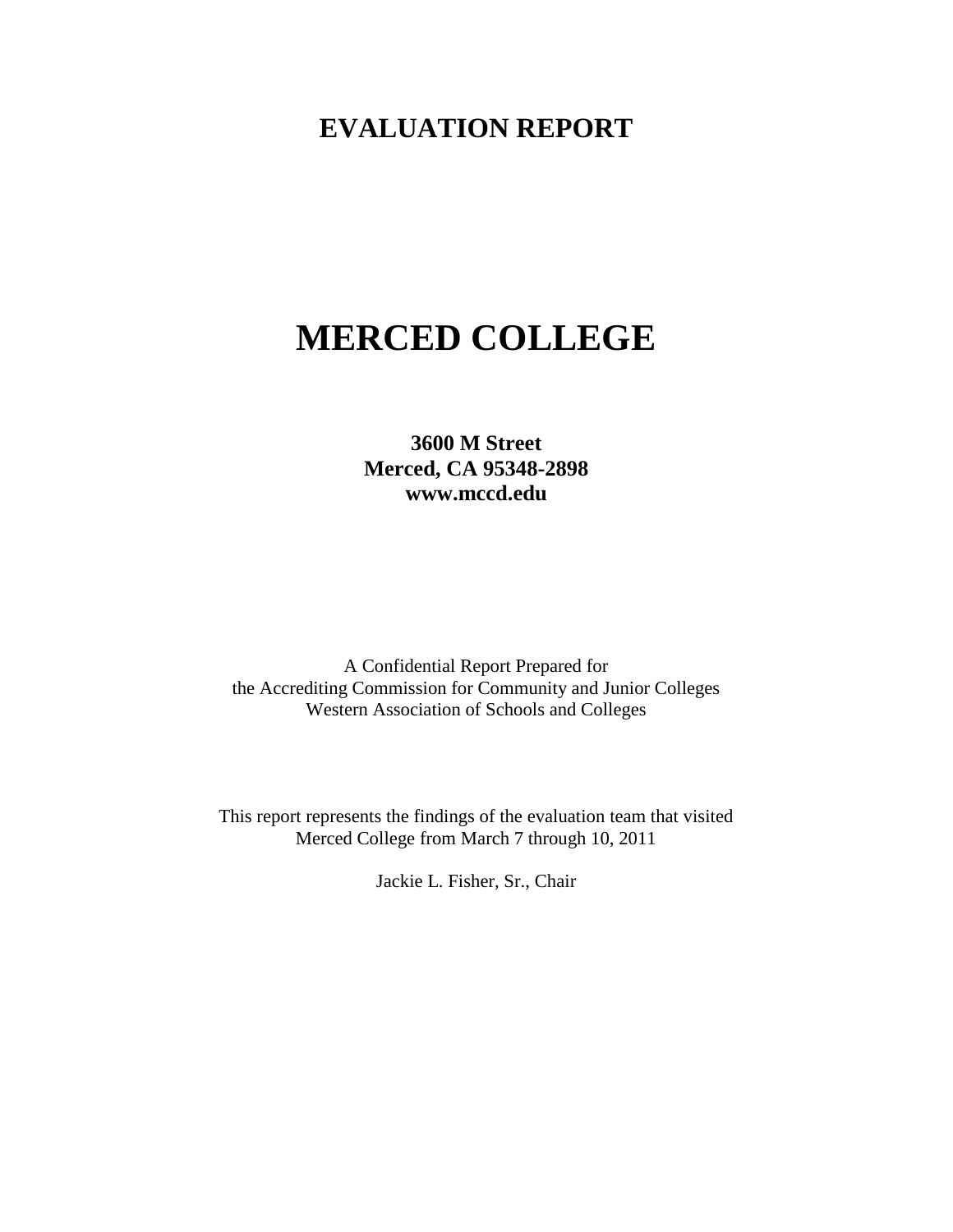# EVALUATION REPORT

# MERCED COLLEGE

**3600 M Street**
**Merced, CA 95348-2898**
**www.mccd.edu**

A Confidential Report Prepared for
the Accrediting Commission for Community and Junior Colleges
Western Association of Schools and Colleges

This report represents the findings of the evaluation team that visited
Merced College from March 7 through 10, 2011

Jackie L. Fisher, Sr., Chair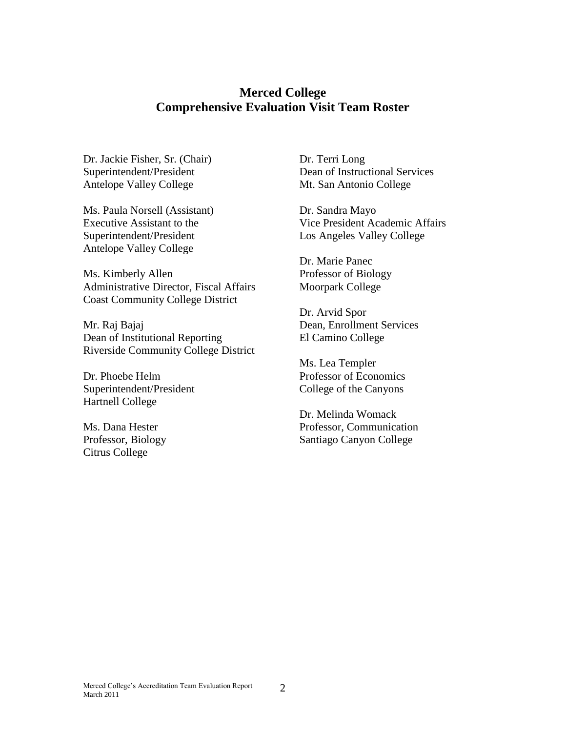# Merced College
## Comprehensive Evaluation Visit Team Roster

Dr. Jackie Fisher, Sr. (Chair)
Superintendent/President
Antelope Valley College

Ms. Paula Norsell (Assistant)
Executive Assistant to the
Superintendent/President
Antelope Valley College

Ms. Kimberly Allen
Administrative Director, Fiscal Affairs
Coast Community College District

Mr. Raj Bajaj
Dean of Institutional Reporting
Riverside Community College District

Dr. Phoebe Helm
Superintendent/President
Hartnell College

Ms. Dana Hester
Professor, Biology
Citrus College

Dr. Terri Long
Dean of Instructional Services
Mt. San Antonio College

Dr. Sandra Mayo
Vice President Academic Affairs
Los Angeles Valley College

Dr. Marie Panec
Professor of Biology
Moorpark College

Dr. Arvid Spor
Dean, Enrollment Services
El Camino College

Ms. Lea Templer
Professor of Economics
College of the Canyons

Dr. Melinda Womack
Professor, Communication
Santiago Canyon College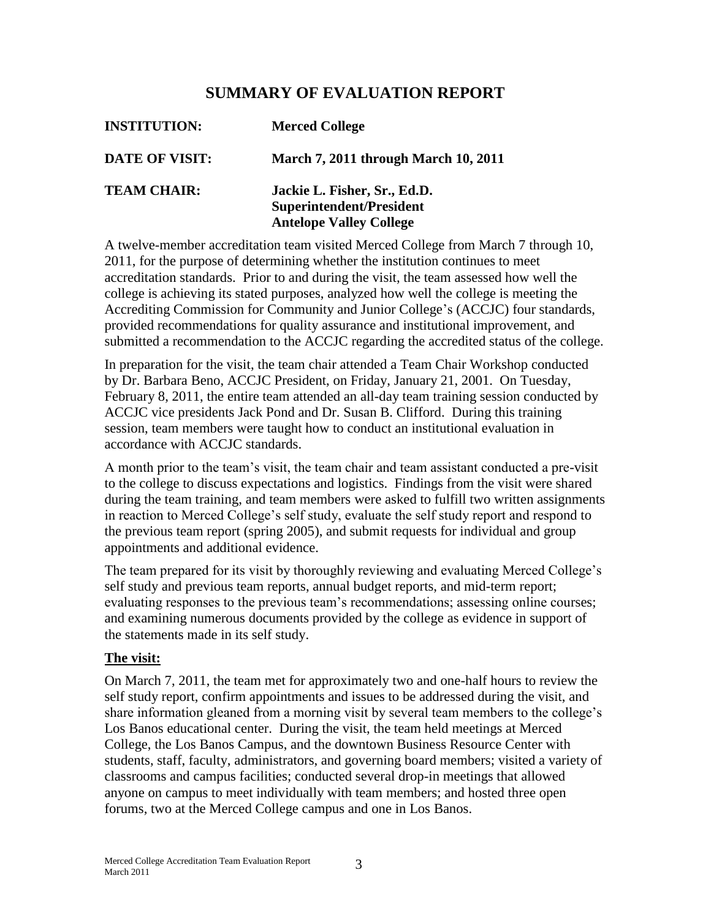# SUMMARY OF EVALUATION REPORT

**INSTITUTION:** **Merced College**

**DATE OF VISIT:** **March 7, 2011 through March 10, 2011**

**TEAM CHAIR:** **Jackie L. Fisher, Sr., Ed.D.**
**Superintendent/President**
**Antelope Valley College**

A twelve-member accreditation team visited Merced College from March 7 through 10, 2011, for the purpose of determining whether the institution continues to meet accreditation standards. Prior to and during the visit, the team assessed how well the college is achieving its stated purposes, analyzed how well the college is meeting the Accrediting Commission for Community and Junior College's (ACCJC) four standards, provided recommendations for quality assurance and institutional improvement, and submitted a recommendation to the ACCJC regarding the accredited status of the college.

In preparation for the visit, the team chair attended a Team Chair Workshop conducted by Dr. Barbara Beno, ACCJC President, on Friday, January 21, 2001. On Tuesday, February 8, 2011, the entire team attended an all-day team training session conducted by ACCJC vice presidents Jack Pond and Dr. Susan B. Clifford. During this training session, team members were taught how to conduct an institutional evaluation in accordance with ACCJC standards.

A month prior to the team's visit, the team chair and team assistant conducted a pre-visit to the college to discuss expectations and logistics. Findings from the visit were shared during the team training, and team members were asked to fulfill two written assignments in reaction to Merced College's self study, evaluate the self study report and respond to the previous team report (spring 2005), and submit requests for individual and group appointments and additional evidence.

The team prepared for its visit by thoroughly reviewing and evaluating Merced College's self study and previous team reports, annual budget reports, and mid-term report; evaluating responses to the previous team's recommendations; assessing online courses; and examining numerous documents provided by the college as evidence in support of the statements made in its self study.

## The visit:

On March 7, 2011, the team met for approximately two and one-half hours to review the self study report, confirm appointments and issues to be addressed during the visit, and share information gleaned from a morning visit by several team members to the college's Los Banos educational center. During the visit, the team held meetings at Merced College, the Los Banos Campus, and the downtown Business Resource Center with students, staff, faculty, administrators, and governing board members; visited a variety of classrooms and campus facilities; conducted several drop-in meetings that allowed anyone on campus to meet individually with team members; and hosted three open forums, two at the Merced College campus and one in Los Banos.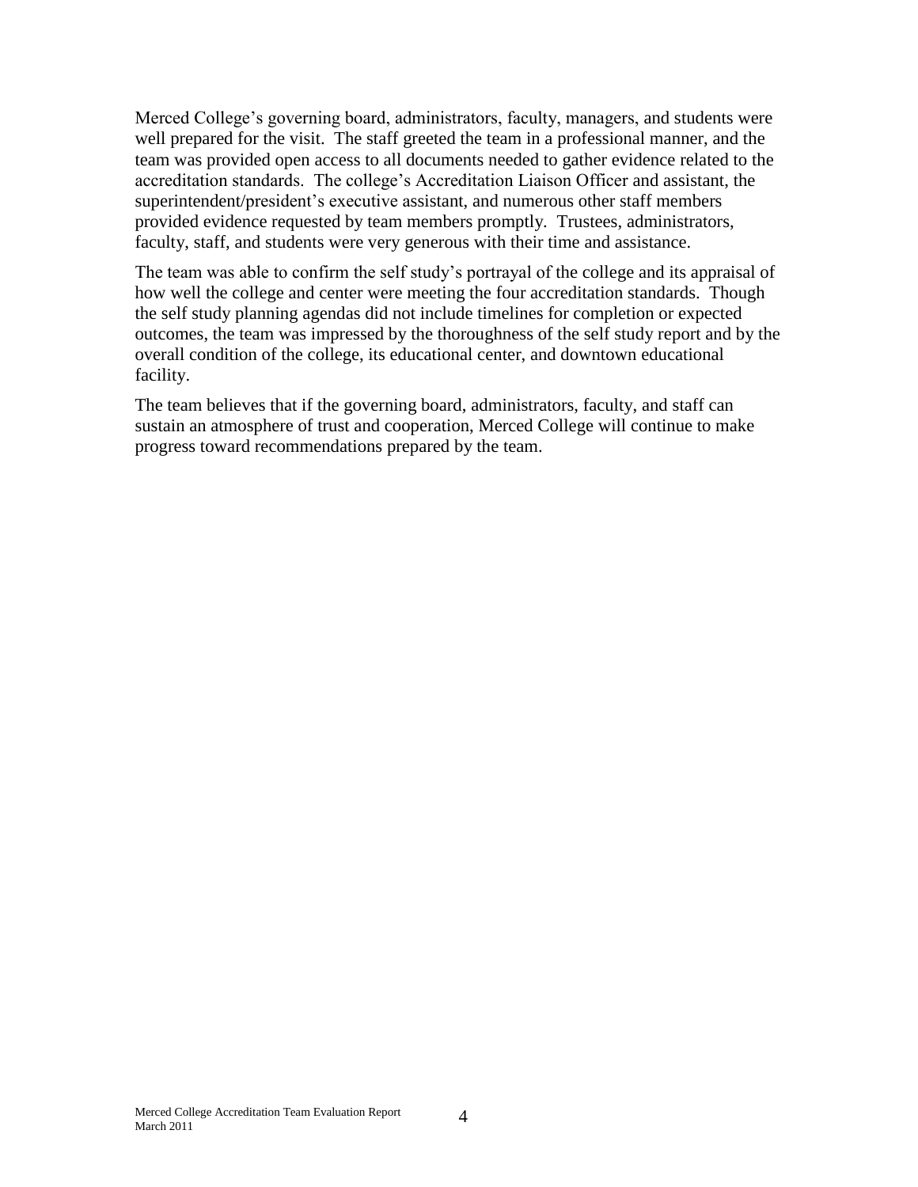Merced College's governing board, administrators, faculty, managers, and students were well prepared for the visit. The staff greeted the team in a professional manner, and the team was provided open access to all documents needed to gather evidence related to the accreditation standards. The college's Accreditation Liaison Officer and assistant, the superintendent/president's executive assistant, and numerous other staff members provided evidence requested by team members promptly. Trustees, administrators, faculty, staff, and students were very generous with their time and assistance.

The team was able to confirm the self study's portrayal of the college and its appraisal of how well the college and center were meeting the four accreditation standards. Though the self study planning agendas did not include timelines for completion or expected outcomes, the team was impressed by the thoroughness of the self study report and by the overall condition of the college, its educational center, and downtown educational facility.

The team believes that if the governing board, administrators, faculty, and staff can sustain an atmosphere of trust and cooperation, Merced College will continue to make progress toward recommendations prepared by the team.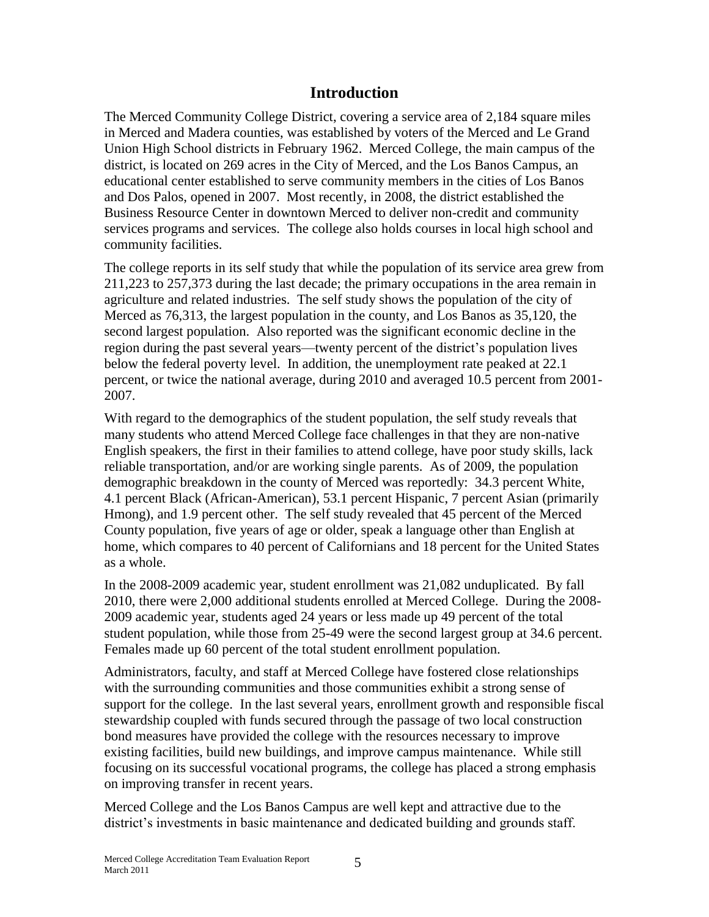## Introduction

The Merced Community College District, covering a service area of 2,184 square miles in Merced and Madera counties, was established by voters of the Merced and Le Grand Union High School districts in February 1962. Merced College, the main campus of the district, is located on 269 acres in the City of Merced, and the Los Banos Campus, an educational center established to serve community members in the cities of Los Banos and Dos Palos, opened in 2007. Most recently, in 2008, the district established the Business Resource Center in downtown Merced to deliver non-credit and community services programs and services. The college also holds courses in local high school and community facilities.

The college reports in its self study that while the population of its service area grew from 211,223 to 257,373 during the last decade; the primary occupations in the area remain in agriculture and related industries. The self study shows the population of the city of Merced as 76,313, the largest population in the county, and Los Banos as 35,120, the second largest population. Also reported was the significant economic decline in the region during the past several years—twenty percent of the district's population lives below the federal poverty level. In addition, the unemployment rate peaked at 22.1 percent, or twice the national average, during 2010 and averaged 10.5 percent from 2001-2007.

With regard to the demographics of the student population, the self study reveals that many students who attend Merced College face challenges in that they are non-native English speakers, the first in their families to attend college, have poor study skills, lack reliable transportation, and/or are working single parents. As of 2009, the population demographic breakdown in the county of Merced was reportedly: 34.3 percent White, 4.1 percent Black (African-American), 53.1 percent Hispanic, 7 percent Asian (primarily Hmong), and 1.9 percent other. The self study revealed that 45 percent of the Merced County population, five years of age or older, speak a language other than English at home, which compares to 40 percent of Californians and 18 percent for the United States as a whole.

In the 2008-2009 academic year, student enrollment was 21,082 unduplicated. By fall 2010, there were 2,000 additional students enrolled at Merced College. During the 2008-2009 academic year, students aged 24 years or less made up 49 percent of the total student population, while those from 25-49 were the second largest group at 34.6 percent. Females made up 60 percent of the total student enrollment population.

Administrators, faculty, and staff at Merced College have fostered close relationships with the surrounding communities and those communities exhibit a strong sense of support for the college. In the last several years, enrollment growth and responsible fiscal stewardship coupled with funds secured through the passage of two local construction bond measures have provided the college with the resources necessary to improve existing facilities, build new buildings, and improve campus maintenance. While still focusing on its successful vocational programs, the college has placed a strong emphasis on improving transfer in recent years.

Merced College and the Los Banos Campus are well kept and attractive due to the district's investments in basic maintenance and dedicated building and grounds staff.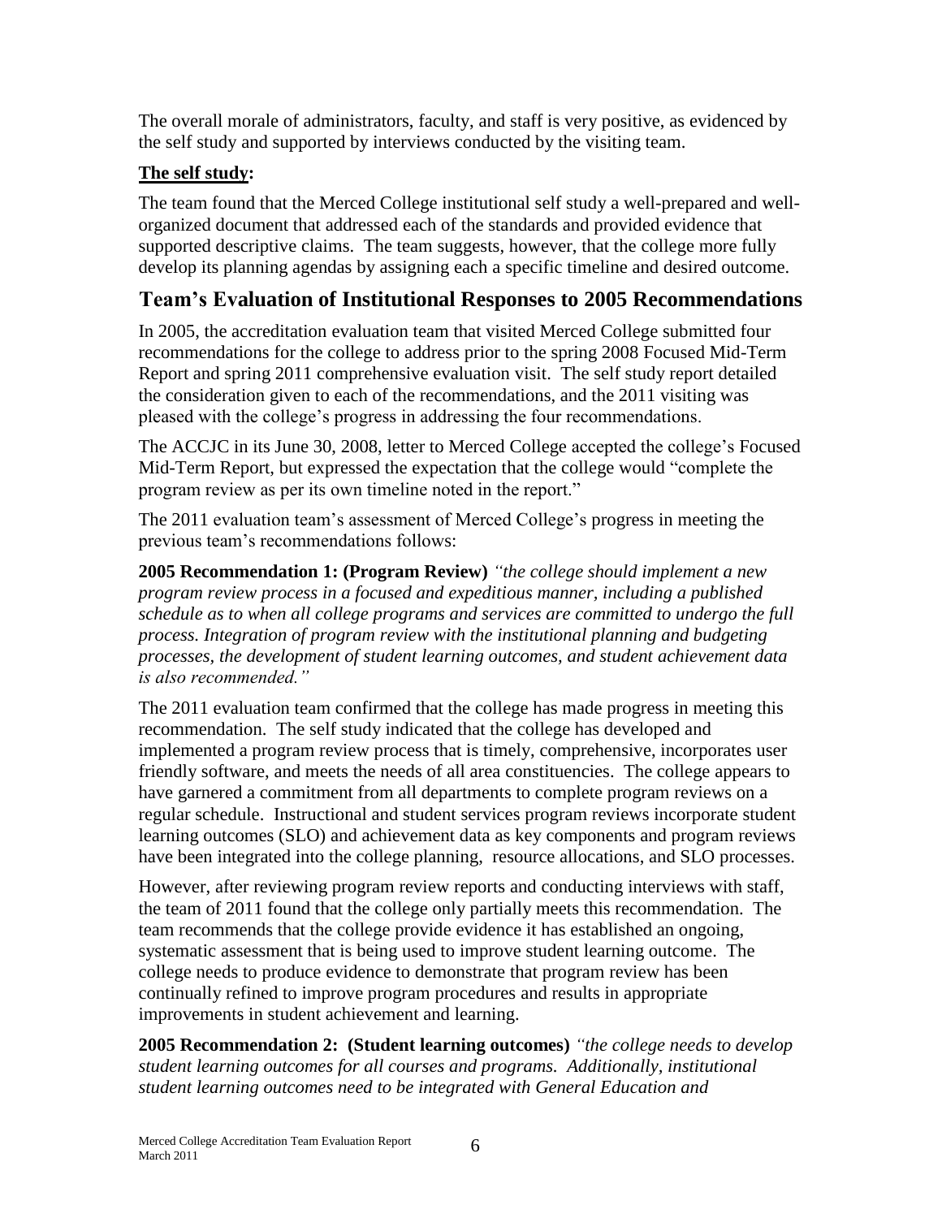The overall morale of administrators, faculty, and staff is very positive, as evidenced by the self study and supported by interviews conducted by the visiting team.

**The self study:**

The team found that the Merced College institutional self study a well-prepared and well-organized document that addressed each of the standards and provided evidence that supported descriptive claims. The team suggests, however, that the college more fully develop its planning agendas by assigning each a specific timeline and desired outcome.

## Team's Evaluation of Institutional Responses to 2005 Recommendations

In 2005, the accreditation evaluation team that visited Merced College submitted four recommendations for the college to address prior to the spring 2008 Focused Mid-Term Report and spring 2011 comprehensive evaluation visit. The self study report detailed the consideration given to each of the recommendations, and the 2011 visiting was pleased with the college's progress in addressing the four recommendations.

The ACCJC in its June 30, 2008, letter to Merced College accepted the college's Focused Mid-Term Report, but expressed the expectation that the college would "complete the program review as per its own timeline noted in the report."

The 2011 evaluation team's assessment of Merced College's progress in meeting the previous team's recommendations follows:

**2005 Recommendation 1: (Program Review)** *"the college should implement a new program review process in a focused and expeditious manner, including a published schedule as to when all college programs and services are committed to undergo the full process. Integration of program review with the institutional planning and budgeting processes, the development of student learning outcomes, and student achievement data is also recommended."*

The 2011 evaluation team confirmed that the college has made progress in meeting this recommendation. The self study indicated that the college has developed and implemented a program review process that is timely, comprehensive, incorporates user friendly software, and meets the needs of all area constituencies. The college appears to have garnered a commitment from all departments to complete program reviews on a regular schedule. Instructional and student services program reviews incorporate student learning outcomes (SLO) and achievement data as key components and program reviews have been integrated into the college planning, resource allocations, and SLO processes.

However, after reviewing program review reports and conducting interviews with staff, the team of 2011 found that the college only partially meets this recommendation. The team recommends that the college provide evidence it has established an ongoing, systematic assessment that is being used to improve student learning outcome. The college needs to produce evidence to demonstrate that program review has been continually refined to improve program procedures and results in appropriate improvements in student achievement and learning.

**2005 Recommendation 2: (Student learning outcomes)** *"the college needs to develop student learning outcomes for all courses and programs. Additionally, institutional student learning outcomes need to be integrated with General Education and*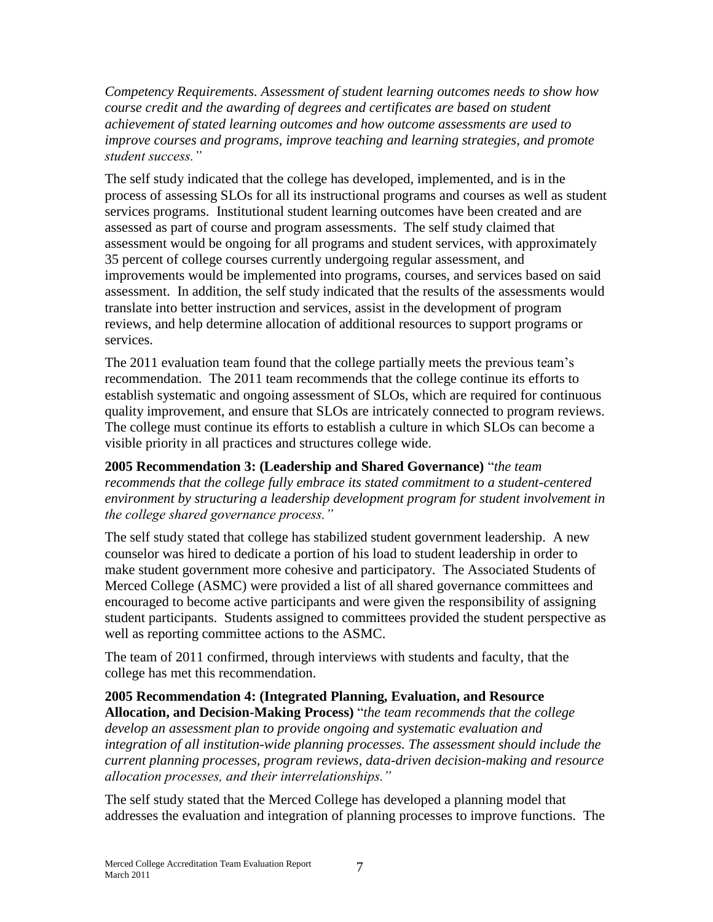*Competency Requirements. Assessment of student learning outcomes needs to show how course credit and the awarding of degrees and certificates are based on student achievement of stated learning outcomes and how outcome assessments are used to improve courses and programs, improve teaching and learning strategies, and promote student success."*

The self study indicated that the college has developed, implemented, and is in the process of assessing SLOs for all its instructional programs and courses as well as student services programs. Institutional student learning outcomes have been created and are assessed as part of course and program assessments. The self study claimed that assessment would be ongoing for all programs and student services, with approximately 35 percent of college courses currently undergoing regular assessment, and improvements would be implemented into programs, courses, and services based on said assessment. In addition, the self study indicated that the results of the assessments would translate into better instruction and services, assist in the development of program reviews, and help determine allocation of additional resources to support programs or services.

The 2011 evaluation team found that the college partially meets the previous team's recommendation. The 2011 team recommends that the college continue its efforts to establish systematic and ongoing assessment of SLOs, which are required for continuous quality improvement, and ensure that SLOs are intricately connected to program reviews. The college must continue its efforts to establish a culture in which SLOs can become a visible priority in all practices and structures college wide.

**2005 Recommendation 3: (Leadership and Shared Governance)** "*the team recommends that the college fully embrace its stated commitment to a student-centered environment by structuring a leadership development program for student involvement in the college shared governance process."*

The self study stated that college has stabilized student government leadership. A new counselor was hired to dedicate a portion of his load to student leadership in order to make student government more cohesive and participatory. The Associated Students of Merced College (ASMC) were provided a list of all shared governance committees and encouraged to become active participants and were given the responsibility of assigning student participants. Students assigned to committees provided the student perspective as well as reporting committee actions to the ASMC.

The team of 2011 confirmed, through interviews with students and faculty, that the college has met this recommendation.

**2005 Recommendation 4: (Integrated Planning, Evaluation, and Resource Allocation, and Decision-Making Process)** "*the team recommends that the college develop an assessment plan to provide ongoing and systematic evaluation and integration of all institution-wide planning processes. The assessment should include the current planning processes, program reviews, data-driven decision-making and resource allocation processes, and their interrelationships."*

The self study stated that the Merced College has developed a planning model that addresses the evaluation and integration of planning processes to improve functions. The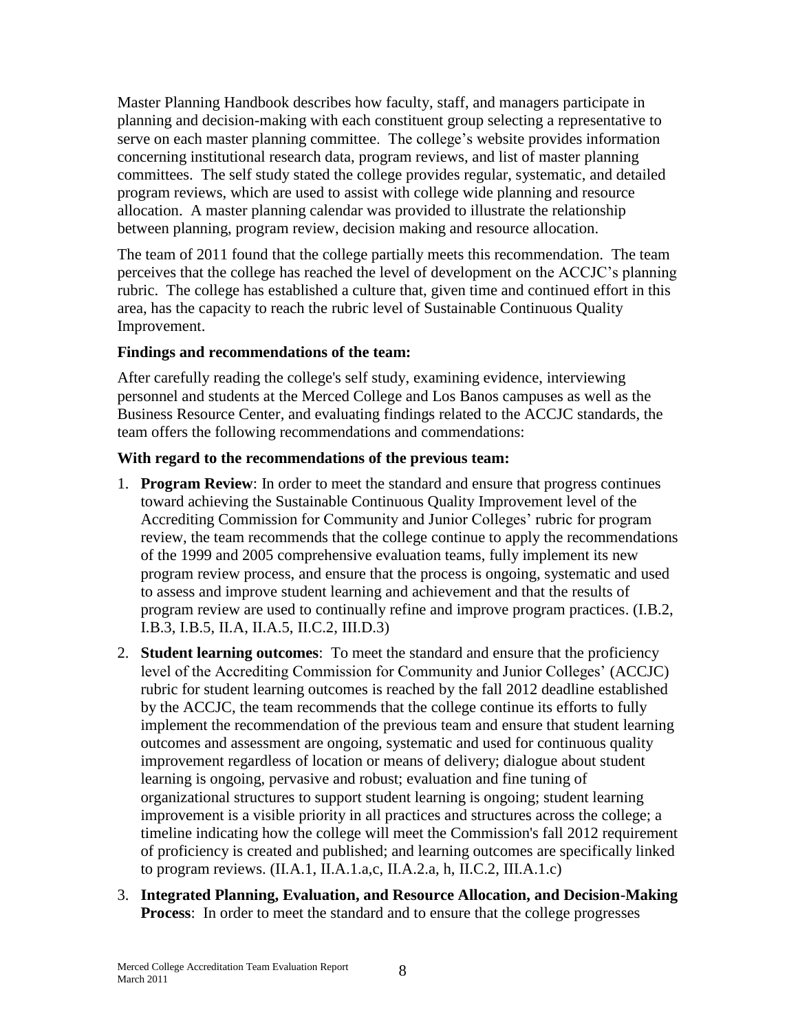Master Planning Handbook describes how faculty, staff, and managers participate in planning and decision-making with each constituent group selecting a representative to serve on each master planning committee. The college's website provides information concerning institutional research data, program reviews, and list of master planning committees. The self study stated the college provides regular, systematic, and detailed program reviews, which are used to assist with college wide planning and resource allocation. A master planning calendar was provided to illustrate the relationship between planning, program review, decision making and resource allocation.

The team of 2011 found that the college partially meets this recommendation. The team perceives that the college has reached the level of development on the ACCJC's planning rubric. The college has established a culture that, given time and continued effort in this area, has the capacity to reach the rubric level of Sustainable Continuous Quality Improvement.

**Findings and recommendations of the team:**

After carefully reading the college's self study, examining evidence, interviewing personnel and students at the Merced College and Los Banos campuses as well as the Business Resource Center, and evaluating findings related to the ACCJC standards, the team offers the following recommendations and commendations:

**With regard to the recommendations of the previous team:**

1. **Program Review**: In order to meet the standard and ensure that progress continues toward achieving the Sustainable Continuous Quality Improvement level of the Accrediting Commission for Community and Junior Colleges' rubric for program review, the team recommends that the college continue to apply the recommendations of the 1999 and 2005 comprehensive evaluation teams, fully implement its new program review process, and ensure that the process is ongoing, systematic and used to assess and improve student learning and achievement and that the results of program review are used to continually refine and improve program practices. (I.B.2, I.B.3, I.B.5, II.A, II.A.5, II.C.2, III.D.3)
2. **Student learning outcomes**: To meet the standard and ensure that the proficiency level of the Accrediting Commission for Community and Junior Colleges' (ACCJC) rubric for student learning outcomes is reached by the fall 2012 deadline established by the ACCJC, the team recommends that the college continue its efforts to fully implement the recommendation of the previous team and ensure that student learning outcomes and assessment are ongoing, systematic and used for continuous quality improvement regardless of location or means of delivery; dialogue about student learning is ongoing, pervasive and robust; evaluation and fine tuning of organizational structures to support student learning is ongoing; student learning improvement is a visible priority in all practices and structures across the college; a timeline indicating how the college will meet the Commission's fall 2012 requirement of proficiency is created and published; and learning outcomes are specifically linked to program reviews. (II.A.1, II.A.1.a,c, II.A.2.a, h, II.C.2, III.A.1.c)
3. **Integrated Planning, Evaluation, and Resource Allocation, and Decision-Making Process**: In order to meet the standard and to ensure that the college progresses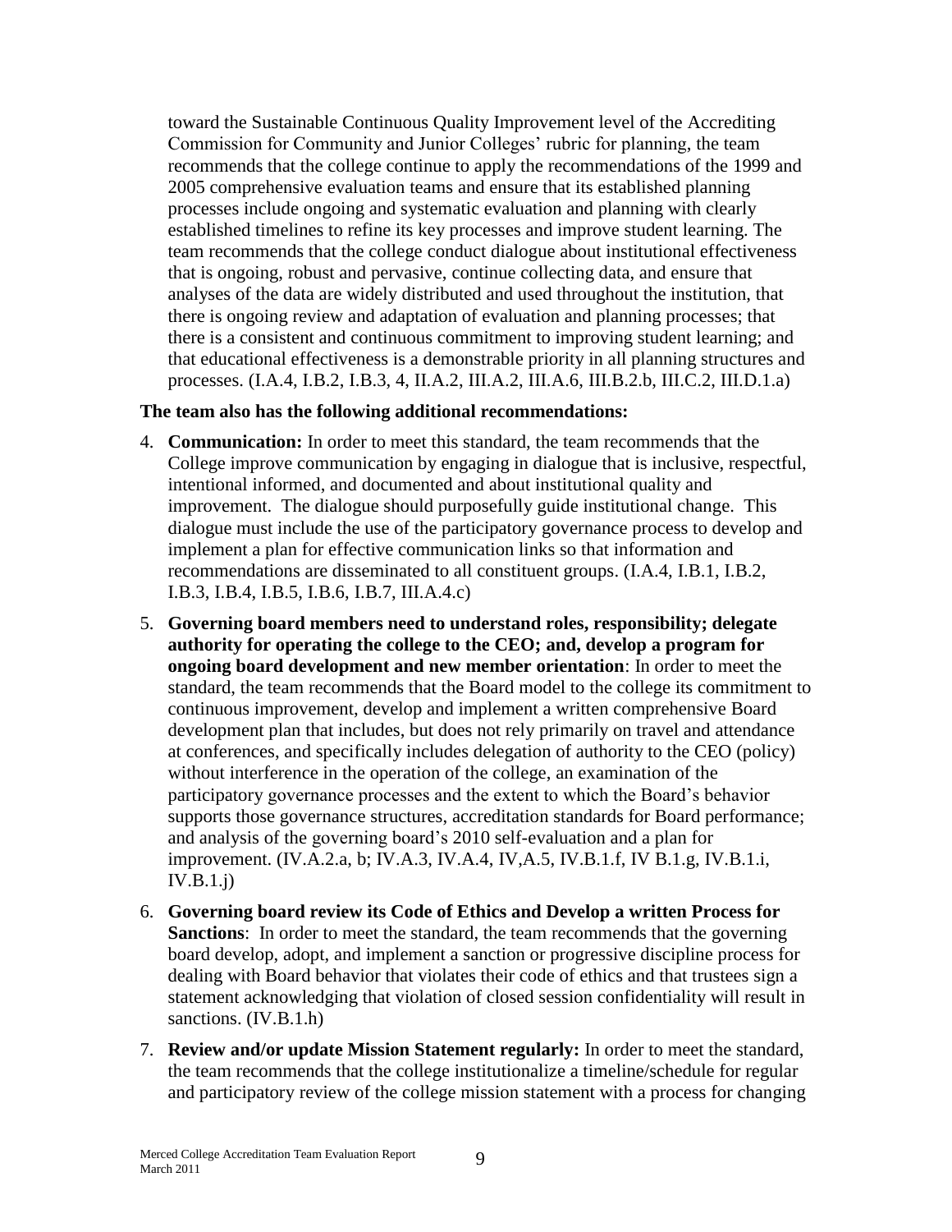toward the Sustainable Continuous Quality Improvement level of the Accrediting Commission for Community and Junior Colleges' rubric for planning, the team recommends that the college continue to apply the recommendations of the 1999 and 2005 comprehensive evaluation teams and ensure that its established planning processes include ongoing and systematic evaluation and planning with clearly established timelines to refine its key processes and improve student learning. The team recommends that the college conduct dialogue about institutional effectiveness that is ongoing, robust and pervasive, continue collecting data, and ensure that analyses of the data are widely distributed and used throughout the institution, that there is ongoing review and adaptation of evaluation and planning processes; that there is a consistent and continuous commitment to improving student learning; and that educational effectiveness is a demonstrable priority in all planning structures and processes. (I.A.4, I.B.2, I.B.3, 4, II.A.2, III.A.2, III.A.6, III.B.2.b, III.C.2, III.D.1.a)

**The team also has the following additional recommendations:**

4. **Communication:** In order to meet this standard, the team recommends that the College improve communication by engaging in dialogue that is inclusive, respectful, intentional informed, and documented and about institutional quality and improvement. The dialogue should purposefully guide institutional change. This dialogue must include the use of the participatory governance process to develop and implement a plan for effective communication links so that information and recommendations are disseminated to all constituent groups. (I.A.4, I.B.1, I.B.2, I.B.3, I.B.4, I.B.5, I.B.6, I.B.7, III.A.4.c)

5. **Governing board members need to understand roles, responsibility; delegate authority for operating the college to the CEO; and, develop a program for ongoing board development and new member orientation**: In order to meet the standard, the team recommends that the Board model to the college its commitment to continuous improvement, develop and implement a written comprehensive Board development plan that includes, but does not rely primarily on travel and attendance at conferences, and specifically includes delegation of authority to the CEO (policy) without interference in the operation of the college, an examination of the participatory governance processes and the extent to which the Board's behavior supports those governance structures, accreditation standards for Board performance; and analysis of the governing board's 2010 self-evaluation and a plan for improvement. (IV.A.2.a, b; IV.A.3, IV.A.4, IV,A.5, IV.B.1.f, IV B.1.g, IV.B.1.i, IV.B.1.j)

6. **Governing board review its Code of Ethics and Develop a written Process for Sanctions**: In order to meet the standard, the team recommends that the governing board develop, adopt, and implement a sanction or progressive discipline process for dealing with Board behavior that violates their code of ethics and that trustees sign a statement acknowledging that violation of closed session confidentiality will result in sanctions. (IV.B.1.h)

7. **Review and/or update Mission Statement regularly:** In order to meet the standard, the team recommends that the college institutionalize a timeline/schedule for regular and participatory review of the college mission statement with a process for changing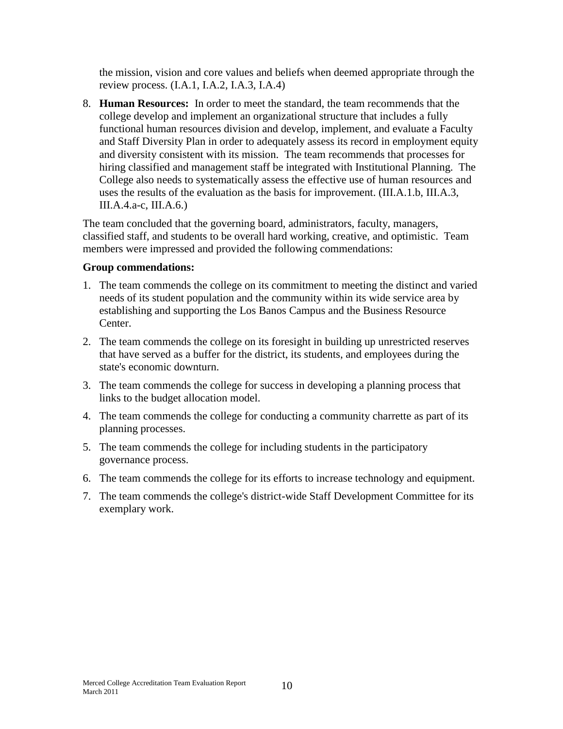the mission, vision and core values and beliefs when deemed appropriate through the review process. (I.A.1, I.A.2, I.A.3, I.A.4)

8. **Human Resources:** In order to meet the standard, the team recommends that the college develop and implement an organizational structure that includes a fully functional human resources division and develop, implement, and evaluate a Faculty and Staff Diversity Plan in order to adequately assess its record in employment equity and diversity consistent with its mission. The team recommends that processes for hiring classified and management staff be integrated with Institutional Planning. The College also needs to systematically assess the effective use of human resources and uses the results of the evaluation as the basis for improvement. (III.A.1.b, III.A.3, III.A.4.a-c, III.A.6.)

The team concluded that the governing board, administrators, faculty, managers, classified staff, and students to be overall hard working, creative, and optimistic. Team members were impressed and provided the following commendations:

**Group commendations:**

1. The team commends the college on its commitment to meeting the distinct and varied needs of its student population and the community within its wide service area by establishing and supporting the Los Banos Campus and the Business Resource Center.
2. The team commends the college on its foresight in building up unrestricted reserves that have served as a buffer for the district, its students, and employees during the state's economic downturn.
3. The team commends the college for success in developing a planning process that links to the budget allocation model.
4. The team commends the college for conducting a community charrette as part of its planning processes.
5. The team commends the college for including students in the participatory governance process.
6. The team commends the college for its efforts to increase technology and equipment.
7. The team commends the college's district-wide Staff Development Committee for its exemplary work.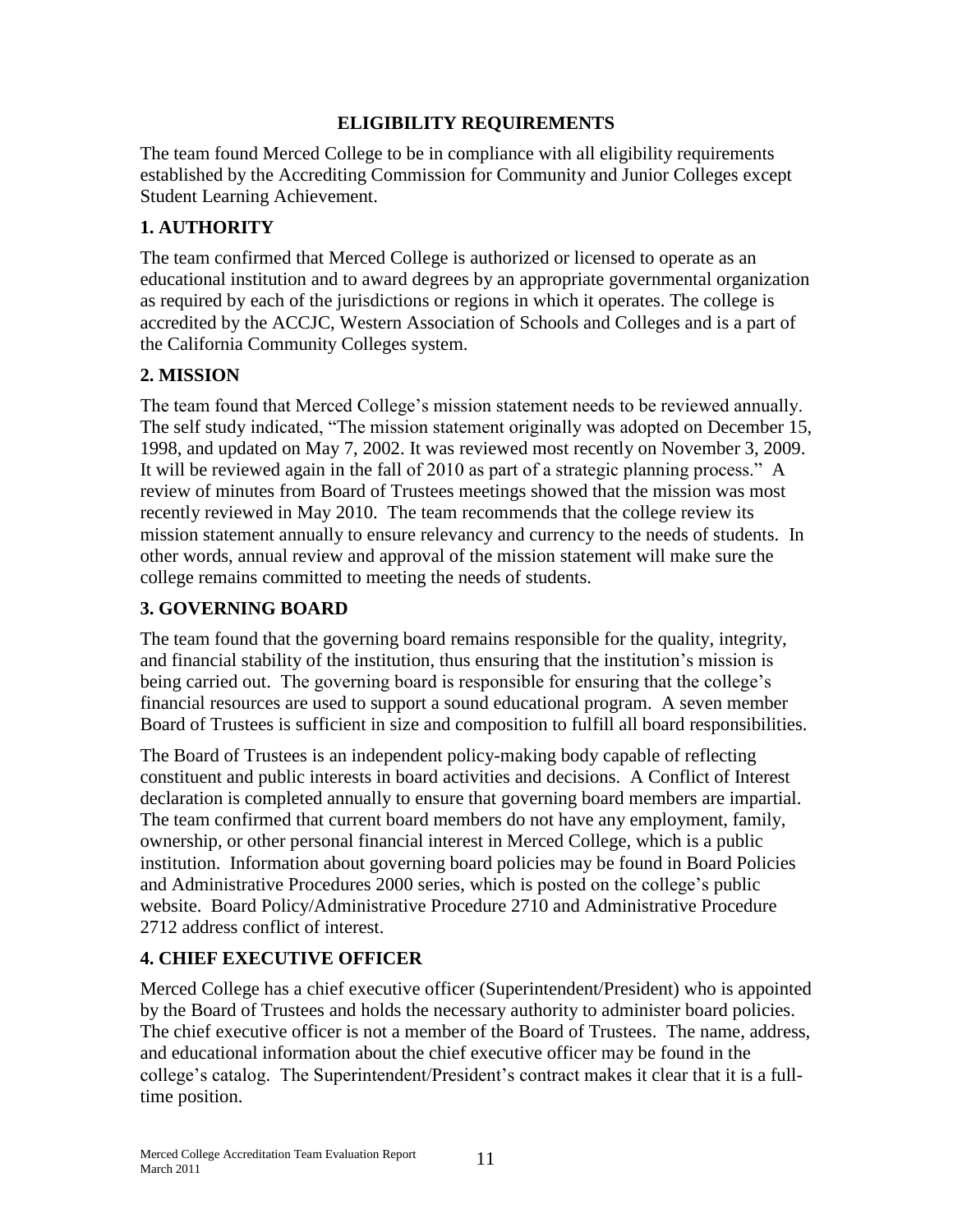## ELIGIBILITY REQUIREMENTS

The team found Merced College to be in compliance with all eligibility requirements established by the Accrediting Commission for Community and Junior Colleges except Student Learning Achievement.

### 1. AUTHORITY

The team confirmed that Merced College is authorized or licensed to operate as an educational institution and to award degrees by an appropriate governmental organization as required by each of the jurisdictions or regions in which it operates. The college is accredited by the ACCJC, Western Association of Schools and Colleges and is a part of the California Community Colleges system.

### 2. MISSION

The team found that Merced College's mission statement needs to be reviewed annually. The self study indicated, "The mission statement originally was adopted on December 15, 1998, and updated on May 7, 2002. It was reviewed most recently on November 3, 2009. It will be reviewed again in the fall of 2010 as part of a strategic planning process." A review of minutes from Board of Trustees meetings showed that the mission was most recently reviewed in May 2010. The team recommends that the college review its mission statement annually to ensure relevancy and currency to the needs of students. In other words, annual review and approval of the mission statement will make sure the college remains committed to meeting the needs of students.

### 3. GOVERNING BOARD

The team found that the governing board remains responsible for the quality, integrity, and financial stability of the institution, thus ensuring that the institution's mission is being carried out. The governing board is responsible for ensuring that the college's financial resources are used to support a sound educational program. A seven member Board of Trustees is sufficient in size and composition to fulfill all board responsibilities.

The Board of Trustees is an independent policy-making body capable of reflecting constituent and public interests in board activities and decisions. A Conflict of Interest declaration is completed annually to ensure that governing board members are impartial. The team confirmed that current board members do not have any employment, family, ownership, or other personal financial interest in Merced College, which is a public institution. Information about governing board policies may be found in Board Policies and Administrative Procedures 2000 series, which is posted on the college's public website. Board Policy/Administrative Procedure 2710 and Administrative Procedure 2712 address conflict of interest.

### 4. CHIEF EXECUTIVE OFFICER

Merced College has a chief executive officer (Superintendent/President) who is appointed by the Board of Trustees and holds the necessary authority to administer board policies. The chief executive officer is not a member of the Board of Trustees. The name, address, and educational information about the chief executive officer may be found in the college's catalog. The Superintendent/President's contract makes it clear that it is a full-time position.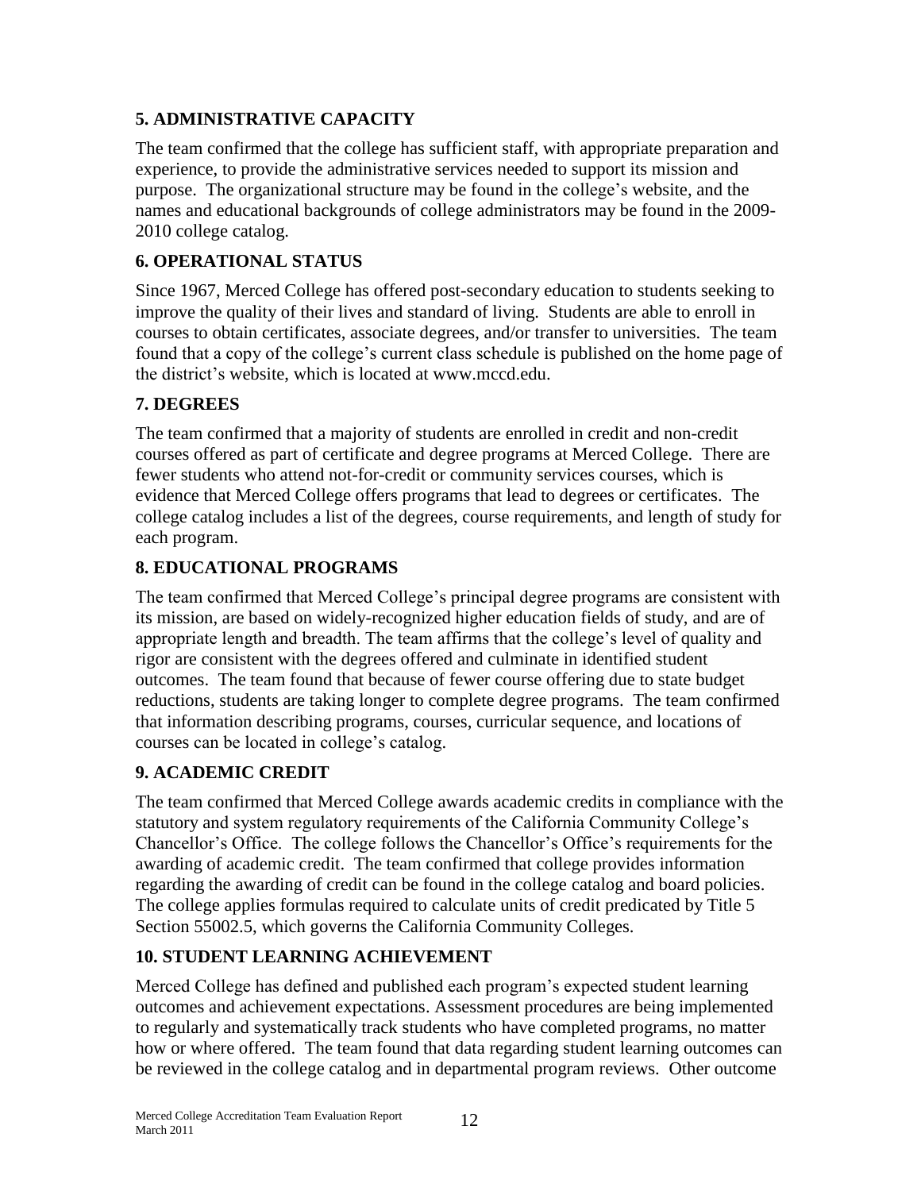## 5. ADMINISTRATIVE CAPACITY

The team confirmed that the college has sufficient staff, with appropriate preparation and experience, to provide the administrative services needed to support its mission and purpose. The organizational structure may be found in the college's website, and the names and educational backgrounds of college administrators may be found in the 2009-2010 college catalog.

## 6. OPERATIONAL STATUS

Since 1967, Merced College has offered post-secondary education to students seeking to improve the quality of their lives and standard of living. Students are able to enroll in courses to obtain certificates, associate degrees, and/or transfer to universities. The team found that a copy of the college's current class schedule is published on the home page of the district's website, which is located at www.mccd.edu.

## 7. DEGREES

The team confirmed that a majority of students are enrolled in credit and non-credit courses offered as part of certificate and degree programs at Merced College. There are fewer students who attend not-for-credit or community services courses, which is evidence that Merced College offers programs that lead to degrees or certificates. The college catalog includes a list of the degrees, course requirements, and length of study for each program.

## 8. EDUCATIONAL PROGRAMS

The team confirmed that Merced College's principal degree programs are consistent with its mission, are based on widely-recognized higher education fields of study, and are of appropriate length and breadth. The team affirms that the college's level of quality and rigor are consistent with the degrees offered and culminate in identified student outcomes. The team found that because of fewer course offering due to state budget reductions, students are taking longer to complete degree programs. The team confirmed that information describing programs, courses, curricular sequence, and locations of courses can be located in college's catalog.

## 9. ACADEMIC CREDIT

The team confirmed that Merced College awards academic credits in compliance with the statutory and system regulatory requirements of the California Community College's Chancellor's Office. The college follows the Chancellor's Office's requirements for the awarding of academic credit. The team confirmed that college provides information regarding the awarding of credit can be found in the college catalog and board policies. The college applies formulas required to calculate units of credit predicated by Title 5 Section 55002.5, which governs the California Community Colleges.

## 10. STUDENT LEARNING ACHIEVEMENT

Merced College has defined and published each program's expected student learning outcomes and achievement expectations. Assessment procedures are being implemented to regularly and systematically track students who have completed programs, no matter how or where offered. The team found that data regarding student learning outcomes can be reviewed in the college catalog and in departmental program reviews. Other outcome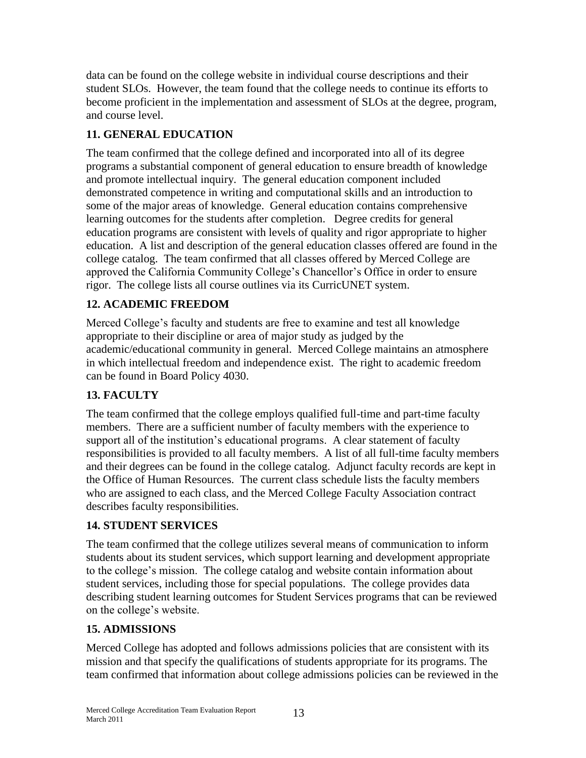data can be found on the college website in individual course descriptions and their student SLOs. However, the team found that the college needs to continue its efforts to become proficient in the implementation and assessment of SLOs at the degree, program, and course level.

## 11. GENERAL EDUCATION

The team confirmed that the college defined and incorporated into all of its degree programs a substantial component of general education to ensure breadth of knowledge and promote intellectual inquiry. The general education component included demonstrated competence in writing and computational skills and an introduction to some of the major areas of knowledge. General education contains comprehensive learning outcomes for the students after completion. Degree credits for general education programs are consistent with levels of quality and rigor appropriate to higher education. A list and description of the general education classes offered are found in the college catalog. The team confirmed that all classes offered by Merced College are approved the California Community College's Chancellor's Office in order to ensure rigor. The college lists all course outlines via its CurricUNET system.

## 12. ACADEMIC FREEDOM

Merced College's faculty and students are free to examine and test all knowledge appropriate to their discipline or area of major study as judged by the academic/educational community in general. Merced College maintains an atmosphere in which intellectual freedom and independence exist. The right to academic freedom can be found in Board Policy 4030.

## 13. FACULTY

The team confirmed that the college employs qualified full-time and part-time faculty members. There are a sufficient number of faculty members with the experience to support all of the institution's educational programs. A clear statement of faculty responsibilities is provided to all faculty members. A list of all full-time faculty members and their degrees can be found in the college catalog. Adjunct faculty records are kept in the Office of Human Resources. The current class schedule lists the faculty members who are assigned to each class, and the Merced College Faculty Association contract describes faculty responsibilities.

## 14. STUDENT SERVICES

The team confirmed that the college utilizes several means of communication to inform students about its student services, which support learning and development appropriate to the college's mission. The college catalog and website contain information about student services, including those for special populations. The college provides data describing student learning outcomes for Student Services programs that can be reviewed on the college's website.

## 15. ADMISSIONS

Merced College has adopted and follows admissions policies that are consistent with its mission and that specify the qualifications of students appropriate for its programs. The team confirmed that information about college admissions policies can be reviewed in the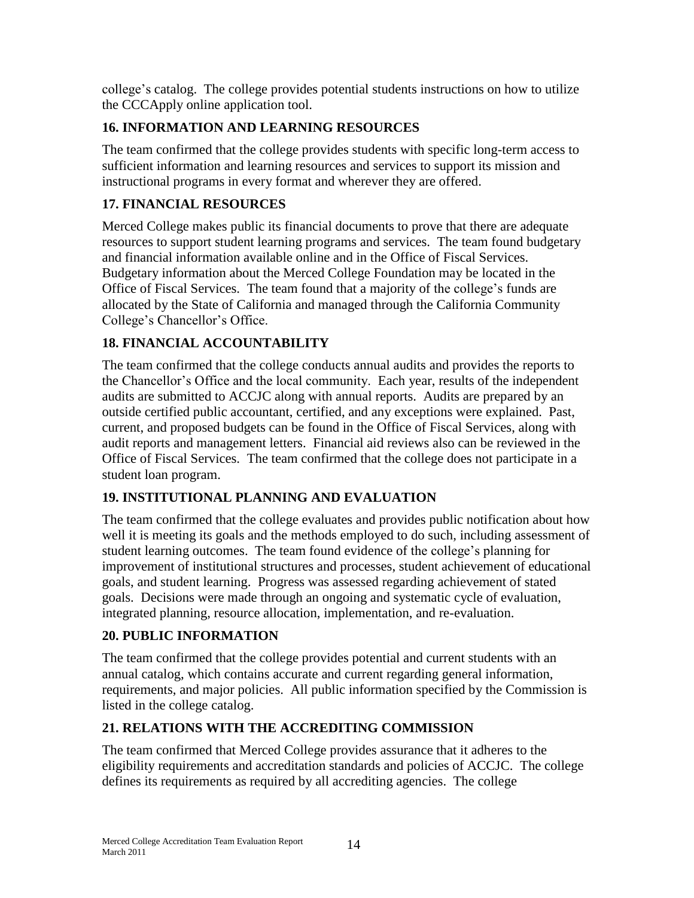college's catalog. The college provides potential students instructions on how to utilize the CCCApply online application tool.

### 16. INFORMATION AND LEARNING RESOURCES

The team confirmed that the college provides students with specific long-term access to sufficient information and learning resources and services to support its mission and instructional programs in every format and wherever they are offered.

### 17. FINANCIAL RESOURCES

Merced College makes public its financial documents to prove that there are adequate resources to support student learning programs and services. The team found budgetary and financial information available online and in the Office of Fiscal Services. Budgetary information about the Merced College Foundation may be located in the Office of Fiscal Services. The team found that a majority of the college's funds are allocated by the State of California and managed through the California Community College's Chancellor's Office.

### 18. FINANCIAL ACCOUNTABILITY

The team confirmed that the college conducts annual audits and provides the reports to the Chancellor's Office and the local community. Each year, results of the independent audits are submitted to ACCJC along with annual reports. Audits are prepared by an outside certified public accountant, certified, and any exceptions were explained. Past, current, and proposed budgets can be found in the Office of Fiscal Services, along with audit reports and management letters. Financial aid reviews also can be reviewed in the Office of Fiscal Services. The team confirmed that the college does not participate in a student loan program.

### 19. INSTITUTIONAL PLANNING AND EVALUATION

The team confirmed that the college evaluates and provides public notification about how well it is meeting its goals and the methods employed to do such, including assessment of student learning outcomes. The team found evidence of the college's planning for improvement of institutional structures and processes, student achievement of educational goals, and student learning. Progress was assessed regarding achievement of stated goals. Decisions were made through an ongoing and systematic cycle of evaluation, integrated planning, resource allocation, implementation, and re-evaluation.

### 20. PUBLIC INFORMATION

The team confirmed that the college provides potential and current students with an annual catalog, which contains accurate and current regarding general information, requirements, and major policies. All public information specified by the Commission is listed in the college catalog.

### 21. RELATIONS WITH THE ACCREDITING COMMISSION

The team confirmed that Merced College provides assurance that it adheres to the eligibility requirements and accreditation standards and policies of ACCJC. The college defines its requirements as required by all accrediting agencies. The college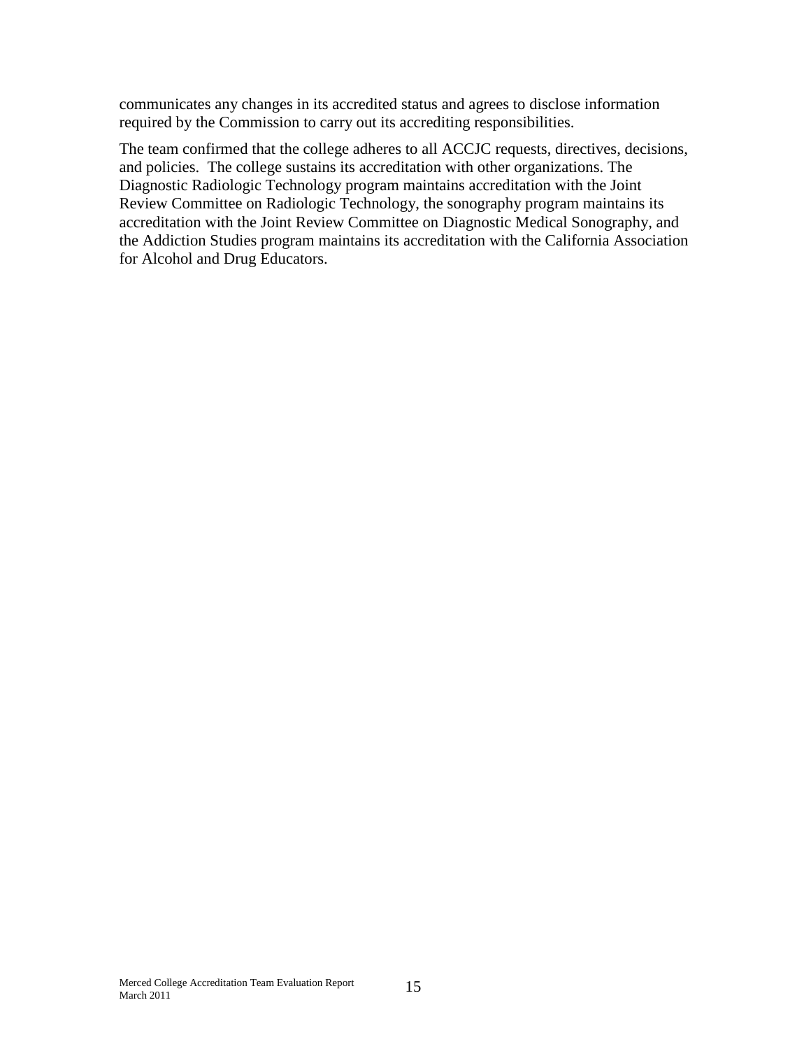communicates any changes in its accredited status and agrees to disclose information required by the Commission to carry out its accrediting responsibilities.

The team confirmed that the college adheres to all ACCJC requests, directives, decisions, and policies. The college sustains its accreditation with other organizations. The Diagnostic Radiologic Technology program maintains accreditation with the Joint Review Committee on Radiologic Technology, the sonography program maintains its accreditation with the Joint Review Committee on Diagnostic Medical Sonography, and the Addiction Studies program maintains its accreditation with the California Association for Alcohol and Drug Educators.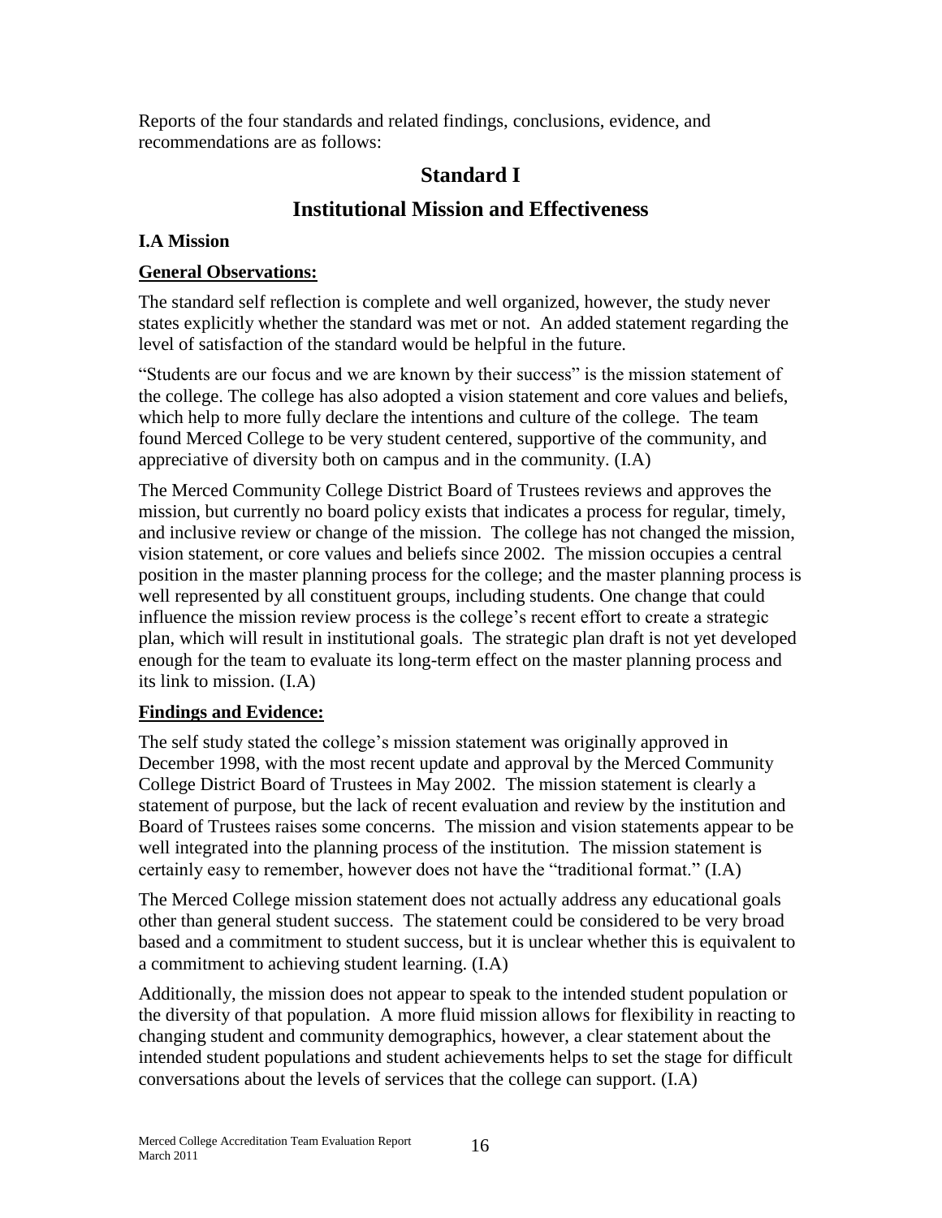Reports of the four standards and related findings, conclusions, evidence, and recommendations are as follows:

# Standard I

# Institutional Mission and Effectiveness

### I.A Mission

**General Observations:**

The standard self reflection is complete and well organized, however, the study never states explicitly whether the standard was met or not. An added statement regarding the level of satisfaction of the standard would be helpful in the future.

"Students are our focus and we are known by their success" is the mission statement of the college. The college has also adopted a vision statement and core values and beliefs, which help to more fully declare the intentions and culture of the college. The team found Merced College to be very student centered, supportive of the community, and appreciative of diversity both on campus and in the community. (I.A)

The Merced Community College District Board of Trustees reviews and approves the mission, but currently no board policy exists that indicates a process for regular, timely, and inclusive review or change of the mission. The college has not changed the mission, vision statement, or core values and beliefs since 2002. The mission occupies a central position in the master planning process for the college; and the master planning process is well represented by all constituent groups, including students. One change that could influence the mission review process is the college's recent effort to create a strategic plan, which will result in institutional goals. The strategic plan draft is not yet developed enough for the team to evaluate its long-term effect on the master planning process and its link to mission. (I.A)

**Findings and Evidence:**

The self study stated the college's mission statement was originally approved in December 1998, with the most recent update and approval by the Merced Community College District Board of Trustees in May 2002. The mission statement is clearly a statement of purpose, but the lack of recent evaluation and review by the institution and Board of Trustees raises some concerns. The mission and vision statements appear to be well integrated into the planning process of the institution. The mission statement is certainly easy to remember, however does not have the "traditional format." (I.A)

The Merced College mission statement does not actually address any educational goals other than general student success. The statement could be considered to be very broad based and a commitment to student success, but it is unclear whether this is equivalent to a commitment to achieving student learning. (I.A)

Additionally, the mission does not appear to speak to the intended student population or the diversity of that population. A more fluid mission allows for flexibility in reacting to changing student and community demographics, however, a clear statement about the intended student populations and student achievements helps to set the stage for difficult conversations about the levels of services that the college can support. (I.A)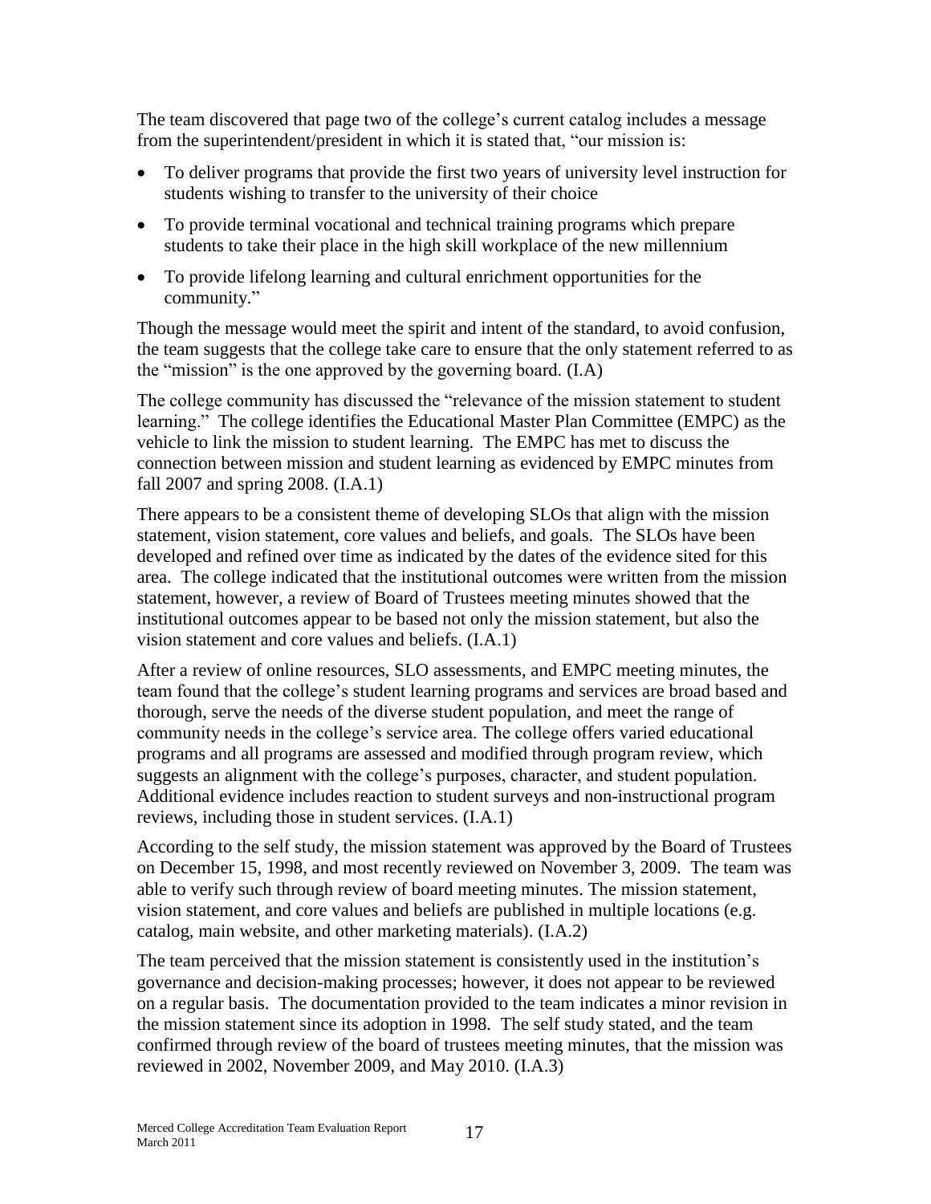The team discovered that page two of the college's current catalog includes a message from the superintendent/president in which it is stated that, "our mission is:

- To deliver programs that provide the first two years of university level instruction for students wishing to transfer to the university of their choice
- To provide terminal vocational and technical training programs which prepare students to take their place in the high skill workplace of the new millennium
- To provide lifelong learning and cultural enrichment opportunities for the community."

Though the message would meet the spirit and intent of the standard, to avoid confusion, the team suggests that the college take care to ensure that the only statement referred to as the "mission" is the one approved by the governing board. (I.A)

The college community has discussed the "relevance of the mission statement to student learning." The college identifies the Educational Master Plan Committee (EMPC) as the vehicle to link the mission to student learning. The EMPC has met to discuss the connection between mission and student learning as evidenced by EMPC minutes from fall 2007 and spring 2008. (I.A.1)

There appears to be a consistent theme of developing SLOs that align with the mission statement, vision statement, core values and beliefs, and goals. The SLOs have been developed and refined over time as indicated by the dates of the evidence sited for this area. The college indicated that the institutional outcomes were written from the mission statement, however, a review of Board of Trustees meeting minutes showed that the institutional outcomes appear to be based not only the mission statement, but also the vision statement and core values and beliefs. (I.A.1)

After a review of online resources, SLO assessments, and EMPC meeting minutes, the team found that the college's student learning programs and services are broad based and thorough, serve the needs of the diverse student population, and meet the range of community needs in the college's service area. The college offers varied educational programs and all programs are assessed and modified through program review, which suggests an alignment with the college's purposes, character, and student population. Additional evidence includes reaction to student surveys and non-instructional program reviews, including those in student services. (I.A.1)

According to the self study, the mission statement was approved by the Board of Trustees on December 15, 1998, and most recently reviewed on November 3, 2009. The team was able to verify such through review of board meeting minutes. The mission statement, vision statement, and core values and beliefs are published in multiple locations (e.g. catalog, main website, and other marketing materials). (I.A.2)

The team perceived that the mission statement is consistently used in the institution's governance and decision-making processes; however, it does not appear to be reviewed on a regular basis. The documentation provided to the team indicates a minor revision in the mission statement since its adoption in 1998. The self study stated, and the team confirmed through review of the board of trustees meeting minutes, that the mission was reviewed in 2002, November 2009, and May 2010. (I.A.3)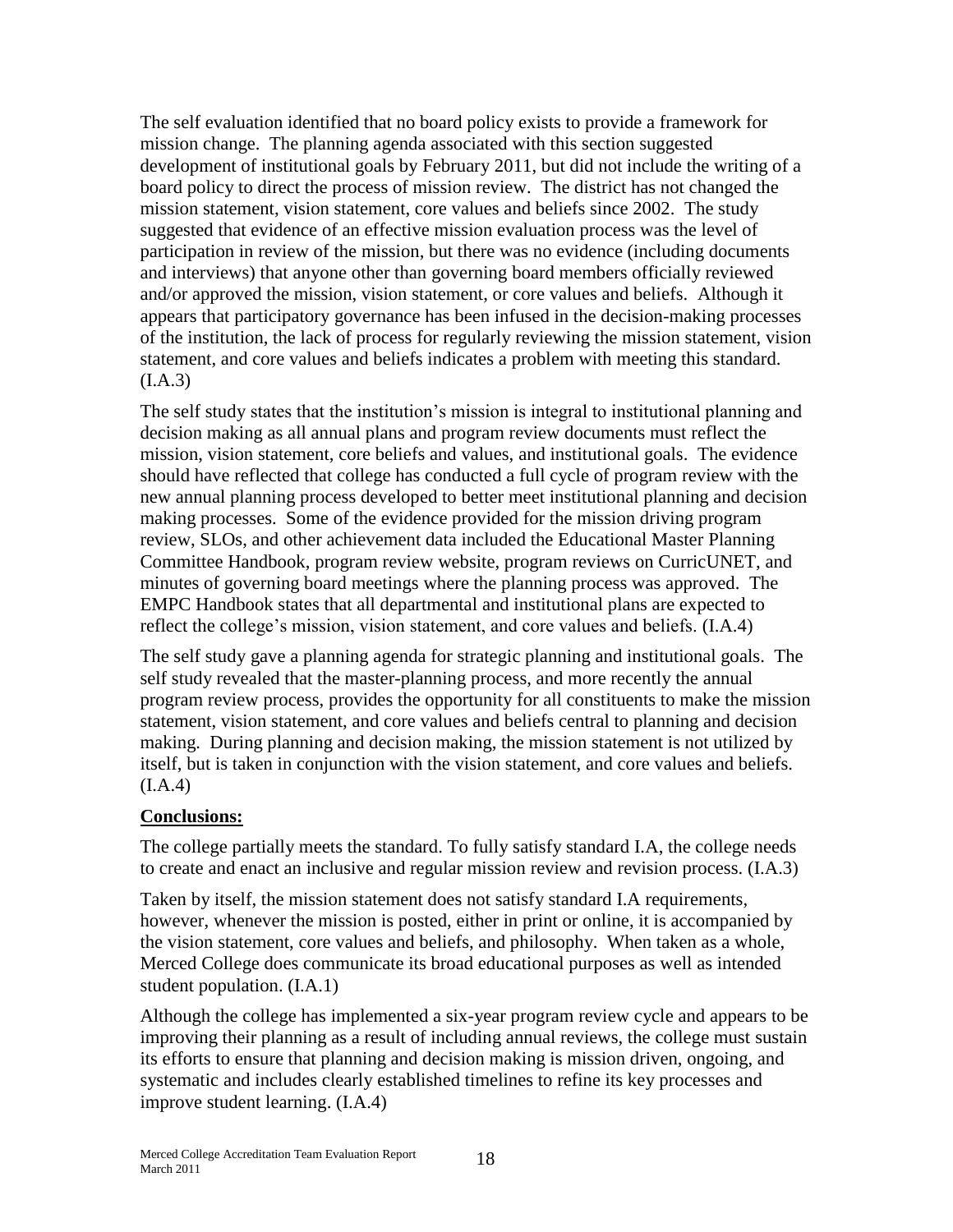The self evaluation identified that no board policy exists to provide a framework for mission change. The planning agenda associated with this section suggested development of institutional goals by February 2011, but did not include the writing of a board policy to direct the process of mission review. The district has not changed the mission statement, vision statement, core values and beliefs since 2002. The study suggested that evidence of an effective mission evaluation process was the level of participation in review of the mission, but there was no evidence (including documents and interviews) that anyone other than governing board members officially reviewed and/or approved the mission, vision statement, or core values and beliefs. Although it appears that participatory governance has been infused in the decision-making processes of the institution, the lack of process for regularly reviewing the mission statement, vision statement, and core values and beliefs indicates a problem with meeting this standard. (I.A.3)

The self study states that the institution's mission is integral to institutional planning and decision making as all annual plans and program review documents must reflect the mission, vision statement, core beliefs and values, and institutional goals. The evidence should have reflected that college has conducted a full cycle of program review with the new annual planning process developed to better meet institutional planning and decision making processes. Some of the evidence provided for the mission driving program review, SLOs, and other achievement data included the Educational Master Planning Committee Handbook, program review website, program reviews on CurricUNET, and minutes of governing board meetings where the planning process was approved. The EMPC Handbook states that all departmental and institutional plans are expected to reflect the college's mission, vision statement, and core values and beliefs. (I.A.4)

The self study gave a planning agenda for strategic planning and institutional goals. The self study revealed that the master-planning process, and more recently the annual program review process, provides the opportunity for all constituents to make the mission statement, vision statement, and core values and beliefs central to planning and decision making. During planning and decision making, the mission statement is not utilized by itself, but is taken in conjunction with the vision statement, and core values and beliefs. (I.A.4)

**Conclusions:**

The college partially meets the standard. To fully satisfy standard I.A, the college needs to create and enact an inclusive and regular mission review and revision process. (I.A.3)

Taken by itself, the mission statement does not satisfy standard I.A requirements, however, whenever the mission is posted, either in print or online, it is accompanied by the vision statement, core values and beliefs, and philosophy. When taken as a whole, Merced College does communicate its broad educational purposes as well as intended student population. (I.A.1)

Although the college has implemented a six-year program review cycle and appears to be improving their planning as a result of including annual reviews, the college must sustain its efforts to ensure that planning and decision making is mission driven, ongoing, and systematic and includes clearly established timelines to refine its key processes and improve student learning. (I.A.4)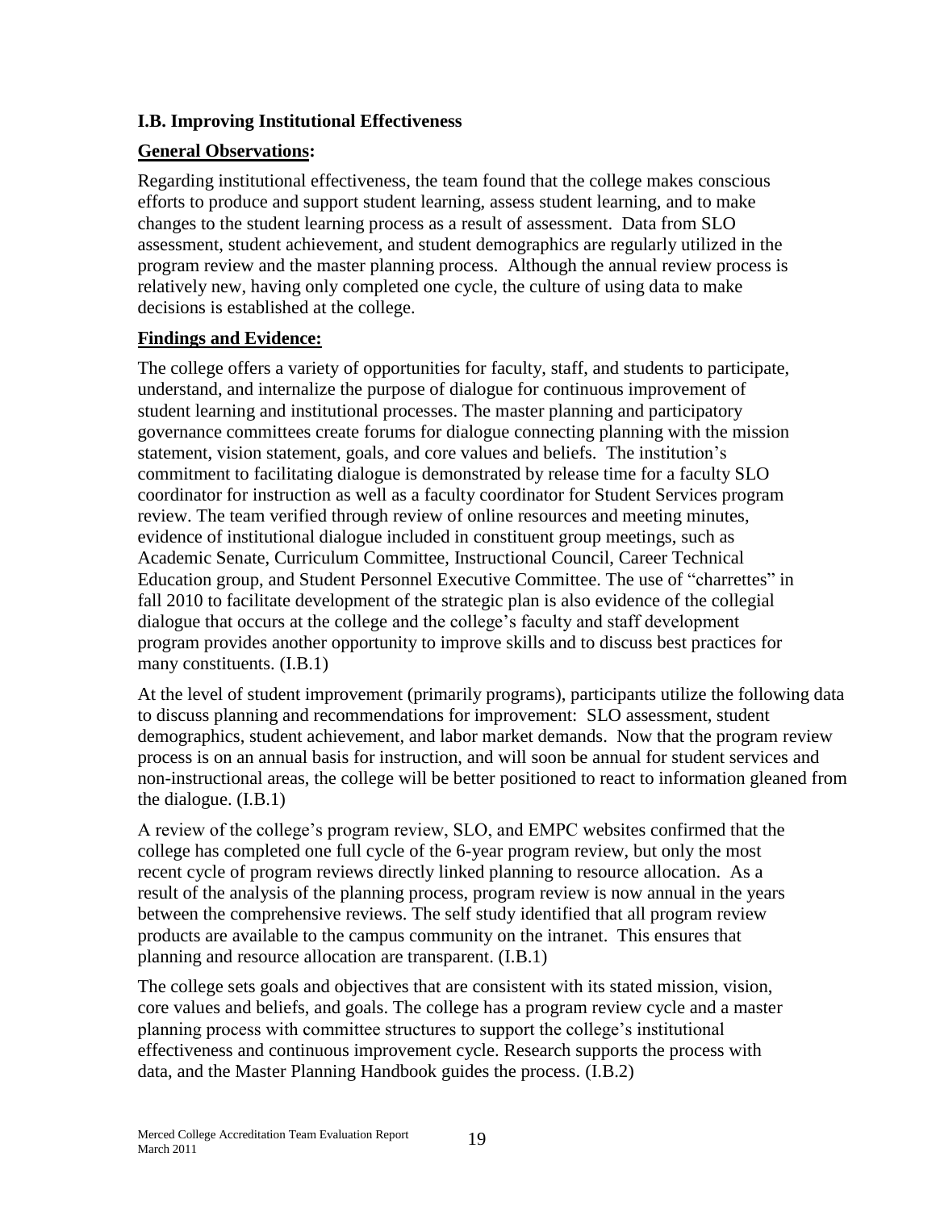### I.B. Improving Institutional Effectiveness

**General Observations:**

Regarding institutional effectiveness, the team found that the college makes conscious efforts to produce and support student learning, assess student learning, and to make changes to the student learning process as a result of assessment. Data from SLO assessment, student achievement, and student demographics are regularly utilized in the program review and the master planning process. Although the annual review process is relatively new, having only completed one cycle, the culture of using data to make decisions is established at the college.

**Findings and Evidence:**

The college offers a variety of opportunities for faculty, staff, and students to participate, understand, and internalize the purpose of dialogue for continuous improvement of student learning and institutional processes. The master planning and participatory governance committees create forums for dialogue connecting planning with the mission statement, vision statement, goals, and core values and beliefs. The institution's commitment to facilitating dialogue is demonstrated by release time for a faculty SLO coordinator for instruction as well as a faculty coordinator for Student Services program review. The team verified through review of online resources and meeting minutes, evidence of institutional dialogue included in constituent group meetings, such as Academic Senate, Curriculum Committee, Instructional Council, Career Technical Education group, and Student Personnel Executive Committee. The use of "charrettes" in fall 2010 to facilitate development of the strategic plan is also evidence of the collegial dialogue that occurs at the college and the college's faculty and staff development program provides another opportunity to improve skills and to discuss best practices for many constituents. (I.B.1)

At the level of student improvement (primarily programs), participants utilize the following data to discuss planning and recommendations for improvement: SLO assessment, student demographics, student achievement, and labor market demands. Now that the program review process is on an annual basis for instruction, and will soon be annual for student services and non-instructional areas, the college will be better positioned to react to information gleaned from the dialogue. (I.B.1)

A review of the college's program review, SLO, and EMPC websites confirmed that the college has completed one full cycle of the 6-year program review, but only the most recent cycle of program reviews directly linked planning to resource allocation. As a result of the analysis of the planning process, program review is now annual in the years between the comprehensive reviews. The self study identified that all program review products are available to the campus community on the intranet. This ensures that planning and resource allocation are transparent. (I.B.1)

The college sets goals and objectives that are consistent with its stated mission, vision, core values and beliefs, and goals. The college has a program review cycle and a master planning process with committee structures to support the college's institutional effectiveness and continuous improvement cycle. Research supports the process with data, and the Master Planning Handbook guides the process. (I.B.2)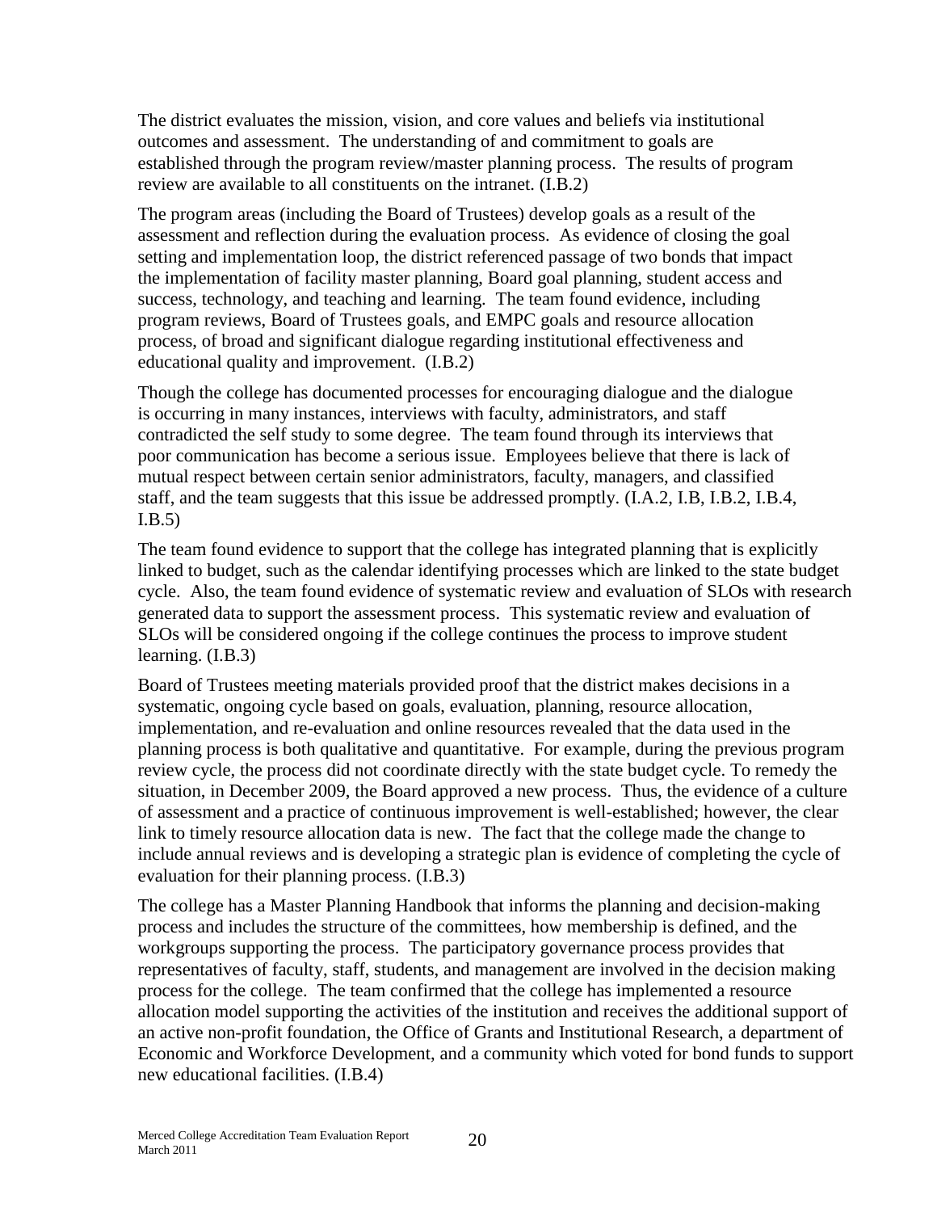The district evaluates the mission, vision, and core values and beliefs via institutional outcomes and assessment. The understanding of and commitment to goals are established through the program review/master planning process. The results of program review are available to all constituents on the intranet. (I.B.2)

The program areas (including the Board of Trustees) develop goals as a result of the assessment and reflection during the evaluation process. As evidence of closing the goal setting and implementation loop, the district referenced passage of two bonds that impact the implementation of facility master planning, Board goal planning, student access and success, technology, and teaching and learning. The team found evidence, including program reviews, Board of Trustees goals, and EMPC goals and resource allocation process, of broad and significant dialogue regarding institutional effectiveness and educational quality and improvement. (I.B.2)

Though the college has documented processes for encouraging dialogue and the dialogue is occurring in many instances, interviews with faculty, administrators, and staff contradicted the self study to some degree. The team found through its interviews that poor communication has become a serious issue. Employees believe that there is lack of mutual respect between certain senior administrators, faculty, managers, and classified staff, and the team suggests that this issue be addressed promptly. (I.A.2, I.B, I.B.2, I.B.4, I.B.5)

The team found evidence to support that the college has integrated planning that is explicitly linked to budget, such as the calendar identifying processes which are linked to the state budget cycle. Also, the team found evidence of systematic review and evaluation of SLOs with research generated data to support the assessment process. This systematic review and evaluation of SLOs will be considered ongoing if the college continues the process to improve student learning. (I.B.3)

Board of Trustees meeting materials provided proof that the district makes decisions in a systematic, ongoing cycle based on goals, evaluation, planning, resource allocation, implementation, and re-evaluation and online resources revealed that the data used in the planning process is both qualitative and quantitative. For example, during the previous program review cycle, the process did not coordinate directly with the state budget cycle. To remedy the situation, in December 2009, the Board approved a new process. Thus, the evidence of a culture of assessment and a practice of continuous improvement is well-established; however, the clear link to timely resource allocation data is new. The fact that the college made the change to include annual reviews and is developing a strategic plan is evidence of completing the cycle of evaluation for their planning process. (I.B.3)

The college has a Master Planning Handbook that informs the planning and decision-making process and includes the structure of the committees, how membership is defined, and the workgroups supporting the process. The participatory governance process provides that representatives of faculty, staff, students, and management are involved in the decision making process for the college. The team confirmed that the college has implemented a resource allocation model supporting the activities of the institution and receives the additional support of an active non-profit foundation, the Office of Grants and Institutional Research, a department of Economic and Workforce Development, and a community which voted for bond funds to support new educational facilities. (I.B.4)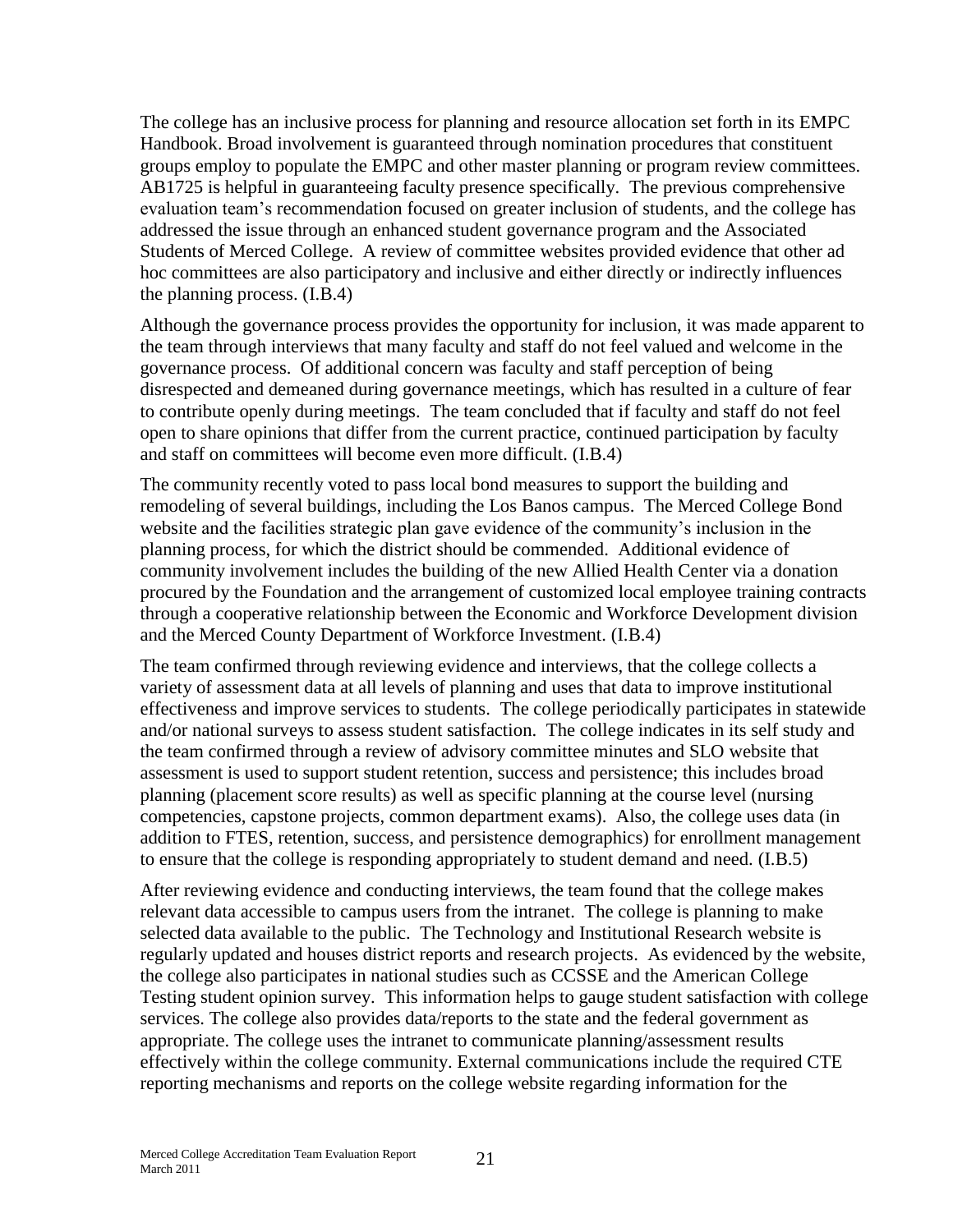The college has an inclusive process for planning and resource allocation set forth in its EMPC Handbook. Broad involvement is guaranteed through nomination procedures that constituent groups employ to populate the EMPC and other master planning or program review committees. AB1725 is helpful in guaranteeing faculty presence specifically. The previous comprehensive evaluation team's recommendation focused on greater inclusion of students, and the college has addressed the issue through an enhanced student governance program and the Associated Students of Merced College. A review of committee websites provided evidence that other ad hoc committees are also participatory and inclusive and either directly or indirectly influences the planning process. (I.B.4)

Although the governance process provides the opportunity for inclusion, it was made apparent to the team through interviews that many faculty and staff do not feel valued and welcome in the governance process. Of additional concern was faculty and staff perception of being disrespected and demeaned during governance meetings, which has resulted in a culture of fear to contribute openly during meetings. The team concluded that if faculty and staff do not feel open to share opinions that differ from the current practice, continued participation by faculty and staff on committees will become even more difficult. (I.B.4)

The community recently voted to pass local bond measures to support the building and remodeling of several buildings, including the Los Banos campus. The Merced College Bond website and the facilities strategic plan gave evidence of the community's inclusion in the planning process, for which the district should be commended. Additional evidence of community involvement includes the building of the new Allied Health Center via a donation procured by the Foundation and the arrangement of customized local employee training contracts through a cooperative relationship between the Economic and Workforce Development division and the Merced County Department of Workforce Investment. (I.B.4)

The team confirmed through reviewing evidence and interviews, that the college collects a variety of assessment data at all levels of planning and uses that data to improve institutional effectiveness and improve services to students. The college periodically participates in statewide and/or national surveys to assess student satisfaction. The college indicates in its self study and the team confirmed through a review of advisory committee minutes and SLO website that assessment is used to support student retention, success and persistence; this includes broad planning (placement score results) as well as specific planning at the course level (nursing competencies, capstone projects, common department exams). Also, the college uses data (in addition to FTES, retention, success, and persistence demographics) for enrollment management to ensure that the college is responding appropriately to student demand and need. (I.B.5)

After reviewing evidence and conducting interviews, the team found that the college makes relevant data accessible to campus users from the intranet. The college is planning to make selected data available to the public. The Technology and Institutional Research website is regularly updated and houses district reports and research projects. As evidenced by the website, the college also participates in national studies such as CCSSE and the American College Testing student opinion survey. This information helps to gauge student satisfaction with college services. The college also provides data/reports to the state and the federal government as appropriate. The college uses the intranet to communicate planning/assessment results effectively within the college community. External communications include the required CTE reporting mechanisms and reports on the college website regarding information for the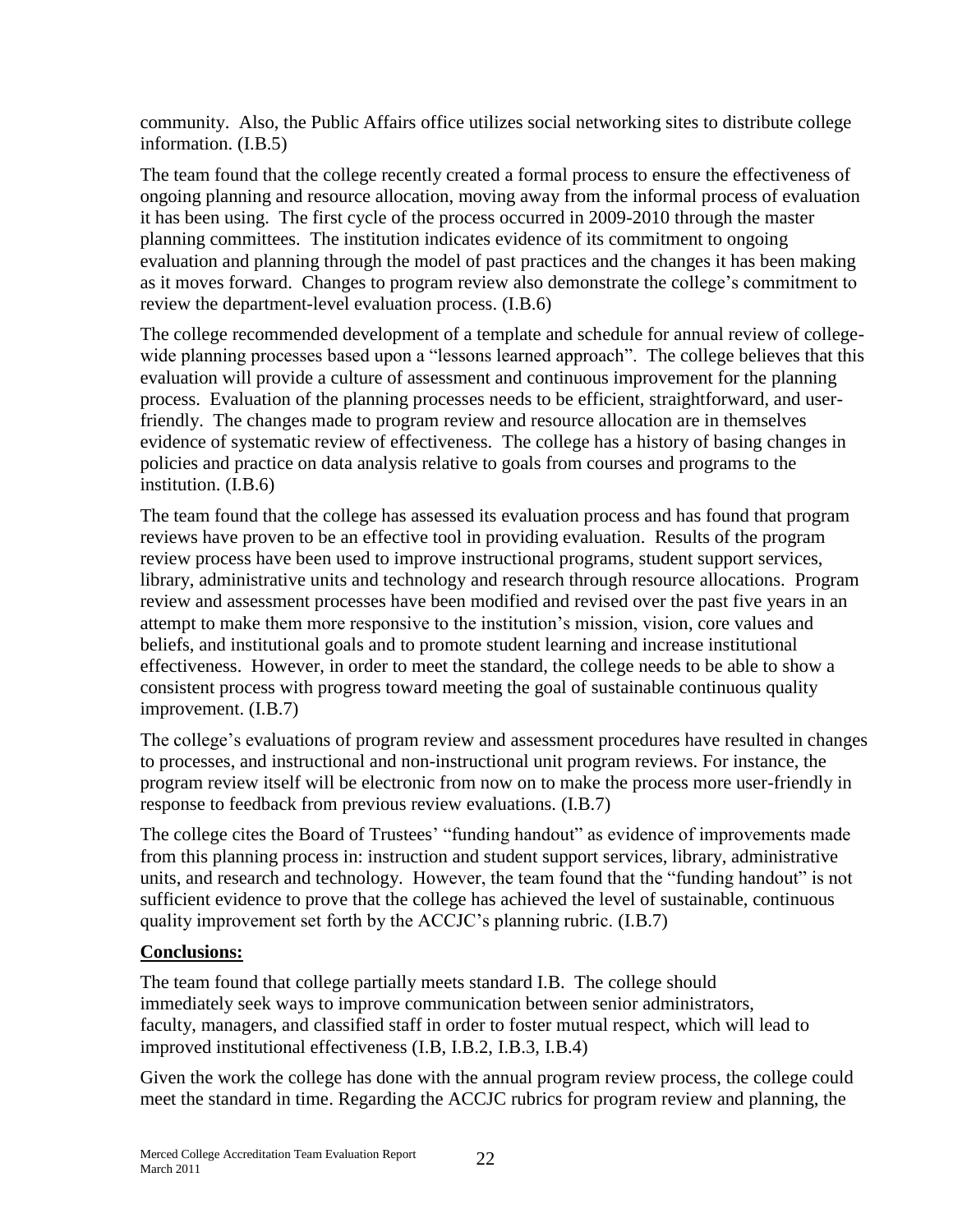community. Also, the Public Affairs office utilizes social networking sites to distribute college information. (I.B.5)

The team found that the college recently created a formal process to ensure the effectiveness of ongoing planning and resource allocation, moving away from the informal process of evaluation it has been using. The first cycle of the process occurred in 2009-2010 through the master planning committees. The institution indicates evidence of its commitment to ongoing evaluation and planning through the model of past practices and the changes it has been making as it moves forward. Changes to program review also demonstrate the college's commitment to review the department-level evaluation process. (I.B.6)

The college recommended development of a template and schedule for annual review of college-wide planning processes based upon a "lessons learned approach". The college believes that this evaluation will provide a culture of assessment and continuous improvement for the planning process. Evaluation of the planning processes needs to be efficient, straightforward, and user-friendly. The changes made to program review and resource allocation are in themselves evidence of systematic review of effectiveness. The college has a history of basing changes in policies and practice on data analysis relative to goals from courses and programs to the institution. (I.B.6)

The team found that the college has assessed its evaluation process and has found that program reviews have proven to be an effective tool in providing evaluation. Results of the program review process have been used to improve instructional programs, student support services, library, administrative units and technology and research through resource allocations. Program review and assessment processes have been modified and revised over the past five years in an attempt to make them more responsive to the institution's mission, vision, core values and beliefs, and institutional goals and to promote student learning and increase institutional effectiveness. However, in order to meet the standard, the college needs to be able to show a consistent process with progress toward meeting the goal of sustainable continuous quality improvement. (I.B.7)

The college's evaluations of program review and assessment procedures have resulted in changes to processes, and instructional and non-instructional unit program reviews. For instance, the program review itself will be electronic from now on to make the process more user-friendly in response to feedback from previous review evaluations. (I.B.7)

The college cites the Board of Trustees' "funding handout" as evidence of improvements made from this planning process in: instruction and student support services, library, administrative units, and research and technology. However, the team found that the "funding handout" is not sufficient evidence to prove that the college has achieved the level of sustainable, continuous quality improvement set forth by the ACCJC's planning rubric. (I.B.7)

**Conclusions:**

The team found that college partially meets standard I.B. The college should immediately seek ways to improve communication between senior administrators, faculty, managers, and classified staff in order to foster mutual respect, which will lead to improved institutional effectiveness (I.B, I.B.2, I.B.3, I.B.4)

Given the work the college has done with the annual program review process, the college could meet the standard in time. Regarding the ACCJC rubrics for program review and planning, the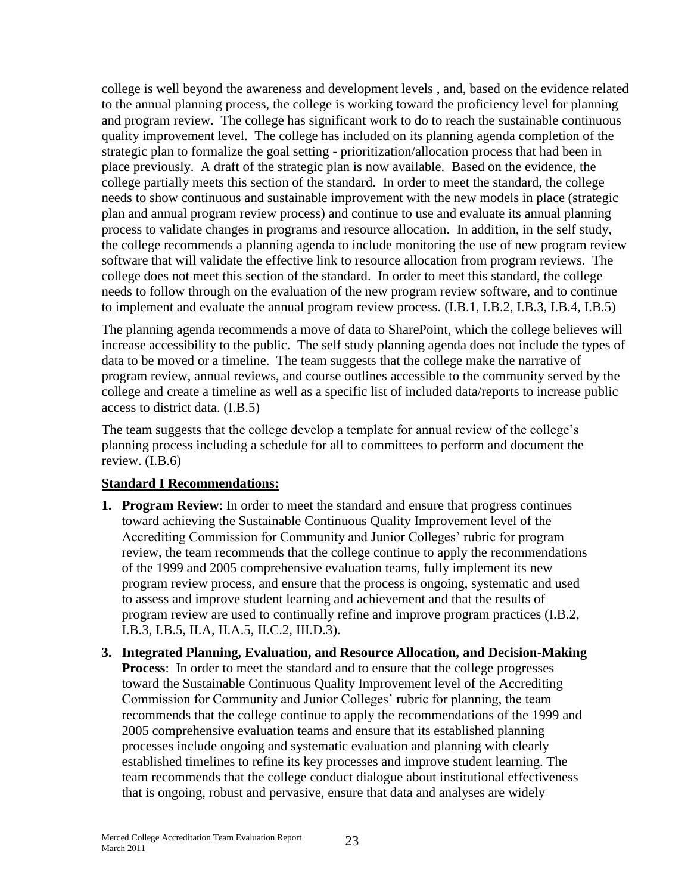college is well beyond the awareness and development levels , and, based on the evidence related to the annual planning process, the college is working toward the proficiency level for planning and program review. The college has significant work to do to reach the sustainable continuous quality improvement level. The college has included on its planning agenda completion of the strategic plan to formalize the goal setting - prioritization/allocation process that had been in place previously. A draft of the strategic plan is now available. Based on the evidence, the college partially meets this section of the standard. In order to meet the standard, the college needs to show continuous and sustainable improvement with the new models in place (strategic plan and annual program review process) and continue to use and evaluate its annual planning process to validate changes in programs and resource allocation. In addition, in the self study, the college recommends a planning agenda to include monitoring the use of new program review software that will validate the effective link to resource allocation from program reviews. The college does not meet this section of the standard. In order to meet this standard, the college needs to follow through on the evaluation of the new program review software, and to continue to implement and evaluate the annual program review process. (I.B.1, I.B.2, I.B.3, I.B.4, I.B.5)

The planning agenda recommends a move of data to SharePoint, which the college believes will increase accessibility to the public. The self study planning agenda does not include the types of data to be moved or a timeline. The team suggests that the college make the narrative of program review, annual reviews, and course outlines accessible to the community served by the college and create a timeline as well as a specific list of included data/reports to increase public access to district data. (I.B.5)

The team suggests that the college develop a template for annual review of the college's planning process including a schedule for all to committees to perform and document the review. (I.B.6)

**Standard I Recommendations:**

1. **Program Review**: In order to meet the standard and ensure that progress continues toward achieving the Sustainable Continuous Quality Improvement level of the Accrediting Commission for Community and Junior Colleges' rubric for program review, the team recommends that the college continue to apply the recommendations of the 1999 and 2005 comprehensive evaluation teams, fully implement its new program review process, and ensure that the process is ongoing, systematic and used to assess and improve student learning and achievement and that the results of program review are used to continually refine and improve program practices (I.B.2, I.B.3, I.B.5, II.A, II.A.5, II.C.2, III.D.3).

3. **Integrated Planning, Evaluation, and Resource Allocation, and Decision-Making Process**: In order to meet the standard and to ensure that the college progresses toward the Sustainable Continuous Quality Improvement level of the Accrediting Commission for Community and Junior Colleges' rubric for planning, the team recommends that the college continue to apply the recommendations of the 1999 and 2005 comprehensive evaluation teams and ensure that its established planning processes include ongoing and systematic evaluation and planning with clearly established timelines to refine its key processes and improve student learning. The team recommends that the college conduct dialogue about institutional effectiveness that is ongoing, robust and pervasive, ensure that data and analyses are widely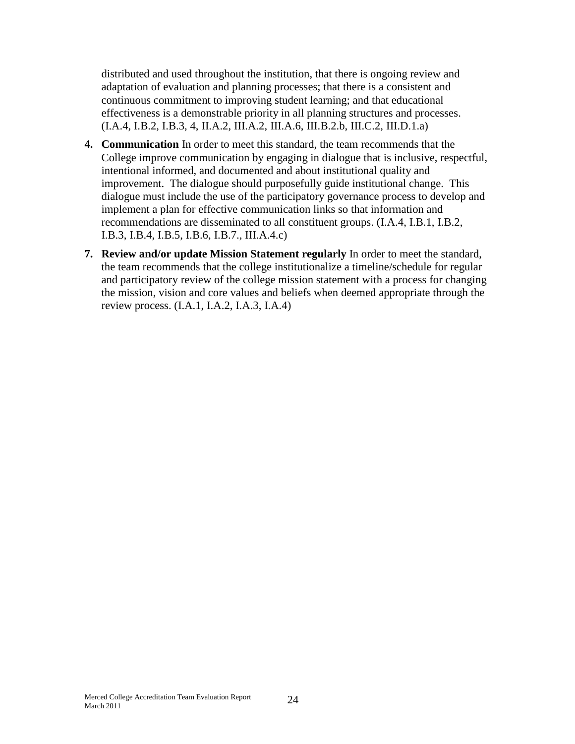distributed and used throughout the institution, that there is ongoing review and adaptation of evaluation and planning processes; that there is a consistent and continuous commitment to improving student learning; and that educational effectiveness is a demonstrable priority in all planning structures and processes. (I.A.4, I.B.2, I.B.3, 4, II.A.2, III.A.2, III.A.6, III.B.2.b, III.C.2, III.D.1.a)

4. **Communication** In order to meet this standard, the team recommends that the College improve communication by engaging in dialogue that is inclusive, respectful, intentional informed, and documented and about institutional quality and improvement. The dialogue should purposefully guide institutional change. This dialogue must include the use of the participatory governance process to develop and implement a plan for effective communication links so that information and recommendations are disseminated to all constituent groups. (I.A.4, I.B.1, I.B.2, I.B.3, I.B.4, I.B.5, I.B.6, I.B.7., III.A.4.c)

7. **Review and/or update Mission Statement regularly** In order to meet the standard, the team recommends that the college institutionalize a timeline/schedule for regular and participatory review of the college mission statement with a process for changing the mission, vision and core values and beliefs when deemed appropriate through the review process. (I.A.1, I.A.2, I.A.3, I.A.4)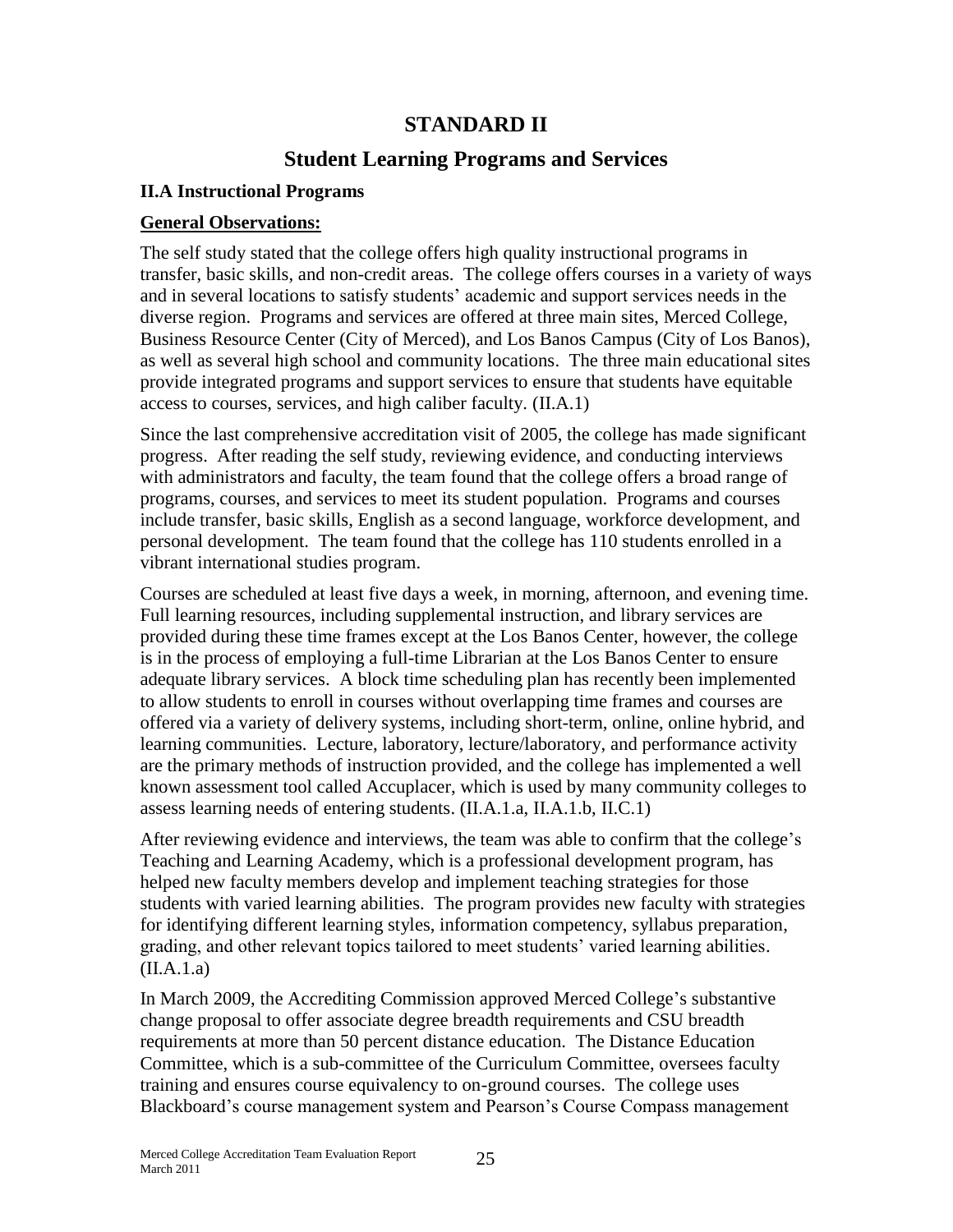# STANDARD II

## Student Learning Programs and Services

### II.A Instructional Programs

**General Observations:**

The self study stated that the college offers high quality instructional programs in transfer, basic skills, and non-credit areas. The college offers courses in a variety of ways and in several locations to satisfy students' academic and support services needs in the diverse region. Programs and services are offered at three main sites, Merced College, Business Resource Center (City of Merced), and Los Banos Campus (City of Los Banos), as well as several high school and community locations. The three main educational sites provide integrated programs and support services to ensure that students have equitable access to courses, services, and high caliber faculty. (II.A.1)

Since the last comprehensive accreditation visit of 2005, the college has made significant progress. After reading the self study, reviewing evidence, and conducting interviews with administrators and faculty, the team found that the college offers a broad range of programs, courses, and services to meet its student population. Programs and courses include transfer, basic skills, English as a second language, workforce development, and personal development. The team found that the college has 110 students enrolled in a vibrant international studies program.

Courses are scheduled at least five days a week, in morning, afternoon, and evening time. Full learning resources, including supplemental instruction, and library services are provided during these time frames except at the Los Banos Center, however, the college is in the process of employing a full-time Librarian at the Los Banos Center to ensure adequate library services. A block time scheduling plan has recently been implemented to allow students to enroll in courses without overlapping time frames and courses are offered via a variety of delivery systems, including short-term, online, online hybrid, and learning communities. Lecture, laboratory, lecture/laboratory, and performance activity are the primary methods of instruction provided, and the college has implemented a well known assessment tool called Accuplacer, which is used by many community colleges to assess learning needs of entering students. (II.A.1.a, II.A.1.b, II.C.1)

After reviewing evidence and interviews, the team was able to confirm that the college's Teaching and Learning Academy, which is a professional development program, has helped new faculty members develop and implement teaching strategies for those students with varied learning abilities. The program provides new faculty with strategies for identifying different learning styles, information competency, syllabus preparation, grading, and other relevant topics tailored to meet students' varied learning abilities. (II.A.1.a)

In March 2009, the Accrediting Commission approved Merced College's substantive change proposal to offer associate degree breadth requirements and CSU breadth requirements at more than 50 percent distance education. The Distance Education Committee, which is a sub-committee of the Curriculum Committee, oversees faculty training and ensures course equivalency to on-ground courses. The college uses Blackboard's course management system and Pearson's Course Compass management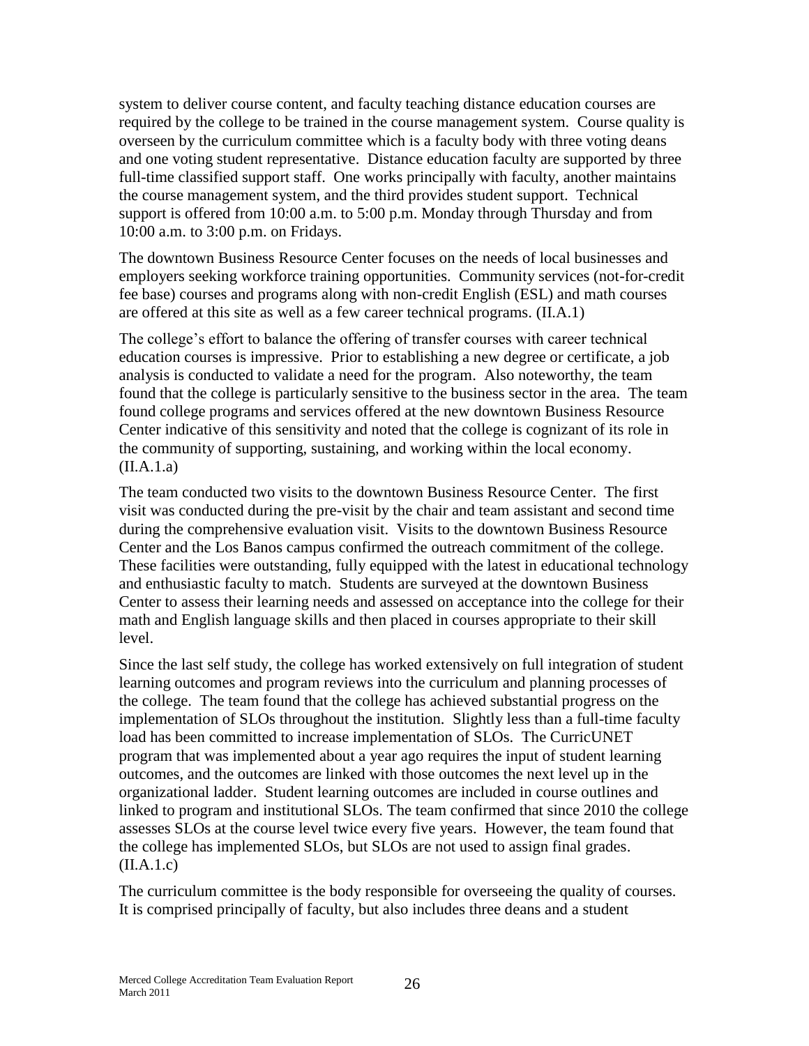system to deliver course content, and faculty teaching distance education courses are required by the college to be trained in the course management system. Course quality is overseen by the curriculum committee which is a faculty body with three voting deans and one voting student representative. Distance education faculty are supported by three full-time classified support staff. One works principally with faculty, another maintains the course management system, and the third provides student support. Technical support is offered from 10:00 a.m. to 5:00 p.m. Monday through Thursday and from 10:00 a.m. to 3:00 p.m. on Fridays.

The downtown Business Resource Center focuses on the needs of local businesses and employers seeking workforce training opportunities. Community services (not-for-credit fee base) courses and programs along with non-credit English (ESL) and math courses are offered at this site as well as a few career technical programs. (II.A.1)

The college's effort to balance the offering of transfer courses with career technical education courses is impressive. Prior to establishing a new degree or certificate, a job analysis is conducted to validate a need for the program. Also noteworthy, the team found that the college is particularly sensitive to the business sector in the area. The team found college programs and services offered at the new downtown Business Resource Center indicative of this sensitivity and noted that the college is cognizant of its role in the community of supporting, sustaining, and working within the local economy. (II.A.1.a)

The team conducted two visits to the downtown Business Resource Center. The first visit was conducted during the pre-visit by the chair and team assistant and second time during the comprehensive evaluation visit. Visits to the downtown Business Resource Center and the Los Banos campus confirmed the outreach commitment of the college. These facilities were outstanding, fully equipped with the latest in educational technology and enthusiastic faculty to match. Students are surveyed at the downtown Business Center to assess their learning needs and assessed on acceptance into the college for their math and English language skills and then placed in courses appropriate to their skill level.

Since the last self study, the college has worked extensively on full integration of student learning outcomes and program reviews into the curriculum and planning processes of the college. The team found that the college has achieved substantial progress on the implementation of SLOs throughout the institution. Slightly less than a full-time faculty load has been committed to increase implementation of SLOs. The CurricUNET program that was implemented about a year ago requires the input of student learning outcomes, and the outcomes are linked with those outcomes the next level up in the organizational ladder. Student learning outcomes are included in course outlines and linked to program and institutional SLOs. The team confirmed that since 2010 the college assesses SLOs at the course level twice every five years. However, the team found that the college has implemented SLOs, but SLOs are not used to assign final grades. (II.A.1.c)

The curriculum committee is the body responsible for overseeing the quality of courses. It is comprised principally of faculty, but also includes three deans and a student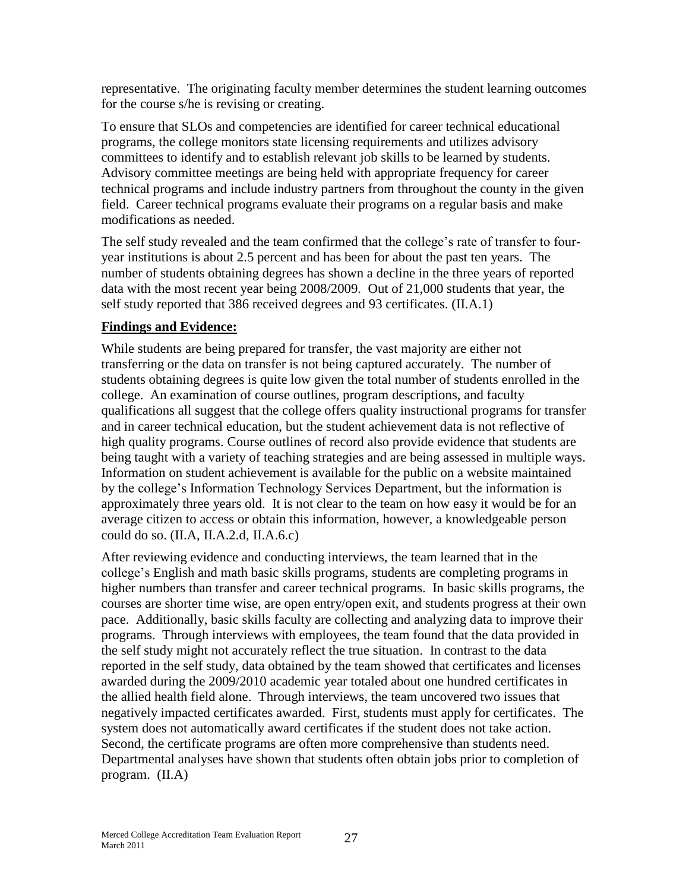representative. The originating faculty member determines the student learning outcomes for the course s/he is revising or creating.

To ensure that SLOs and competencies are identified for career technical educational programs, the college monitors state licensing requirements and utilizes advisory committees to identify and to establish relevant job skills to be learned by students. Advisory committee meetings are being held with appropriate frequency for career technical programs and include industry partners from throughout the county in the given field. Career technical programs evaluate their programs on a regular basis and make modifications as needed.

The self study revealed and the team confirmed that the college's rate of transfer to four-year institutions is about 2.5 percent and has been for about the past ten years. The number of students obtaining degrees has shown a decline in the three years of reported data with the most recent year being 2008/2009. Out of 21,000 students that year, the self study reported that 386 received degrees and 93 certificates. (II.A.1)

**Findings and Evidence:**

While students are being prepared for transfer, the vast majority are either not transferring or the data on transfer is not being captured accurately. The number of students obtaining degrees is quite low given the total number of students enrolled in the college. An examination of course outlines, program descriptions, and faculty qualifications all suggest that the college offers quality instructional programs for transfer and in career technical education, but the student achievement data is not reflective of high quality programs. Course outlines of record also provide evidence that students are being taught with a variety of teaching strategies and are being assessed in multiple ways. Information on student achievement is available for the public on a website maintained by the college's Information Technology Services Department, but the information is approximately three years old. It is not clear to the team on how easy it would be for an average citizen to access or obtain this information, however, a knowledgeable person could do so. (II.A, II.A.2.d, II.A.6.c)

After reviewing evidence and conducting interviews, the team learned that in the college's English and math basic skills programs, students are completing programs in higher numbers than transfer and career technical programs. In basic skills programs, the courses are shorter time wise, are open entry/open exit, and students progress at their own pace. Additionally, basic skills faculty are collecting and analyzing data to improve their programs. Through interviews with employees, the team found that the data provided in the self study might not accurately reflect the true situation. In contrast to the data reported in the self study, data obtained by the team showed that certificates and licenses awarded during the 2009/2010 academic year totaled about one hundred certificates in the allied health field alone. Through interviews, the team uncovered two issues that negatively impacted certificates awarded. First, students must apply for certificates. The system does not automatically award certificates if the student does not take action. Second, the certificate programs are often more comprehensive than students need. Departmental analyses have shown that students often obtain jobs prior to completion of program. (II.A)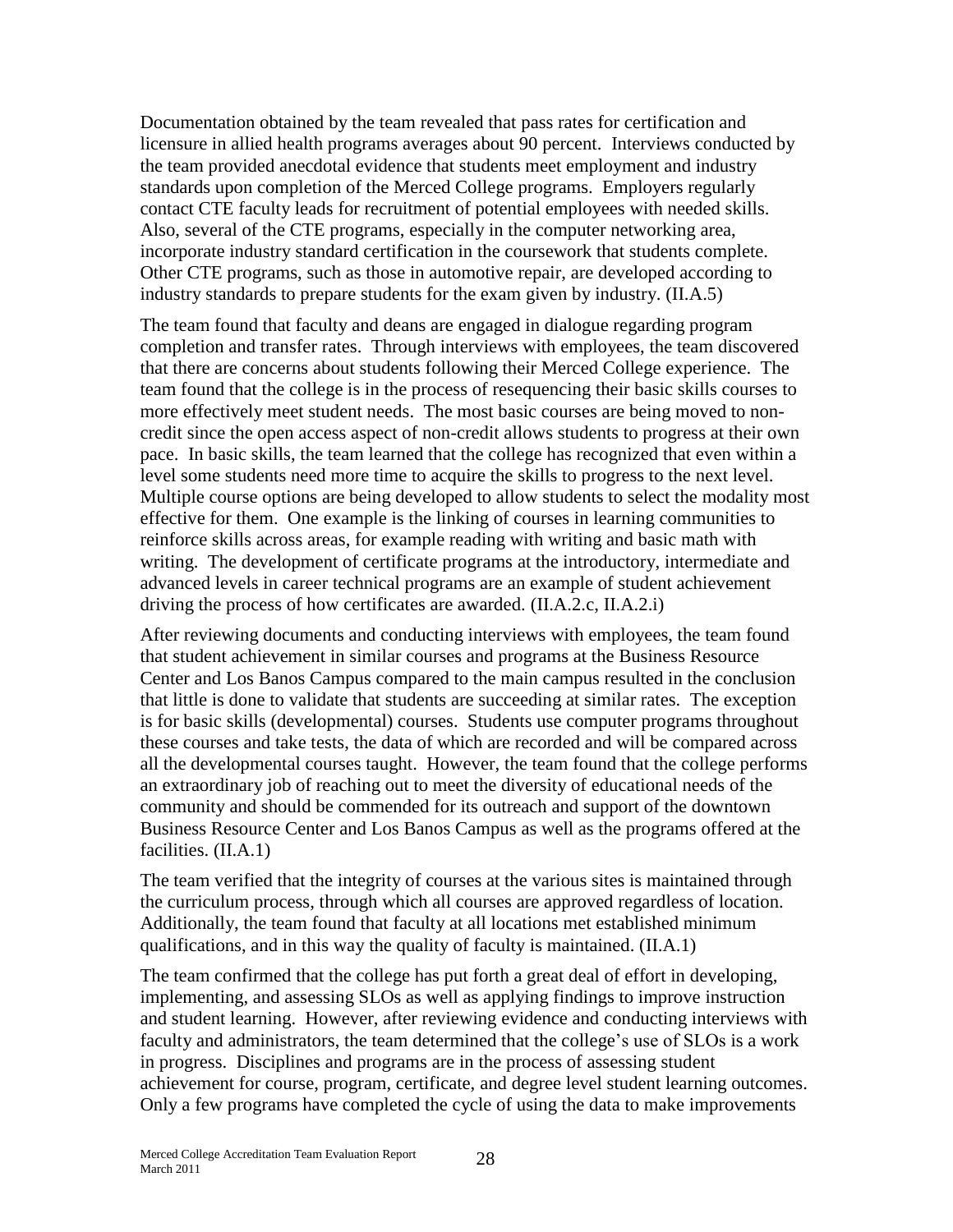Documentation obtained by the team revealed that pass rates for certification and licensure in allied health programs averages about 90 percent. Interviews conducted by the team provided anecdotal evidence that students meet employment and industry standards upon completion of the Merced College programs. Employers regularly contact CTE faculty leads for recruitment of potential employees with needed skills. Also, several of the CTE programs, especially in the computer networking area, incorporate industry standard certification in the coursework that students complete. Other CTE programs, such as those in automotive repair, are developed according to industry standards to prepare students for the exam given by industry. (II.A.5)

The team found that faculty and deans are engaged in dialogue regarding program completion and transfer rates. Through interviews with employees, the team discovered that there are concerns about students following their Merced College experience. The team found that the college is in the process of resequencing their basic skills courses to more effectively meet student needs. The most basic courses are being moved to non-credit since the open access aspect of non-credit allows students to progress at their own pace. In basic skills, the team learned that the college has recognized that even within a level some students need more time to acquire the skills to progress to the next level. Multiple course options are being developed to allow students to select the modality most effective for them. One example is the linking of courses in learning communities to reinforce skills across areas, for example reading with writing and basic math with writing. The development of certificate programs at the introductory, intermediate and advanced levels in career technical programs are an example of student achievement driving the process of how certificates are awarded. (II.A.2.c, II.A.2.i)

After reviewing documents and conducting interviews with employees, the team found that student achievement in similar courses and programs at the Business Resource Center and Los Banos Campus compared to the main campus resulted in the conclusion that little is done to validate that students are succeeding at similar rates. The exception is for basic skills (developmental) courses. Students use computer programs throughout these courses and take tests, the data of which are recorded and will be compared across all the developmental courses taught. However, the team found that the college performs an extraordinary job of reaching out to meet the diversity of educational needs of the community and should be commended for its outreach and support of the downtown Business Resource Center and Los Banos Campus as well as the programs offered at the facilities. (II.A.1)

The team verified that the integrity of courses at the various sites is maintained through the curriculum process, through which all courses are approved regardless of location. Additionally, the team found that faculty at all locations met established minimum qualifications, and in this way the quality of faculty is maintained. (II.A.1)

The team confirmed that the college has put forth a great deal of effort in developing, implementing, and assessing SLOs as well as applying findings to improve instruction and student learning. However, after reviewing evidence and conducting interviews with faculty and administrators, the team determined that the college's use of SLOs is a work in progress. Disciplines and programs are in the process of assessing student achievement for course, program, certificate, and degree level student learning outcomes. Only a few programs have completed the cycle of using the data to make improvements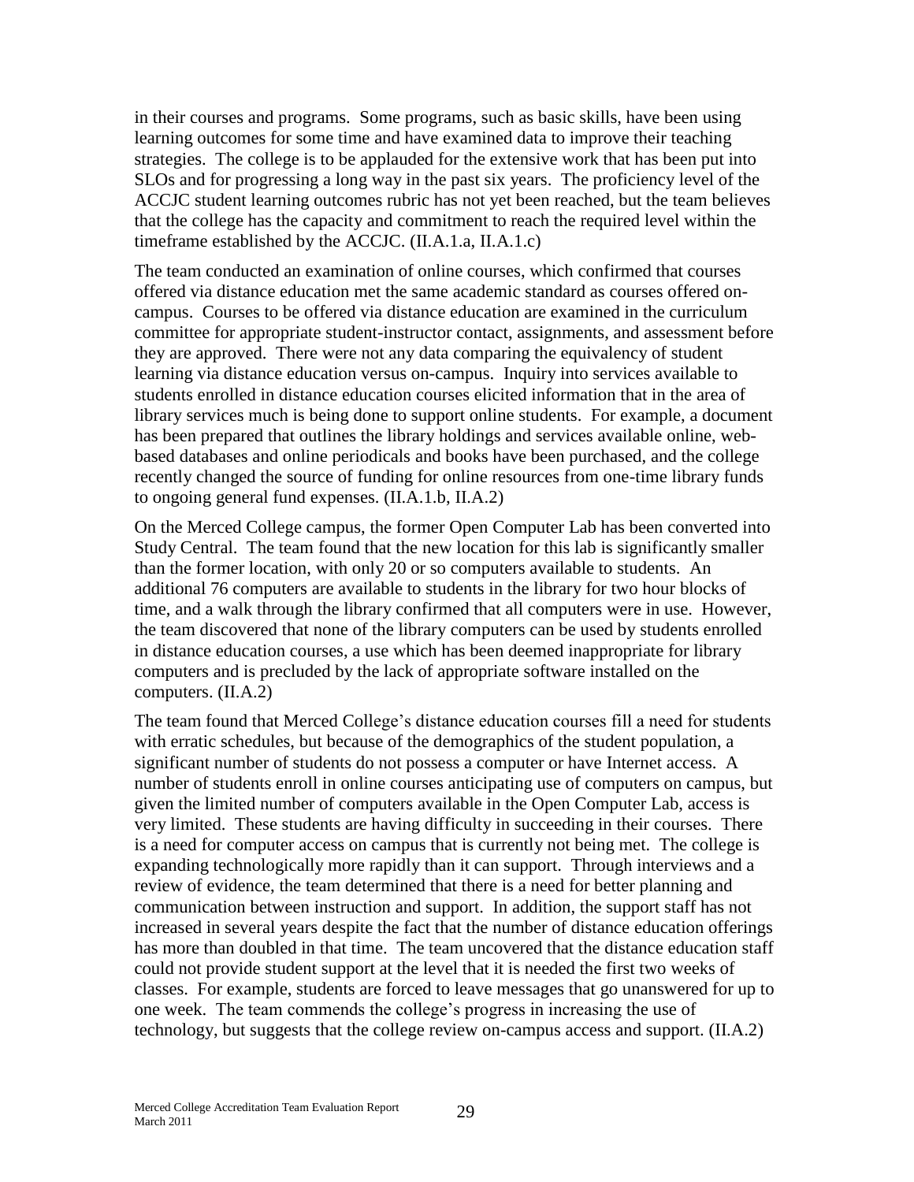in their courses and programs. Some programs, such as basic skills, have been using learning outcomes for some time and have examined data to improve their teaching strategies. The college is to be applauded for the extensive work that has been put into SLOs and for progressing a long way in the past six years. The proficiency level of the ACCJC student learning outcomes rubric has not yet been reached, but the team believes that the college has the capacity and commitment to reach the required level within the timeframe established by the ACCJC. (II.A.1.a, II.A.1.c)

The team conducted an examination of online courses, which confirmed that courses offered via distance education met the same academic standard as courses offered on-campus. Courses to be offered via distance education are examined in the curriculum committee for appropriate student-instructor contact, assignments, and assessment before they are approved. There were not any data comparing the equivalency of student learning via distance education versus on-campus. Inquiry into services available to students enrolled in distance education courses elicited information that in the area of library services much is being done to support online students. For example, a document has been prepared that outlines the library holdings and services available online, web-based databases and online periodicals and books have been purchased, and the college recently changed the source of funding for online resources from one-time library funds to ongoing general fund expenses. (II.A.1.b, II.A.2)

On the Merced College campus, the former Open Computer Lab has been converted into Study Central. The team found that the new location for this lab is significantly smaller than the former location, with only 20 or so computers available to students. An additional 76 computers are available to students in the library for two hour blocks of time, and a walk through the library confirmed that all computers were in use. However, the team discovered that none of the library computers can be used by students enrolled in distance education courses, a use which has been deemed inappropriate for library computers and is precluded by the lack of appropriate software installed on the computers. (II.A.2)

The team found that Merced College's distance education courses fill a need for students with erratic schedules, but because of the demographics of the student population, a significant number of students do not possess a computer or have Internet access. A number of students enroll in online courses anticipating use of computers on campus, but given the limited number of computers available in the Open Computer Lab, access is very limited. These students are having difficulty in succeeding in their courses. There is a need for computer access on campus that is currently not being met. The college is expanding technologically more rapidly than it can support. Through interviews and a review of evidence, the team determined that there is a need for better planning and communication between instruction and support. In addition, the support staff has not increased in several years despite the fact that the number of distance education offerings has more than doubled in that time. The team uncovered that the distance education staff could not provide student support at the level that it is needed the first two weeks of classes. For example, students are forced to leave messages that go unanswered for up to one week. The team commends the college's progress in increasing the use of technology, but suggests that the college review on-campus access and support. (II.A.2)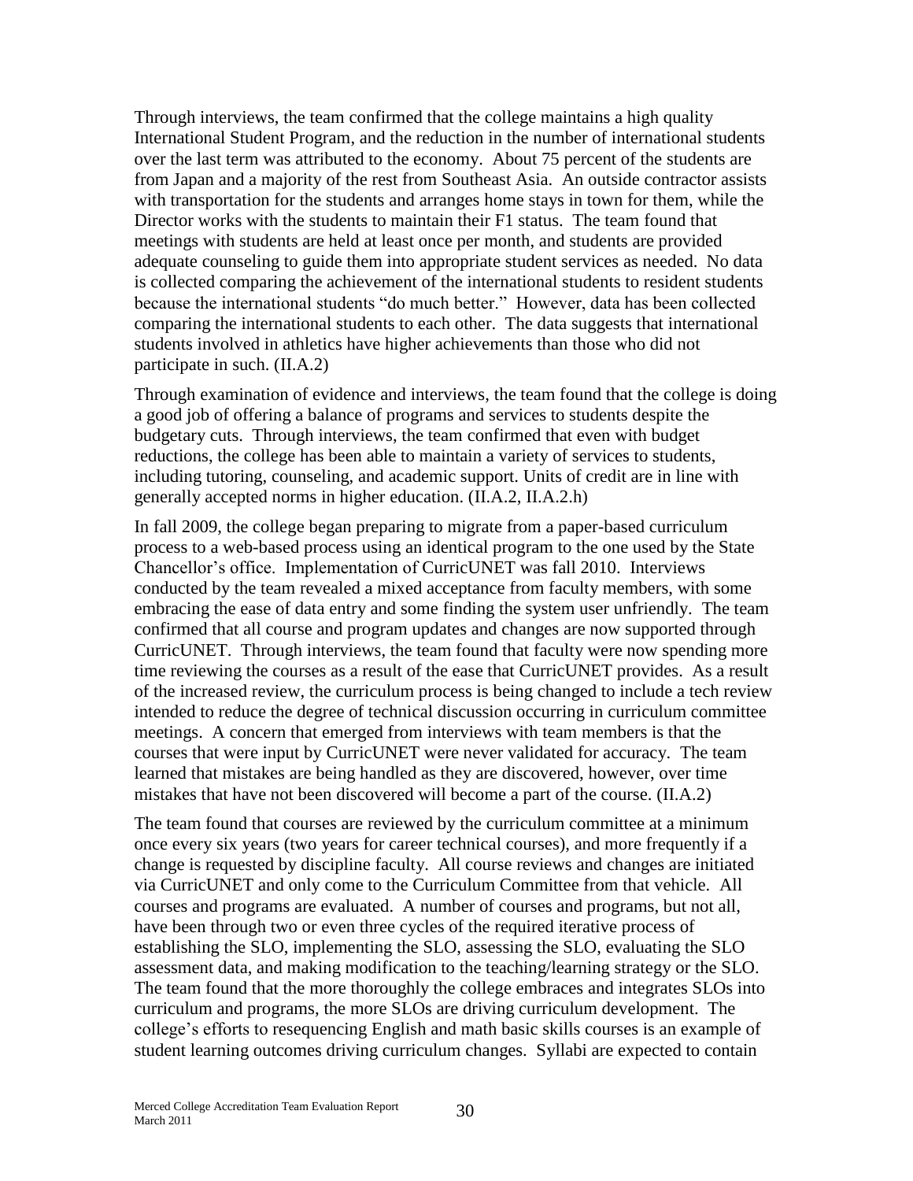Through interviews, the team confirmed that the college maintains a high quality International Student Program, and the reduction in the number of international students over the last term was attributed to the economy. About 75 percent of the students are from Japan and a majority of the rest from Southeast Asia. An outside contractor assists with transportation for the students and arranges home stays in town for them, while the Director works with the students to maintain their F1 status. The team found that meetings with students are held at least once per month, and students are provided adequate counseling to guide them into appropriate student services as needed. No data is collected comparing the achievement of the international students to resident students because the international students "do much better." However, data has been collected comparing the international students to each other. The data suggests that international students involved in athletics have higher achievements than those who did not participate in such. (II.A.2)

Through examination of evidence and interviews, the team found that the college is doing a good job of offering a balance of programs and services to students despite the budgetary cuts. Through interviews, the team confirmed that even with budget reductions, the college has been able to maintain a variety of services to students, including tutoring, counseling, and academic support. Units of credit are in line with generally accepted norms in higher education. (II.A.2, II.A.2.h)

In fall 2009, the college began preparing to migrate from a paper-based curriculum process to a web-based process using an identical program to the one used by the State Chancellor's office. Implementation of CurricUNET was fall 2010. Interviews conducted by the team revealed a mixed acceptance from faculty members, with some embracing the ease of data entry and some finding the system user unfriendly. The team confirmed that all course and program updates and changes are now supported through CurricUNET. Through interviews, the team found that faculty were now spending more time reviewing the courses as a result of the ease that CurricUNET provides. As a result of the increased review, the curriculum process is being changed to include a tech review intended to reduce the degree of technical discussion occurring in curriculum committee meetings. A concern that emerged from interviews with team members is that the courses that were input by CurricUNET were never validated for accuracy. The team learned that mistakes are being handled as they are discovered, however, over time mistakes that have not been discovered will become a part of the course. (II.A.2)

The team found that courses are reviewed by the curriculum committee at a minimum once every six years (two years for career technical courses), and more frequently if a change is requested by discipline faculty. All course reviews and changes are initiated via CurricUNET and only come to the Curriculum Committee from that vehicle. All courses and programs are evaluated. A number of courses and programs, but not all, have been through two or even three cycles of the required iterative process of establishing the SLO, implementing the SLO, assessing the SLO, evaluating the SLO assessment data, and making modification to the teaching/learning strategy or the SLO. The team found that the more thoroughly the college embraces and integrates SLOs into curriculum and programs, the more SLOs are driving curriculum development. The college's efforts to resequencing English and math basic skills courses is an example of student learning outcomes driving curriculum changes. Syllabi are expected to contain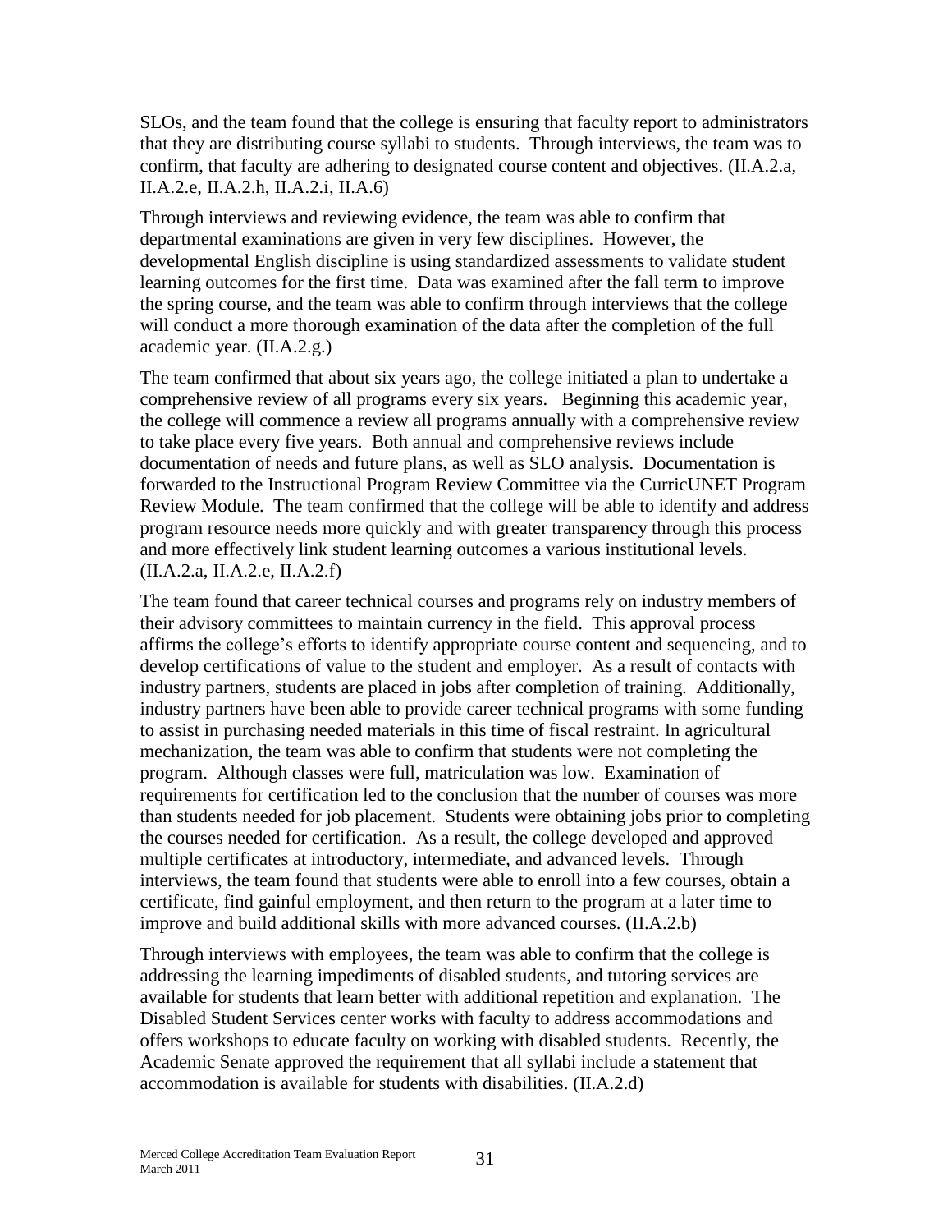SLOs, and the team found that the college is ensuring that faculty report to administrators that they are distributing course syllabi to students. Through interviews, the team was to confirm, that faculty are adhering to designated course content and objectives. (II.A.2.a, II.A.2.e, II.A.2.h, II.A.2.i, II.A.6)

Through interviews and reviewing evidence, the team was able to confirm that departmental examinations are given in very few disciplines. However, the developmental English discipline is using standardized assessments to validate student learning outcomes for the first time. Data was examined after the fall term to improve the spring course, and the team was able to confirm through interviews that the college will conduct a more thorough examination of the data after the completion of the full academic year. (II.A.2.g.)

The team confirmed that about six years ago, the college initiated a plan to undertake a comprehensive review of all programs every six years. Beginning this academic year, the college will commence a review all programs annually with a comprehensive review to take place every five years. Both annual and comprehensive reviews include documentation of needs and future plans, as well as SLO analysis. Documentation is forwarded to the Instructional Program Review Committee via the CurricUNET Program Review Module. The team confirmed that the college will be able to identify and address program resource needs more quickly and with greater transparency through this process and more effectively link student learning outcomes a various institutional levels. (II.A.2.a, II.A.2.e, II.A.2.f)

The team found that career technical courses and programs rely on industry members of their advisory committees to maintain currency in the field. This approval process affirms the college's efforts to identify appropriate course content and sequencing, and to develop certifications of value to the student and employer. As a result of contacts with industry partners, students are placed in jobs after completion of training. Additionally, industry partners have been able to provide career technical programs with some funding to assist in purchasing needed materials in this time of fiscal restraint. In agricultural mechanization, the team was able to confirm that students were not completing the program. Although classes were full, matriculation was low. Examination of requirements for certification led to the conclusion that the number of courses was more than students needed for job placement. Students were obtaining jobs prior to completing the courses needed for certification. As a result, the college developed and approved multiple certificates at introductory, intermediate, and advanced levels. Through interviews, the team found that students were able to enroll into a few courses, obtain a certificate, find gainful employment, and then return to the program at a later time to improve and build additional skills with more advanced courses. (II.A.2.b)

Through interviews with employees, the team was able to confirm that the college is addressing the learning impediments of disabled students, and tutoring services are available for students that learn better with additional repetition and explanation. The Disabled Student Services center works with faculty to address accommodations and offers workshops to educate faculty on working with disabled students. Recently, the Academic Senate approved the requirement that all syllabi include a statement that accommodation is available for students with disabilities. (II.A.2.d)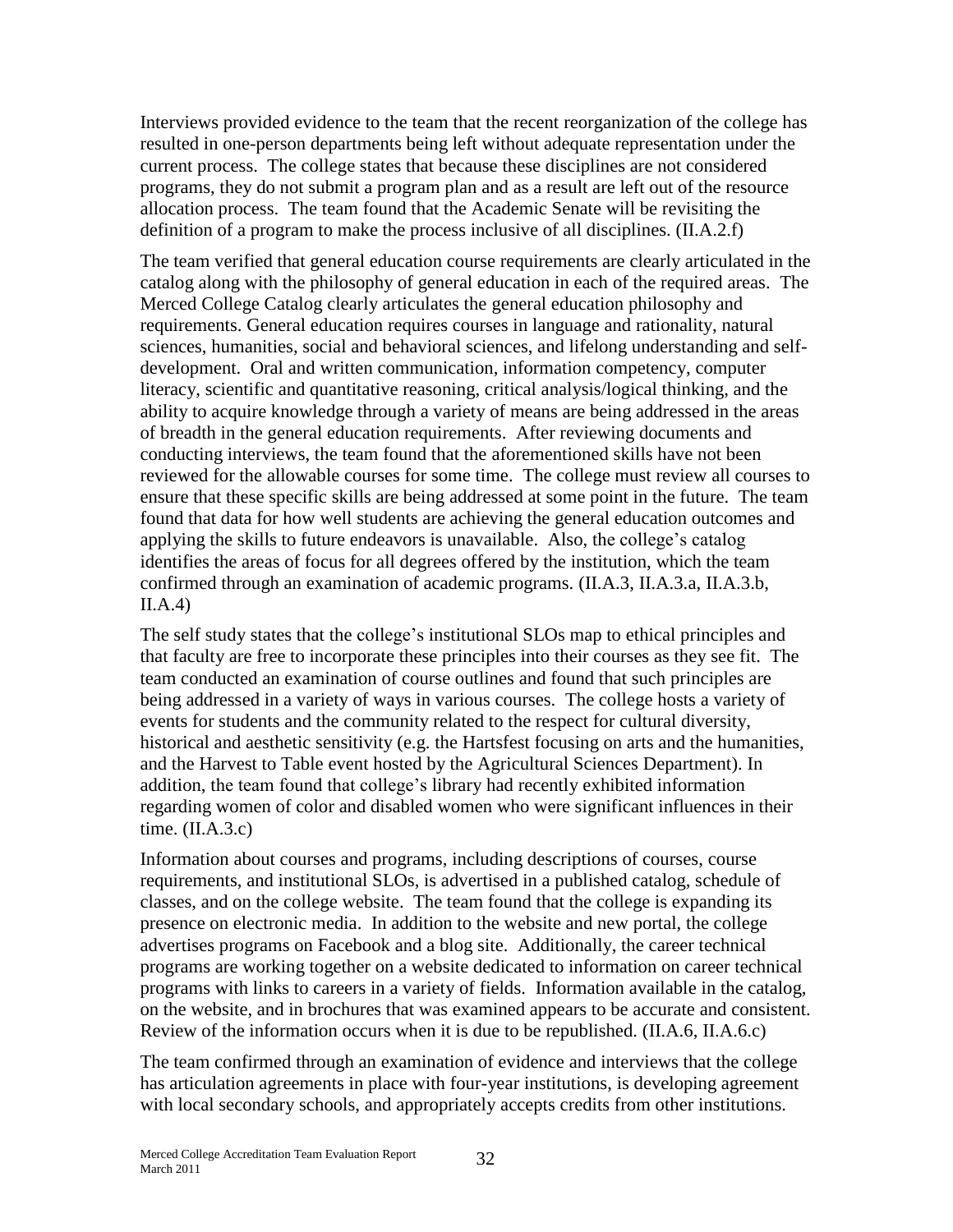Interviews provided evidence to the team that the recent reorganization of the college has resulted in one-person departments being left without adequate representation under the current process. The college states that because these disciplines are not considered programs, they do not submit a program plan and as a result are left out of the resource allocation process. The team found that the Academic Senate will be revisiting the definition of a program to make the process inclusive of all disciplines. (II.A.2.f)

The team verified that general education course requirements are clearly articulated in the catalog along with the philosophy of general education in each of the required areas. The Merced College Catalog clearly articulates the general education philosophy and requirements. General education requires courses in language and rationality, natural sciences, humanities, social and behavioral sciences, and lifelong understanding and self-development. Oral and written communication, information competency, computer literacy, scientific and quantitative reasoning, critical analysis/logical thinking, and the ability to acquire knowledge through a variety of means are being addressed in the areas of breadth in the general education requirements. After reviewing documents and conducting interviews, the team found that the aforementioned skills have not been reviewed for the allowable courses for some time. The college must review all courses to ensure that these specific skills are being addressed at some point in the future. The team found that data for how well students are achieving the general education outcomes and applying the skills to future endeavors is unavailable. Also, the college's catalog identifies the areas of focus for all degrees offered by the institution, which the team confirmed through an examination of academic programs. (II.A.3, II.A.3.a, II.A.3.b, II.A.4)

The self study states that the college's institutional SLOs map to ethical principles and that faculty are free to incorporate these principles into their courses as they see fit. The team conducted an examination of course outlines and found that such principles are being addressed in a variety of ways in various courses. The college hosts a variety of events for students and the community related to the respect for cultural diversity, historical and aesthetic sensitivity (e.g. the Hartsfest focusing on arts and the humanities, and the Harvest to Table event hosted by the Agricultural Sciences Department). In addition, the team found that college's library had recently exhibited information regarding women of color and disabled women who were significant influences in their time. (II.A.3.c)

Information about courses and programs, including descriptions of courses, course requirements, and institutional SLOs, is advertised in a published catalog, schedule of classes, and on the college website. The team found that the college is expanding its presence on electronic media. In addition to the website and new portal, the college advertises programs on Facebook and a blog site. Additionally, the career technical programs are working together on a website dedicated to information on career technical programs with links to careers in a variety of fields. Information available in the catalog, on the website, and in brochures that was examined appears to be accurate and consistent. Review of the information occurs when it is due to be republished. (II.A.6, II.A.6.c)

The team confirmed through an examination of evidence and interviews that the college has articulation agreements in place with four-year institutions, is developing agreement with local secondary schools, and appropriately accepts credits from other institutions.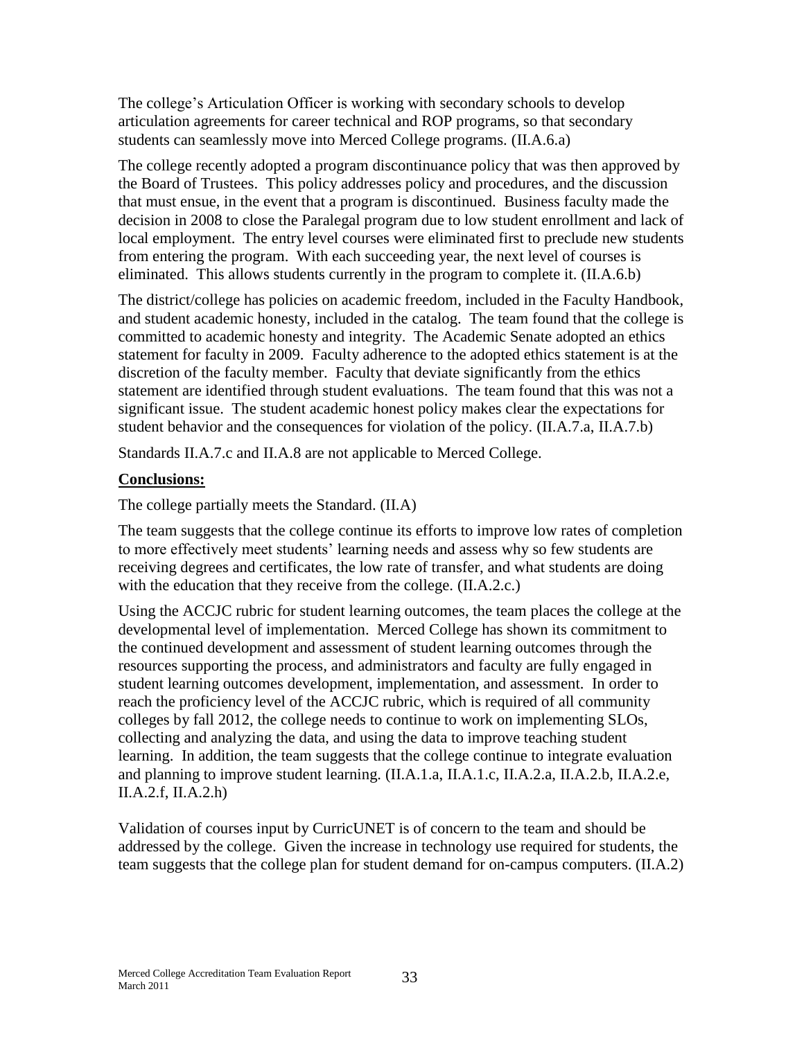The college's Articulation Officer is working with secondary schools to develop articulation agreements for career technical and ROP programs, so that secondary students can seamlessly move into Merced College programs. (II.A.6.a)

The college recently adopted a program discontinuance policy that was then approved by the Board of Trustees. This policy addresses policy and procedures, and the discussion that must ensue, in the event that a program is discontinued. Business faculty made the decision in 2008 to close the Paralegal program due to low student enrollment and lack of local employment. The entry level courses were eliminated first to preclude new students from entering the program. With each succeeding year, the next level of courses is eliminated. This allows students currently in the program to complete it. (II.A.6.b)

The district/college has policies on academic freedom, included in the Faculty Handbook, and student academic honesty, included in the catalog. The team found that the college is committed to academic honesty and integrity. The Academic Senate adopted an ethics statement for faculty in 2009. Faculty adherence to the adopted ethics statement is at the discretion of the faculty member. Faculty that deviate significantly from the ethics statement are identified through student evaluations. The team found that this was not a significant issue. The student academic honest policy makes clear the expectations for student behavior and the consequences for violation of the policy. (II.A.7.a, II.A.7.b)

Standards II.A.7.c and II.A.8 are not applicable to Merced College.

**Conclusions:**

The college partially meets the Standard. (II.A)

The team suggests that the college continue its efforts to improve low rates of completion to more effectively meet students' learning needs and assess why so few students are receiving degrees and certificates, the low rate of transfer, and what students are doing with the education that they receive from the college. (II.A.2.c.)

Using the ACCJC rubric for student learning outcomes, the team places the college at the developmental level of implementation. Merced College has shown its commitment to the continued development and assessment of student learning outcomes through the resources supporting the process, and administrators and faculty are fully engaged in student learning outcomes development, implementation, and assessment. In order to reach the proficiency level of the ACCJC rubric, which is required of all community colleges by fall 2012, the college needs to continue to work on implementing SLOs, collecting and analyzing the data, and using the data to improve teaching student learning. In addition, the team suggests that the college continue to integrate evaluation and planning to improve student learning. (II.A.1.a, II.A.1.c, II.A.2.a, II.A.2.b, II.A.2.e, II.A.2.f, II.A.2.h)

Validation of courses input by CurricUNET is of concern to the team and should be addressed by the college. Given the increase in technology use required for students, the team suggests that the college plan for student demand for on-campus computers. (II.A.2)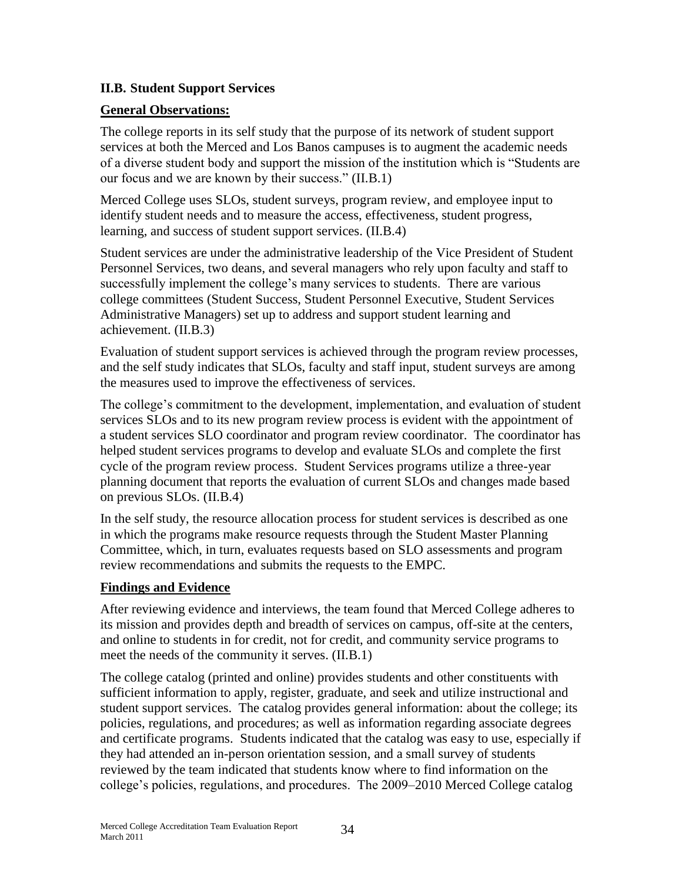### II.B. Student Support Services

**General Observations:**

The college reports in its self study that the purpose of its network of student support services at both the Merced and Los Banos campuses is to augment the academic needs of a diverse student body and support the mission of the institution which is "Students are our focus and we are known by their success." (II.B.1)

Merced College uses SLOs, student surveys, program review, and employee input to identify student needs and to measure the access, effectiveness, student progress, learning, and success of student support services. (II.B.4)

Student services are under the administrative leadership of the Vice President of Student Personnel Services, two deans, and several managers who rely upon faculty and staff to successfully implement the college's many services to students. There are various college committees (Student Success, Student Personnel Executive, Student Services Administrative Managers) set up to address and support student learning and achievement. (II.B.3)

Evaluation of student support services is achieved through the program review processes, and the self study indicates that SLOs, faculty and staff input, student surveys are among the measures used to improve the effectiveness of services.

The college's commitment to the development, implementation, and evaluation of student services SLOs and to its new program review process is evident with the appointment of a student services SLO coordinator and program review coordinator. The coordinator has helped student services programs to develop and evaluate SLOs and complete the first cycle of the program review process. Student Services programs utilize a three-year planning document that reports the evaluation of current SLOs and changes made based on previous SLOs. (II.B.4)

In the self study, the resource allocation process for student services is described as one in which the programs make resource requests through the Student Master Planning Committee, which, in turn, evaluates requests based on SLO assessments and program review recommendations and submits the requests to the EMPC.

**Findings and Evidence**

After reviewing evidence and interviews, the team found that Merced College adheres to its mission and provides depth and breadth of services on campus, off-site at the centers, and online to students in for credit, not for credit, and community service programs to meet the needs of the community it serves. (II.B.1)

The college catalog (printed and online) provides students and other constituents with sufficient information to apply, register, graduate, and seek and utilize instructional and student support services. The catalog provides general information: about the college; its policies, regulations, and procedures; as well as information regarding associate degrees and certificate programs. Students indicated that the catalog was easy to use, especially if they had attended an in-person orientation session, and a small survey of students reviewed by the team indicated that students know where to find information on the college's policies, regulations, and procedures. The 2009–2010 Merced College catalog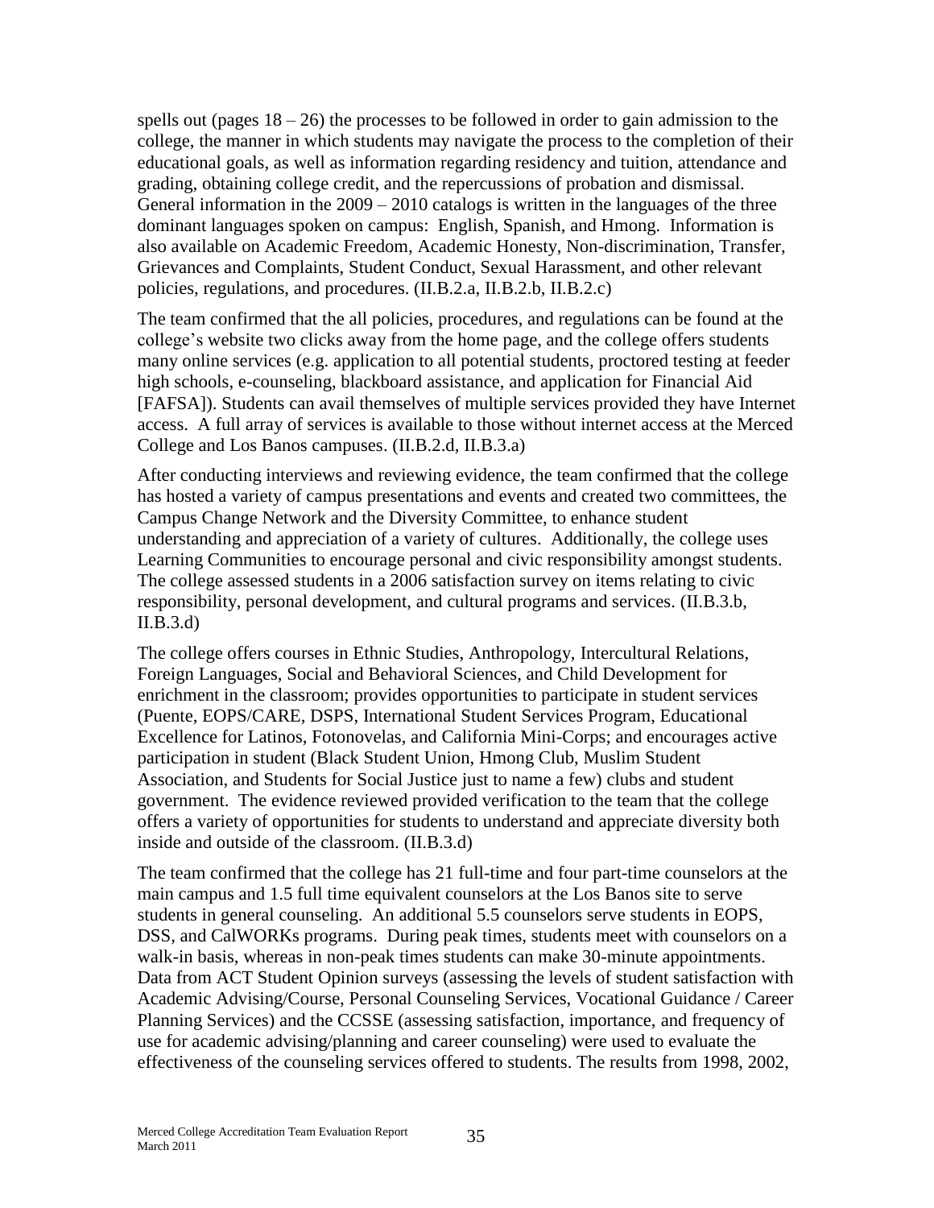spells out (pages 18 – 26) the processes to be followed in order to gain admission to the college, the manner in which students may navigate the process to the completion of their educational goals, as well as information regarding residency and tuition, attendance and grading, obtaining college credit, and the repercussions of probation and dismissal. General information in the 2009 – 2010 catalogs is written in the languages of the three dominant languages spoken on campus: English, Spanish, and Hmong. Information is also available on Academic Freedom, Academic Honesty, Non-discrimination, Transfer, Grievances and Complaints, Student Conduct, Sexual Harassment, and other relevant policies, regulations, and procedures. (II.B.2.a, II.B.2.b, II.B.2.c)

The team confirmed that the all policies, procedures, and regulations can be found at the college's website two clicks away from the home page, and the college offers students many online services (e.g. application to all potential students, proctored testing at feeder high schools, e-counseling, blackboard assistance, and application for Financial Aid [FAFSA]). Students can avail themselves of multiple services provided they have Internet access. A full array of services is available to those without internet access at the Merced College and Los Banos campuses. (II.B.2.d, II.B.3.a)

After conducting interviews and reviewing evidence, the team confirmed that the college has hosted a variety of campus presentations and events and created two committees, the Campus Change Network and the Diversity Committee, to enhance student understanding and appreciation of a variety of cultures. Additionally, the college uses Learning Communities to encourage personal and civic responsibility amongst students. The college assessed students in a 2006 satisfaction survey on items relating to civic responsibility, personal development, and cultural programs and services. (II.B.3.b, II.B.3.d)

The college offers courses in Ethnic Studies, Anthropology, Intercultural Relations, Foreign Languages, Social and Behavioral Sciences, and Child Development for enrichment in the classroom; provides opportunities to participate in student services (Puente, EOPS/CARE, DSPS, International Student Services Program, Educational Excellence for Latinos, Fotonovelas, and California Mini-Corps; and encourages active participation in student (Black Student Union, Hmong Club, Muslim Student Association, and Students for Social Justice just to name a few) clubs and student government. The evidence reviewed provided verification to the team that the college offers a variety of opportunities for students to understand and appreciate diversity both inside and outside of the classroom. (II.B.3.d)

The team confirmed that the college has 21 full-time and four part-time counselors at the main campus and 1.5 full time equivalent counselors at the Los Banos site to serve students in general counseling. An additional 5.5 counselors serve students in EOPS, DSS, and CalWORKs programs. During peak times, students meet with counselors on a walk-in basis, whereas in non-peak times students can make 30-minute appointments. Data from ACT Student Opinion surveys (assessing the levels of student satisfaction with Academic Advising/Course, Personal Counseling Services, Vocational Guidance / Career Planning Services) and the CCSSE (assessing satisfaction, importance, and frequency of use for academic advising/planning and career counseling) were used to evaluate the effectiveness of the counseling services offered to students. The results from 1998, 2002,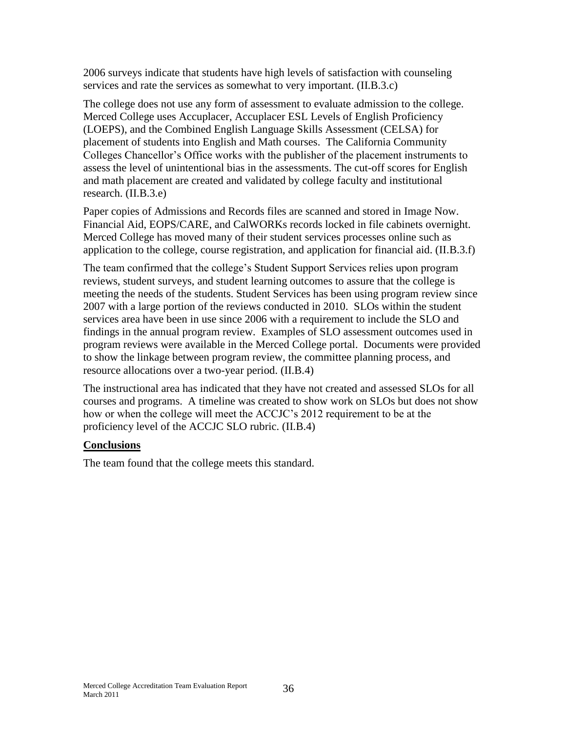2006 surveys indicate that students have high levels of satisfaction with counseling services and rate the services as somewhat to very important. (II.B.3.c)

The college does not use any form of assessment to evaluate admission to the college. Merced College uses Accuplacer, Accuplacer ESL Levels of English Proficiency (LOEPS), and the Combined English Language Skills Assessment (CELSA) for placement of students into English and Math courses. The California Community Colleges Chancellor's Office works with the publisher of the placement instruments to assess the level of unintentional bias in the assessments. The cut-off scores for English and math placement are created and validated by college faculty and institutional research. (II.B.3.e)

Paper copies of Admissions and Records files are scanned and stored in Image Now. Financial Aid, EOPS/CARE, and CalWORKs records locked in file cabinets overnight. Merced College has moved many of their student services processes online such as application to the college, course registration, and application for financial aid. (II.B.3.f)

The team confirmed that the college's Student Support Services relies upon program reviews, student surveys, and student learning outcomes to assure that the college is meeting the needs of the students. Student Services has been using program review since 2007 with a large portion of the reviews conducted in 2010. SLOs within the student services area have been in use since 2006 with a requirement to include the SLO and findings in the annual program review. Examples of SLO assessment outcomes used in program reviews were available in the Merced College portal. Documents were provided to show the linkage between program review, the committee planning process, and resource allocations over a two-year period. (II.B.4)

The instructional area has indicated that they have not created and assessed SLOs for all courses and programs. A timeline was created to show work on SLOs but does not show how or when the college will meet the ACCJC's 2012 requirement to be at the proficiency level of the ACCJC SLO rubric. (II.B.4)

**Conclusions**

The team found that the college meets this standard.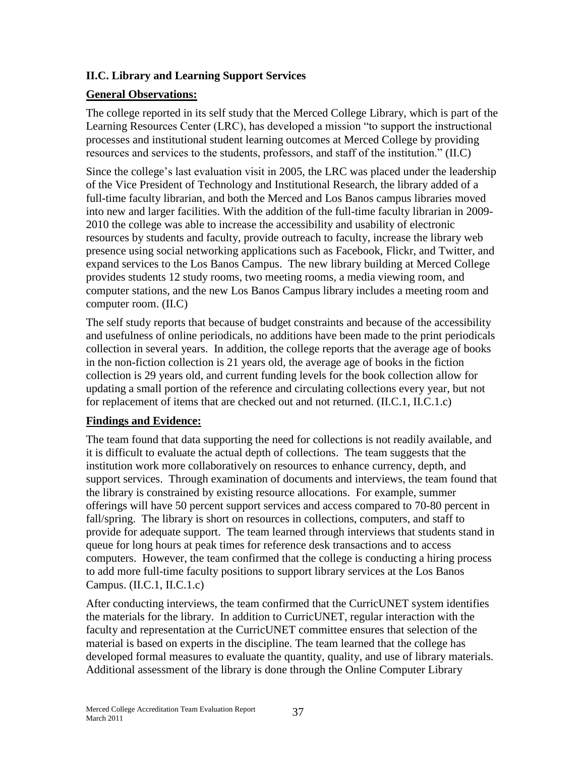### II.C. Library and Learning Support Services

**General Observations:**

The college reported in its self study that the Merced College Library, which is part of the Learning Resources Center (LRC), has developed a mission "to support the instructional processes and institutional student learning outcomes at Merced College by providing resources and services to the students, professors, and staff of the institution." (II.C)

Since the college's last evaluation visit in 2005, the LRC was placed under the leadership of the Vice President of Technology and Institutional Research, the library added of a full-time faculty librarian, and both the Merced and Los Banos campus libraries moved into new and larger facilities. With the addition of the full-time faculty librarian in 2009-2010 the college was able to increase the accessibility and usability of electronic resources by students and faculty, provide outreach to faculty, increase the library web presence using social networking applications such as Facebook, Flickr, and Twitter, and expand services to the Los Banos Campus. The new library building at Merced College provides students 12 study rooms, two meeting rooms, a media viewing room, and computer stations, and the new Los Banos Campus library includes a meeting room and computer room. (II.C)

The self study reports that because of budget constraints and because of the accessibility and usefulness of online periodicals, no additions have been made to the print periodicals collection in several years. In addition, the college reports that the average age of books in the non-fiction collection is 21 years old, the average age of books in the fiction collection is 29 years old, and current funding levels for the book collection allow for updating a small portion of the reference and circulating collections every year, but not for replacement of items that are checked out and not returned. (II.C.1, II.C.1.c)

**Findings and Evidence:**

The team found that data supporting the need for collections is not readily available, and it is difficult to evaluate the actual depth of collections. The team suggests that the institution work more collaboratively on resources to enhance currency, depth, and support services. Through examination of documents and interviews, the team found that the library is constrained by existing resource allocations. For example, summer offerings will have 50 percent support services and access compared to 70-80 percent in fall/spring. The library is short on resources in collections, computers, and staff to provide for adequate support. The team learned through interviews that students stand in queue for long hours at peak times for reference desk transactions and to access computers. However, the team confirmed that the college is conducting a hiring process to add more full-time faculty positions to support library services at the Los Banos Campus. (II.C.1, II.C.1.c)

After conducting interviews, the team confirmed that the CurricUNET system identifies the materials for the library. In addition to CurricUNET, regular interaction with the faculty and representation at the CurricUNET committee ensures that selection of the material is based on experts in the discipline. The team learned that the college has developed formal measures to evaluate the quantity, quality, and use of library materials. Additional assessment of the library is done through the Online Computer Library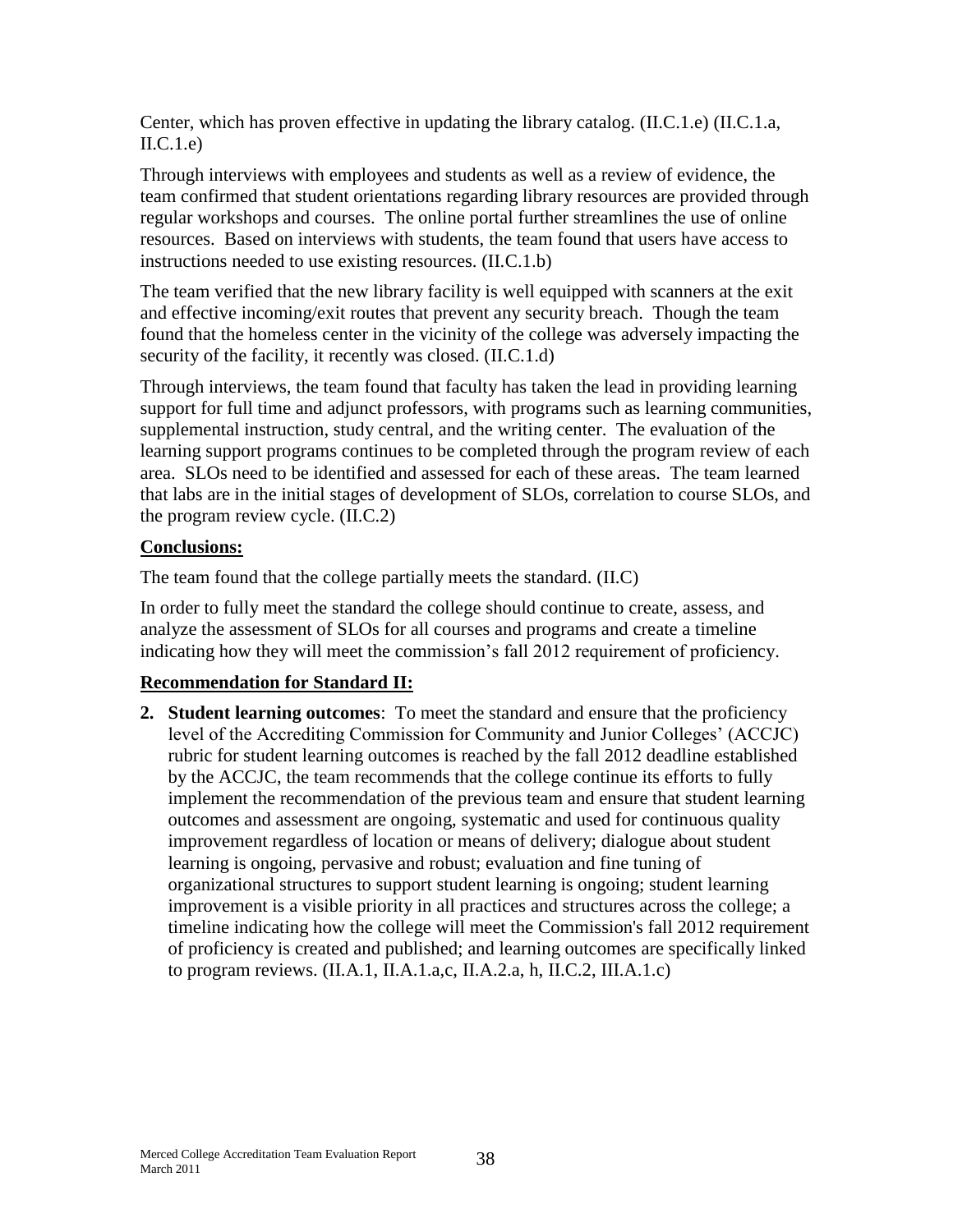Center, which has proven effective in updating the library catalog. (II.C.1.e) (II.C.1.a, II.C.1.e)

Through interviews with employees and students as well as a review of evidence, the team confirmed that student orientations regarding library resources are provided through regular workshops and courses. The online portal further streamlines the use of online resources. Based on interviews with students, the team found that users have access to instructions needed to use existing resources. (II.C.1.b)

The team verified that the new library facility is well equipped with scanners at the exit and effective incoming/exit routes that prevent any security breach. Though the team found that the homeless center in the vicinity of the college was adversely impacting the security of the facility, it recently was closed. (II.C.1.d)

Through interviews, the team found that faculty has taken the lead in providing learning support for full time and adjunct professors, with programs such as learning communities, supplemental instruction, study central, and the writing center. The evaluation of the learning support programs continues to be completed through the program review of each area. SLOs need to be identified and assessed for each of these areas. The team learned that labs are in the initial stages of development of SLOs, correlation to course SLOs, and the program review cycle. (II.C.2)

**Conclusions:**

The team found that the college partially meets the standard. (II.C)

In order to fully meet the standard the college should continue to create, assess, and analyze the assessment of SLOs for all courses and programs and create a timeline indicating how they will meet the commission's fall 2012 requirement of proficiency.

**Recommendation for Standard II:**

2. **Student learning outcomes**: To meet the standard and ensure that the proficiency level of the Accrediting Commission for Community and Junior Colleges' (ACCJC) rubric for student learning outcomes is reached by the fall 2012 deadline established by the ACCJC, the team recommends that the college continue its efforts to fully implement the recommendation of the previous team and ensure that student learning outcomes and assessment are ongoing, systematic and used for continuous quality improvement regardless of location or means of delivery; dialogue about student learning is ongoing, pervasive and robust; evaluation and fine tuning of organizational structures to support student learning is ongoing; student learning improvement is a visible priority in all practices and structures across the college; a timeline indicating how the college will meet the Commission's fall 2012 requirement of proficiency is created and published; and learning outcomes are specifically linked to program reviews. (II.A.1, II.A.1.a,c, II.A.2.a, h, II.C.2, III.A.1.c)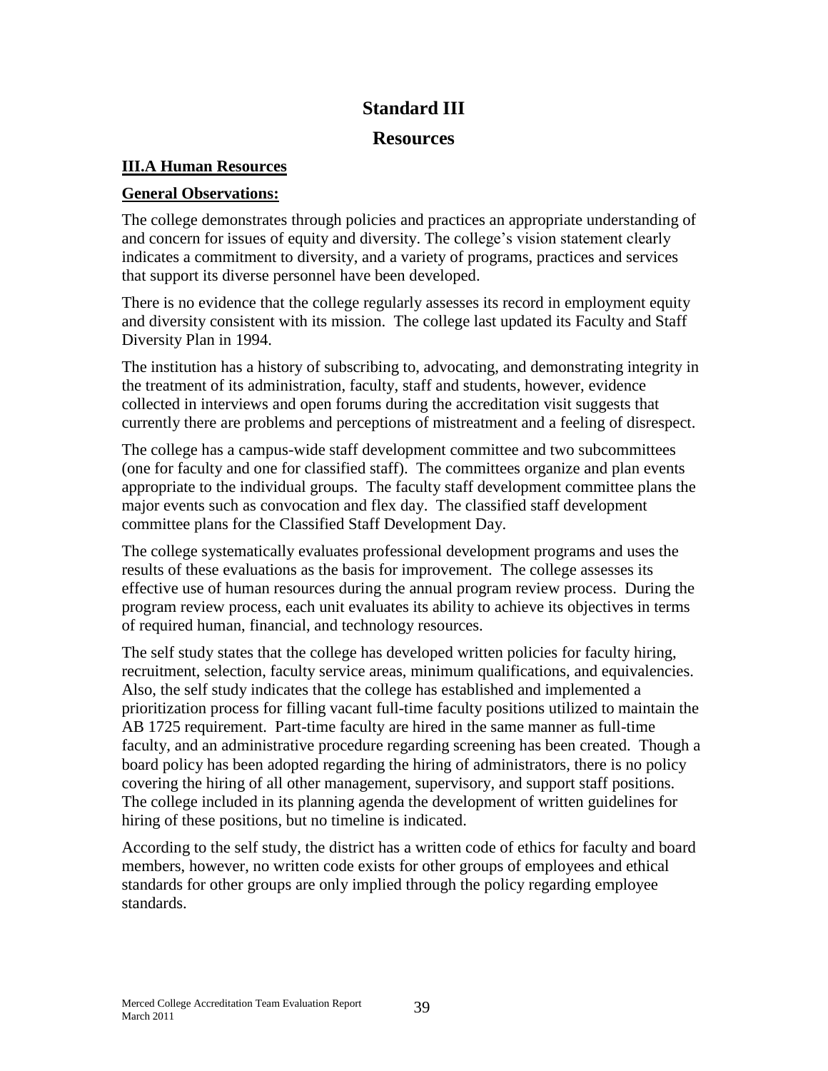# Standard III

## Resources

**III.A Human Resources**

**General Observations:**

The college demonstrates through policies and practices an appropriate understanding of and concern for issues of equity and diversity. The college's vision statement clearly indicates a commitment to diversity, and a variety of programs, practices and services that support its diverse personnel have been developed.

There is no evidence that the college regularly assesses its record in employment equity and diversity consistent with its mission. The college last updated its Faculty and Staff Diversity Plan in 1994.

The institution has a history of subscribing to, advocating, and demonstrating integrity in the treatment of its administration, faculty, staff and students, however, evidence collected in interviews and open forums during the accreditation visit suggests that currently there are problems and perceptions of mistreatment and a feeling of disrespect.

The college has a campus-wide staff development committee and two subcommittees (one for faculty and one for classified staff). The committees organize and plan events appropriate to the individual groups. The faculty staff development committee plans the major events such as convocation and flex day. The classified staff development committee plans for the Classified Staff Development Day.

The college systematically evaluates professional development programs and uses the results of these evaluations as the basis for improvement. The college assesses its effective use of human resources during the annual program review process. During the program review process, each unit evaluates its ability to achieve its objectives in terms of required human, financial, and technology resources.

The self study states that the college has developed written policies for faculty hiring, recruitment, selection, faculty service areas, minimum qualifications, and equivalencies. Also, the self study indicates that the college has established and implemented a prioritization process for filling vacant full-time faculty positions utilized to maintain the AB 1725 requirement. Part-time faculty are hired in the same manner as full-time faculty, and an administrative procedure regarding screening has been created. Though a board policy has been adopted regarding the hiring of administrators, there is no policy covering the hiring of all other management, supervisory, and support staff positions. The college included in its planning agenda the development of written guidelines for hiring of these positions, but no timeline is indicated.

According to the self study, the district has a written code of ethics for faculty and board members, however, no written code exists for other groups of employees and ethical standards for other groups are only implied through the policy regarding employee standards.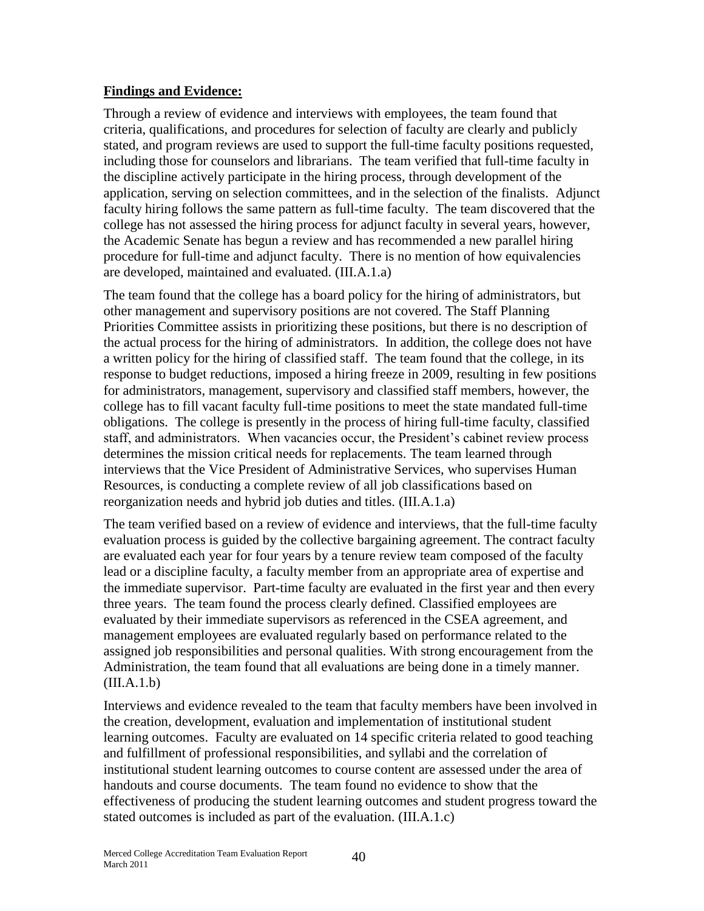**Findings and Evidence:**

Through a review of evidence and interviews with employees, the team found that criteria, qualifications, and procedures for selection of faculty are clearly and publicly stated, and program reviews are used to support the full-time faculty positions requested, including those for counselors and librarians. The team verified that full-time faculty in the discipline actively participate in the hiring process, through development of the application, serving on selection committees, and in the selection of the finalists. Adjunct faculty hiring follows the same pattern as full-time faculty. The team discovered that the college has not assessed the hiring process for adjunct faculty in several years, however, the Academic Senate has begun a review and has recommended a new parallel hiring procedure for full-time and adjunct faculty. There is no mention of how equivalencies are developed, maintained and evaluated. (III.A.1.a)

The team found that the college has a board policy for the hiring of administrators, but other management and supervisory positions are not covered. The Staff Planning Priorities Committee assists in prioritizing these positions, but there is no description of the actual process for the hiring of administrators. In addition, the college does not have a written policy for the hiring of classified staff. The team found that the college, in its response to budget reductions, imposed a hiring freeze in 2009, resulting in few positions for administrators, management, supervisory and classified staff members, however, the college has to fill vacant faculty full-time positions to meet the state mandated full-time obligations. The college is presently in the process of hiring full-time faculty, classified staff, and administrators. When vacancies occur, the President's cabinet review process determines the mission critical needs for replacements. The team learned through interviews that the Vice President of Administrative Services, who supervises Human Resources, is conducting a complete review of all job classifications based on reorganization needs and hybrid job duties and titles. (III.A.1.a)

The team verified based on a review of evidence and interviews, that the full-time faculty evaluation process is guided by the collective bargaining agreement. The contract faculty are evaluated each year for four years by a tenure review team composed of the faculty lead or a discipline faculty, a faculty member from an appropriate area of expertise and the immediate supervisor. Part-time faculty are evaluated in the first year and then every three years. The team found the process clearly defined. Classified employees are evaluated by their immediate supervisors as referenced in the CSEA agreement, and management employees are evaluated regularly based on performance related to the assigned job responsibilities and personal qualities. With strong encouragement from the Administration, the team found that all evaluations are being done in a timely manner. (III.A.1.b)

Interviews and evidence revealed to the team that faculty members have been involved in the creation, development, evaluation and implementation of institutional student learning outcomes. Faculty are evaluated on 14 specific criteria related to good teaching and fulfillment of professional responsibilities, and syllabi and the correlation of institutional student learning outcomes to course content are assessed under the area of handouts and course documents. The team found no evidence to show that the effectiveness of producing the student learning outcomes and student progress toward the stated outcomes is included as part of the evaluation. (III.A.1.c)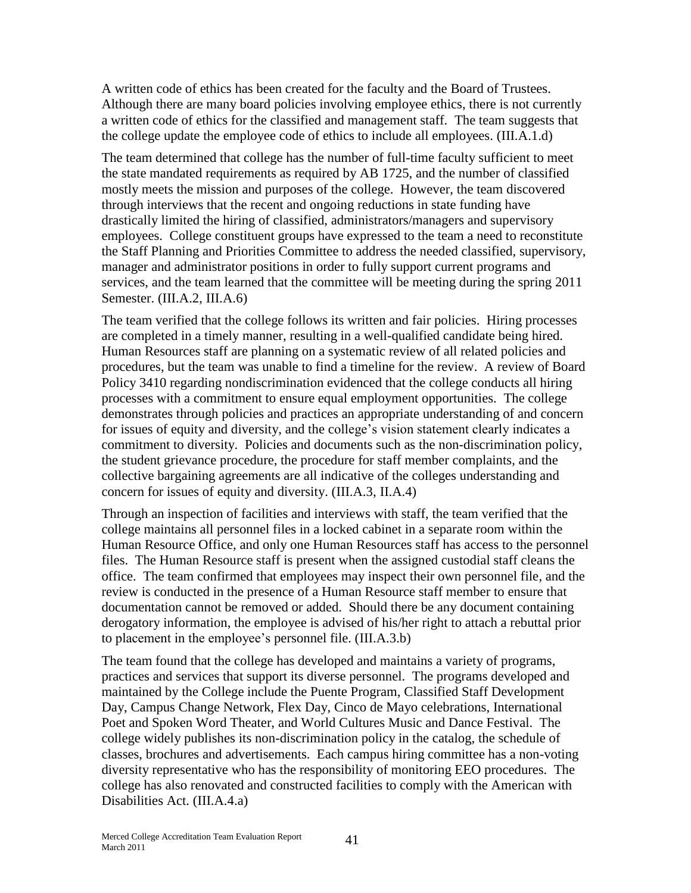A written code of ethics has been created for the faculty and the Board of Trustees. Although there are many board policies involving employee ethics, there is not currently a written code of ethics for the classified and management staff. The team suggests that the college update the employee code of ethics to include all employees. (III.A.1.d)

The team determined that college has the number of full-time faculty sufficient to meet the state mandated requirements as required by AB 1725, and the number of classified mostly meets the mission and purposes of the college. However, the team discovered through interviews that the recent and ongoing reductions in state funding have drastically limited the hiring of classified, administrators/managers and supervisory employees. College constituent groups have expressed to the team a need to reconstitute the Staff Planning and Priorities Committee to address the needed classified, supervisory, manager and administrator positions in order to fully support current programs and services, and the team learned that the committee will be meeting during the spring 2011 Semester. (III.A.2, III.A.6)

The team verified that the college follows its written and fair policies. Hiring processes are completed in a timely manner, resulting in a well-qualified candidate being hired. Human Resources staff are planning on a systematic review of all related policies and procedures, but the team was unable to find a timeline for the review. A review of Board Policy 3410 regarding nondiscrimination evidenced that the college conducts all hiring processes with a commitment to ensure equal employment opportunities. The college demonstrates through policies and practices an appropriate understanding of and concern for issues of equity and diversity, and the college's vision statement clearly indicates a commitment to diversity. Policies and documents such as the non-discrimination policy, the student grievance procedure, the procedure for staff member complaints, and the collective bargaining agreements are all indicative of the colleges understanding and concern for issues of equity and diversity. (III.A.3, II.A.4)

Through an inspection of facilities and interviews with staff, the team verified that the college maintains all personnel files in a locked cabinet in a separate room within the Human Resource Office, and only one Human Resources staff has access to the personnel files. The Human Resource staff is present when the assigned custodial staff cleans the office. The team confirmed that employees may inspect their own personnel file, and the review is conducted in the presence of a Human Resource staff member to ensure that documentation cannot be removed or added. Should there be any document containing derogatory information, the employee is advised of his/her right to attach a rebuttal prior to placement in the employee's personnel file. (III.A.3.b)

The team found that the college has developed and maintains a variety of programs, practices and services that support its diverse personnel. The programs developed and maintained by the College include the Puente Program, Classified Staff Development Day, Campus Change Network, Flex Day, Cinco de Mayo celebrations, International Poet and Spoken Word Theater, and World Cultures Music and Dance Festival. The college widely publishes its non-discrimination policy in the catalog, the schedule of classes, brochures and advertisements. Each campus hiring committee has a non-voting diversity representative who has the responsibility of monitoring EEO procedures. The college has also renovated and constructed facilities to comply with the American with Disabilities Act. (III.A.4.a)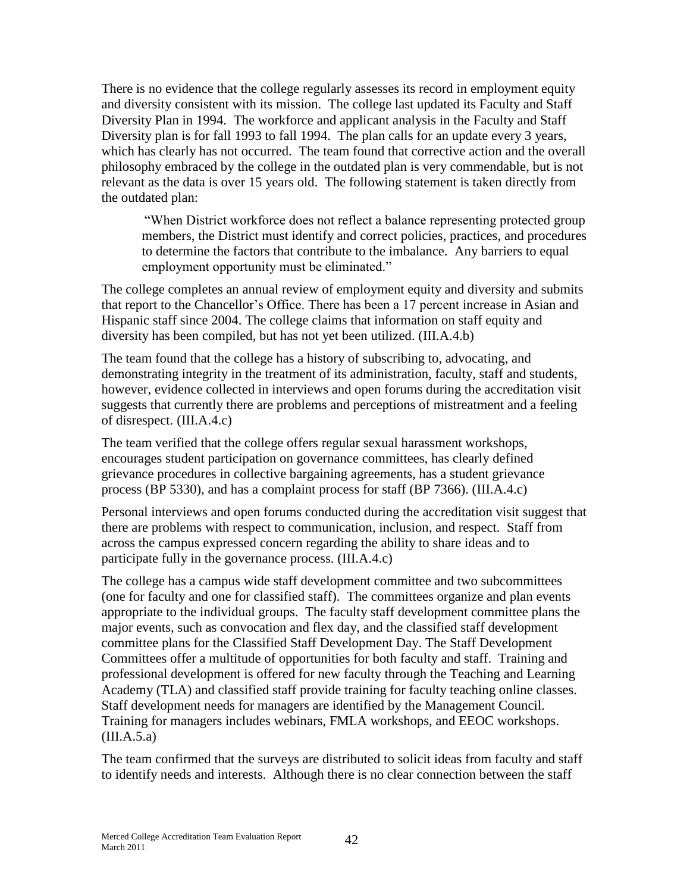There is no evidence that the college regularly assesses its record in employment equity and diversity consistent with its mission. The college last updated its Faculty and Staff Diversity Plan in 1994. The workforce and applicant analysis in the Faculty and Staff Diversity plan is for fall 1993 to fall 1994. The plan calls for an update every 3 years, which has clearly has not occurred. The team found that corrective action and the overall philosophy embraced by the college in the outdated plan is very commendable, but is not relevant as the data is over 15 years old. The following statement is taken directly from the outdated plan:

> "When District workforce does not reflect a balance representing protected group members, the District must identify and correct policies, practices, and procedures to determine the factors that contribute to the imbalance. Any barriers to equal employment opportunity must be eliminated."

The college completes an annual review of employment equity and diversity and submits that report to the Chancellor's Office. There has been a 17 percent increase in Asian and Hispanic staff since 2004. The college claims that information on staff equity and diversity has been compiled, but has not yet been utilized. (III.A.4.b)

The team found that the college has a history of subscribing to, advocating, and demonstrating integrity in the treatment of its administration, faculty, staff and students, however, evidence collected in interviews and open forums during the accreditation visit suggests that currently there are problems and perceptions of mistreatment and a feeling of disrespect. (III.A.4.c)

The team verified that the college offers regular sexual harassment workshops, encourages student participation on governance committees, has clearly defined grievance procedures in collective bargaining agreements, has a student grievance process (BP 5330), and has a complaint process for staff (BP 7366). (III.A.4.c)

Personal interviews and open forums conducted during the accreditation visit suggest that there are problems with respect to communication, inclusion, and respect. Staff from across the campus expressed concern regarding the ability to share ideas and to participate fully in the governance process. (III.A.4.c)

The college has a campus wide staff development committee and two subcommittees (one for faculty and one for classified staff). The committees organize and plan events appropriate to the individual groups. The faculty staff development committee plans the major events, such as convocation and flex day, and the classified staff development committee plans for the Classified Staff Development Day. The Staff Development Committees offer a multitude of opportunities for both faculty and staff. Training and professional development is offered for new faculty through the Teaching and Learning Academy (TLA) and classified staff provide training for faculty teaching online classes. Staff development needs for managers are identified by the Management Council. Training for managers includes webinars, FMLA workshops, and EEOC workshops. (III.A.5.a)

The team confirmed that the surveys are distributed to solicit ideas from faculty and staff to identify needs and interests. Although there is no clear connection between the staff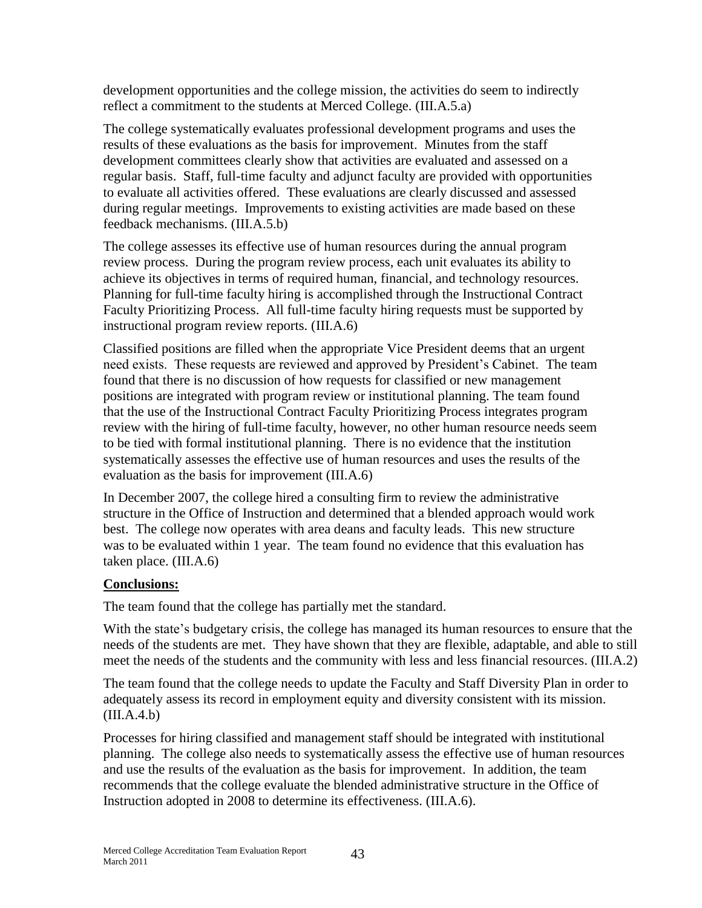development opportunities and the college mission, the activities do seem to indirectly reflect a commitment to the students at Merced College. (III.A.5.a)

The college systematically evaluates professional development programs and uses the results of these evaluations as the basis for improvement. Minutes from the staff development committees clearly show that activities are evaluated and assessed on a regular basis. Staff, full-time faculty and adjunct faculty are provided with opportunities to evaluate all activities offered. These evaluations are clearly discussed and assessed during regular meetings. Improvements to existing activities are made based on these feedback mechanisms. (III.A.5.b)

The college assesses its effective use of human resources during the annual program review process. During the program review process, each unit evaluates its ability to achieve its objectives in terms of required human, financial, and technology resources. Planning for full-time faculty hiring is accomplished through the Instructional Contract Faculty Prioritizing Process. All full-time faculty hiring requests must be supported by instructional program review reports. (III.A.6)

Classified positions are filled when the appropriate Vice President deems that an urgent need exists. These requests are reviewed and approved by President's Cabinet. The team found that there is no discussion of how requests for classified or new management positions are integrated with program review or institutional planning. The team found that the use of the Instructional Contract Faculty Prioritizing Process integrates program review with the hiring of full-time faculty, however, no other human resource needs seem to be tied with formal institutional planning. There is no evidence that the institution systematically assesses the effective use of human resources and uses the results of the evaluation as the basis for improvement (III.A.6)

In December 2007, the college hired a consulting firm to review the administrative structure in the Office of Instruction and determined that a blended approach would work best. The college now operates with area deans and faculty leads. This new structure was to be evaluated within 1 year. The team found no evidence that this evaluation has taken place. (III.A.6)

**Conclusions:**

The team found that the college has partially met the standard.

With the state's budgetary crisis, the college has managed its human resources to ensure that the needs of the students are met. They have shown that they are flexible, adaptable, and able to still meet the needs of the students and the community with less and less financial resources. (III.A.2)

The team found that the college needs to update the Faculty and Staff Diversity Plan in order to adequately assess its record in employment equity and diversity consistent with its mission. (III.A.4.b)

Processes for hiring classified and management staff should be integrated with institutional planning. The college also needs to systematically assess the effective use of human resources and use the results of the evaluation as the basis for improvement. In addition, the team recommends that the college evaluate the blended administrative structure in the Office of Instruction adopted in 2008 to determine its effectiveness. (III.A.6).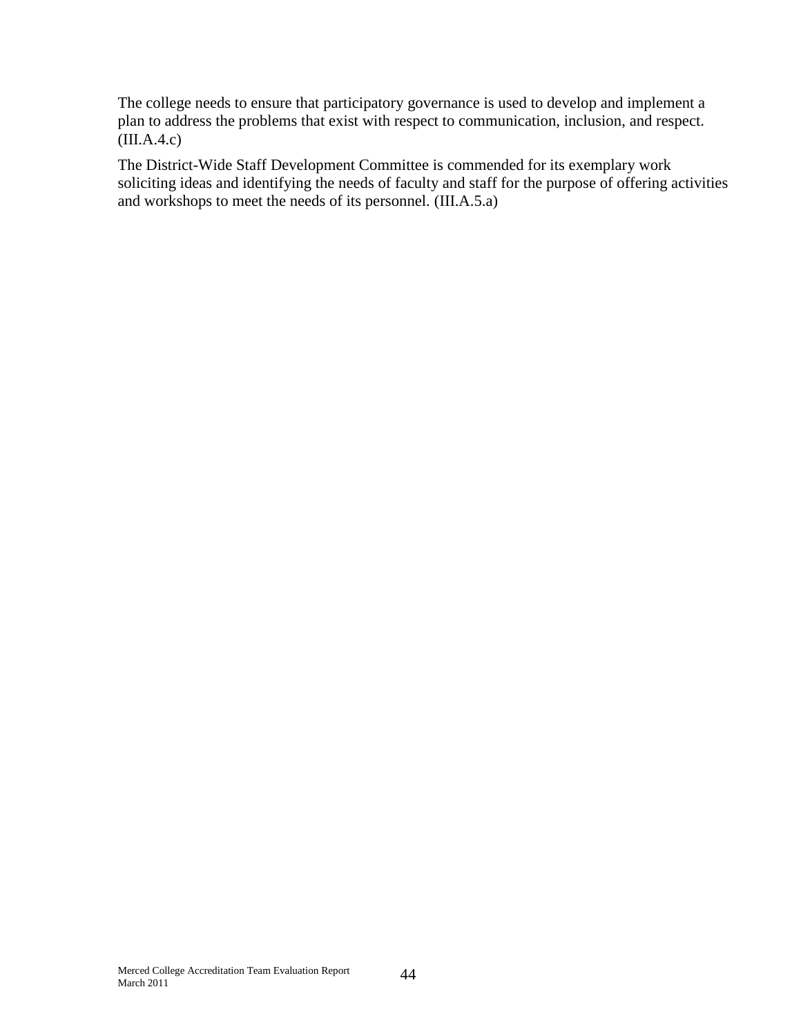The college needs to ensure that participatory governance is used to develop and implement a plan to address the problems that exist with respect to communication, inclusion, and respect. (III.A.4.c)

The District-Wide Staff Development Committee is commended for its exemplary work soliciting ideas and identifying the needs of faculty and staff for the purpose of offering activities and workshops to meet the needs of its personnel. (III.A.5.a)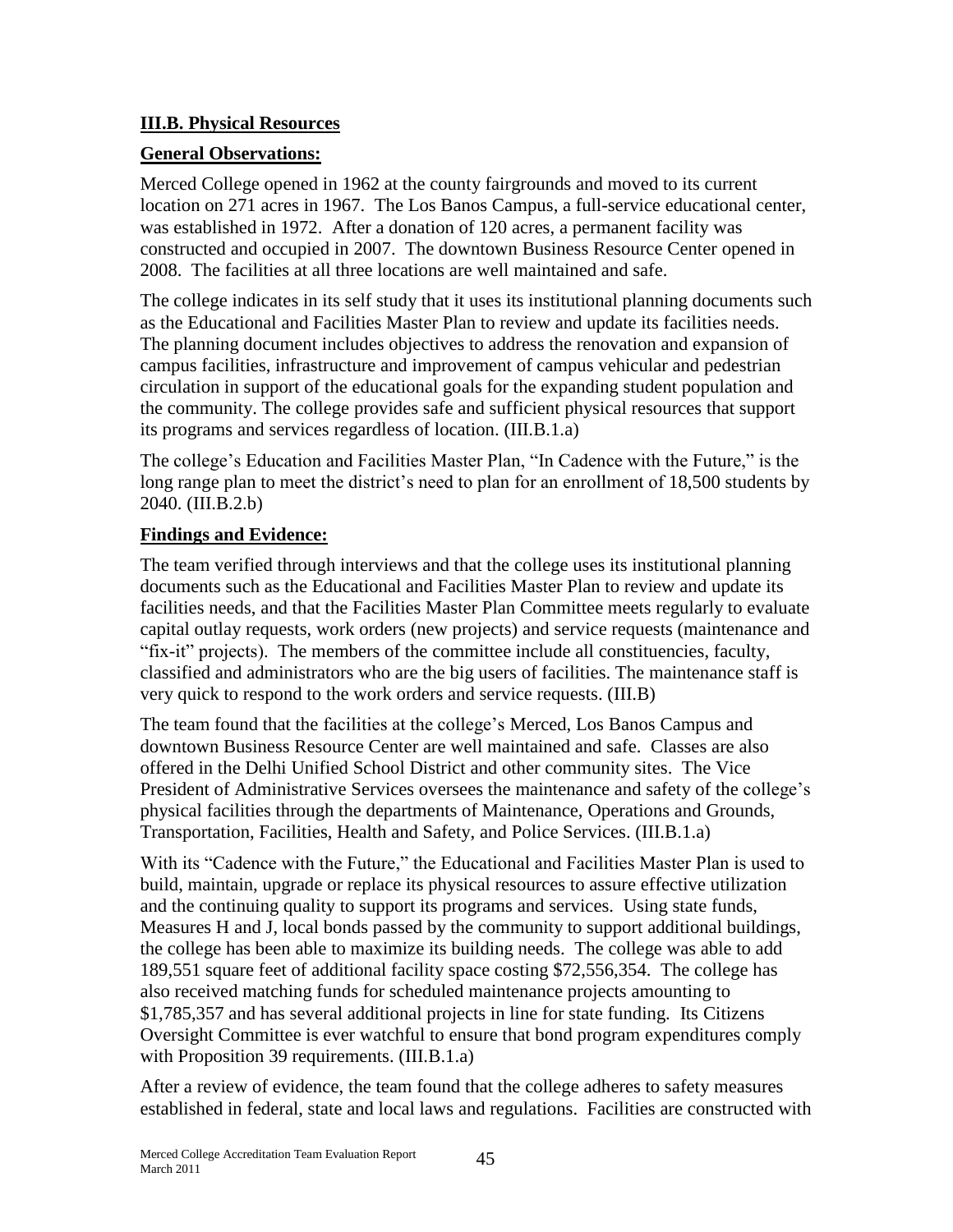**III.B. Physical Resources**

**General Observations:**

Merced College opened in 1962 at the county fairgrounds and moved to its current location on 271 acres in 1967. The Los Banos Campus, a full-service educational center, was established in 1972. After a donation of 120 acres, a permanent facility was constructed and occupied in 2007. The downtown Business Resource Center opened in 2008. The facilities at all three locations are well maintained and safe.

The college indicates in its self study that it uses its institutional planning documents such as the Educational and Facilities Master Plan to review and update its facilities needs. The planning document includes objectives to address the renovation and expansion of campus facilities, infrastructure and improvement of campus vehicular and pedestrian circulation in support of the educational goals for the expanding student population and the community. The college provides safe and sufficient physical resources that support its programs and services regardless of location. (III.B.1.a)

The college's Education and Facilities Master Plan, "In Cadence with the Future," is the long range plan to meet the district's need to plan for an enrollment of 18,500 students by 2040. (III.B.2.b)

**Findings and Evidence:**

The team verified through interviews and that the college uses its institutional planning documents such as the Educational and Facilities Master Plan to review and update its facilities needs, and that the Facilities Master Plan Committee meets regularly to evaluate capital outlay requests, work orders (new projects) and service requests (maintenance and "fix-it" projects). The members of the committee include all constituencies, faculty, classified and administrators who are the big users of facilities. The maintenance staff is very quick to respond to the work orders and service requests. (III.B)

The team found that the facilities at the college's Merced, Los Banos Campus and downtown Business Resource Center are well maintained and safe. Classes are also offered in the Delhi Unified School District and other community sites. The Vice President of Administrative Services oversees the maintenance and safety of the college's physical facilities through the departments of Maintenance, Operations and Grounds, Transportation, Facilities, Health and Safety, and Police Services. (III.B.1.a)

With its "Cadence with the Future," the Educational and Facilities Master Plan is used to build, maintain, upgrade or replace its physical resources to assure effective utilization and the continuing quality to support its programs and services. Using state funds, Measures H and J, local bonds passed by the community to support additional buildings, the college has been able to maximize its building needs. The college was able to add 189,551 square feet of additional facility space costing $72,556,354. The college has also received matching funds for scheduled maintenance projects amounting to $1,785,357 and has several additional projects in line for state funding. Its Citizens Oversight Committee is ever watchful to ensure that bond program expenditures comply with Proposition 39 requirements. (III.B.1.a)

After a review of evidence, the team found that the college adheres to safety measures established in federal, state and local laws and regulations. Facilities are constructed with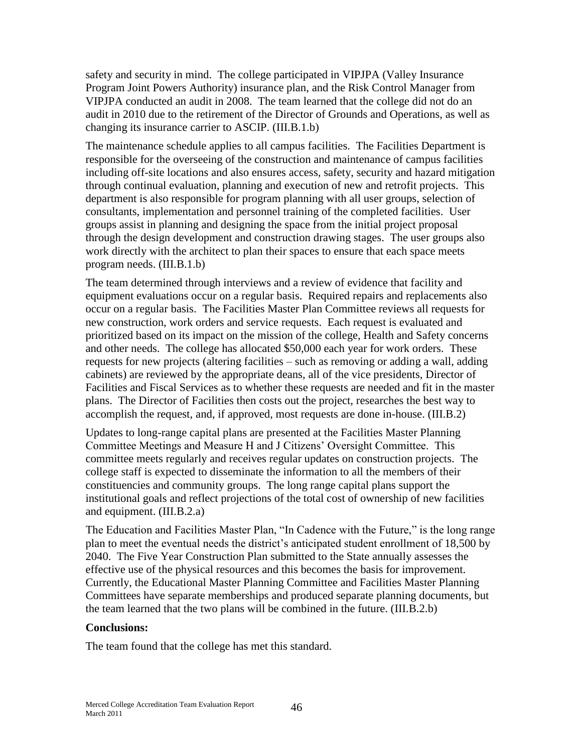safety and security in mind. The college participated in VIPJPA (Valley Insurance Program Joint Powers Authority) insurance plan, and the Risk Control Manager from VIPJPA conducted an audit in 2008. The team learned that the college did not do an audit in 2010 due to the retirement of the Director of Grounds and Operations, as well as changing its insurance carrier to ASCIP. (III.B.1.b)

The maintenance schedule applies to all campus facilities. The Facilities Department is responsible for the overseeing of the construction and maintenance of campus facilities including off-site locations and also ensures access, safety, security and hazard mitigation through continual evaluation, planning and execution of new and retrofit projects. This department is also responsible for program planning with all user groups, selection of consultants, implementation and personnel training of the completed facilities. User groups assist in planning and designing the space from the initial project proposal through the design development and construction drawing stages. The user groups also work directly with the architect to plan their spaces to ensure that each space meets program needs. (III.B.1.b)

The team determined through interviews and a review of evidence that facility and equipment evaluations occur on a regular basis. Required repairs and replacements also occur on a regular basis. The Facilities Master Plan Committee reviews all requests for new construction, work orders and service requests. Each request is evaluated and prioritized based on its impact on the mission of the college, Health and Safety concerns and other needs. The college has allocated $50,000 each year for work orders. These requests for new projects (altering facilities – such as removing or adding a wall, adding cabinets) are reviewed by the appropriate deans, all of the vice presidents, Director of Facilities and Fiscal Services as to whether these requests are needed and fit in the master plans. The Director of Facilities then costs out the project, researches the best way to accomplish the request, and, if approved, most requests are done in-house. (III.B.2)

Updates to long-range capital plans are presented at the Facilities Master Planning Committee Meetings and Measure H and J Citizens' Oversight Committee. This committee meets regularly and receives regular updates on construction projects. The college staff is expected to disseminate the information to all the members of their constituencies and community groups. The long range capital plans support the institutional goals and reflect projections of the total cost of ownership of new facilities and equipment. (III.B.2.a)

The Education and Facilities Master Plan, "In Cadence with the Future," is the long range plan to meet the eventual needs the district's anticipated student enrollment of 18,500 by 2040. The Five Year Construction Plan submitted to the State annually assesses the effective use of the physical resources and this becomes the basis for improvement. Currently, the Educational Master Planning Committee and Facilities Master Planning Committees have separate memberships and produced separate planning documents, but the team learned that the two plans will be combined in the future. (III.B.2.b)

**Conclusions:**

The team found that the college has met this standard.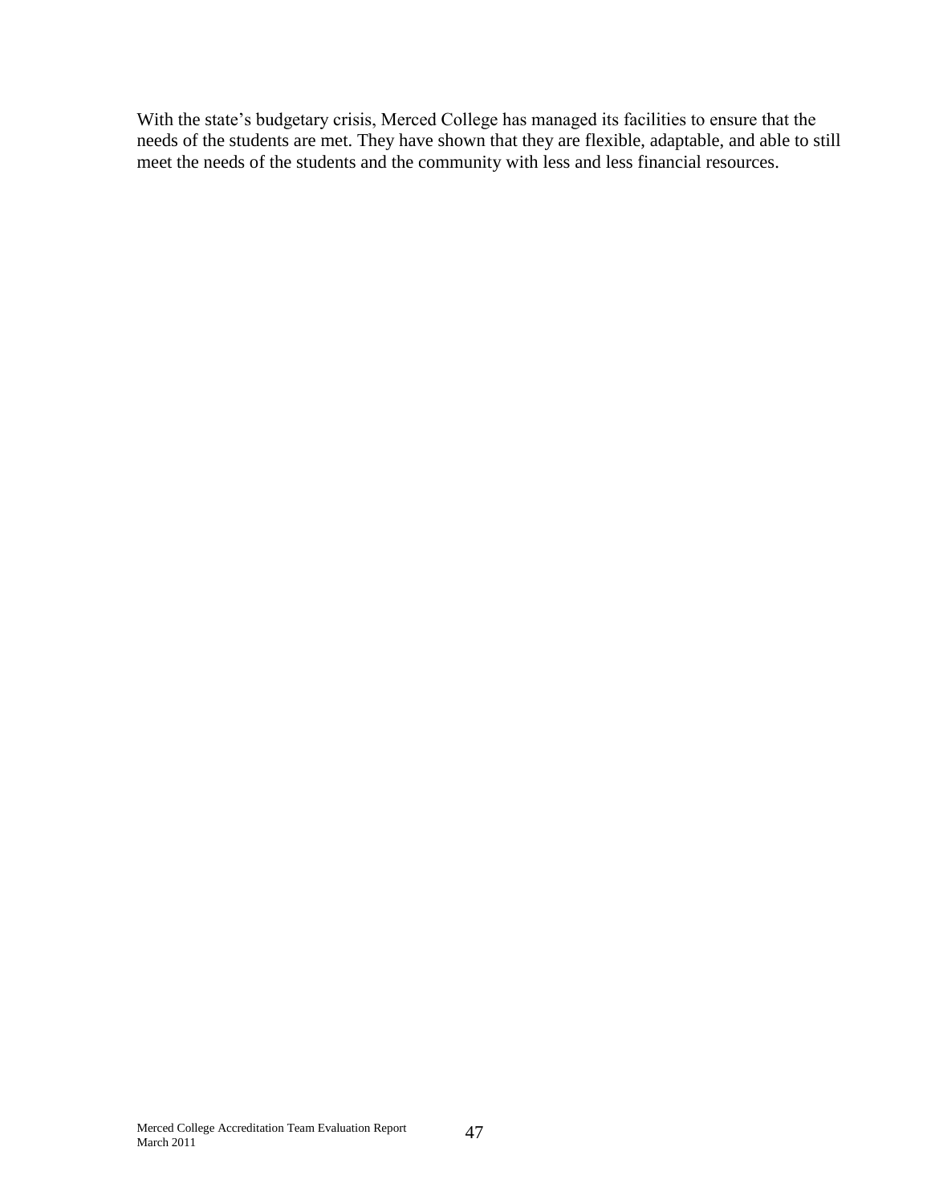With the state's budgetary crisis, Merced College has managed its facilities to ensure that the needs of the students are met. They have shown that they are flexible, adaptable, and able to still meet the needs of the students and the community with less and less financial resources.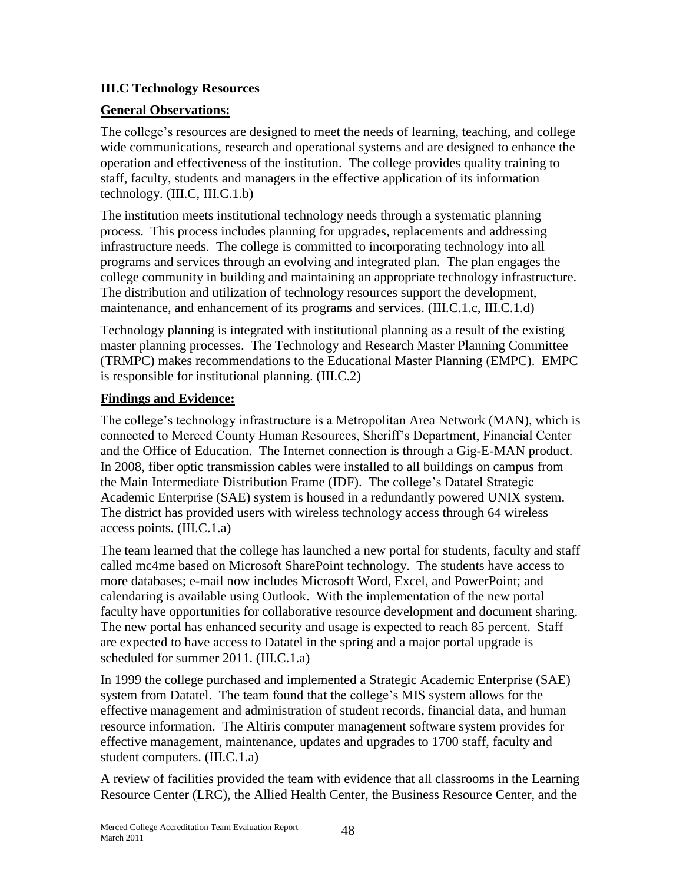**III.C Technology Resources**

**General Observations:**

The college's resources are designed to meet the needs of learning, teaching, and college wide communications, research and operational systems and are designed to enhance the operation and effectiveness of the institution. The college provides quality training to staff, faculty, students and managers in the effective application of its information technology. (III.C, III.C.1.b)

The institution meets institutional technology needs through a systematic planning process. This process includes planning for upgrades, replacements and addressing infrastructure needs. The college is committed to incorporating technology into all programs and services through an evolving and integrated plan. The plan engages the college community in building and maintaining an appropriate technology infrastructure. The distribution and utilization of technology resources support the development, maintenance, and enhancement of its programs and services. (III.C.1.c, III.C.1.d)

Technology planning is integrated with institutional planning as a result of the existing master planning processes. The Technology and Research Master Planning Committee (TRMPC) makes recommendations to the Educational Master Planning (EMPC). EMPC is responsible for institutional planning. (III.C.2)

**Findings and Evidence:**

The college's technology infrastructure is a Metropolitan Area Network (MAN), which is connected to Merced County Human Resources, Sheriff's Department, Financial Center and the Office of Education. The Internet connection is through a Gig-E-MAN product. In 2008, fiber optic transmission cables were installed to all buildings on campus from the Main Intermediate Distribution Frame (IDF). The college's Datatel Strategic Academic Enterprise (SAE) system is housed in a redundantly powered UNIX system. The district has provided users with wireless technology access through 64 wireless access points. (III.C.1.a)

The team learned that the college has launched a new portal for students, faculty and staff called mc4me based on Microsoft SharePoint technology. The students have access to more databases; e-mail now includes Microsoft Word, Excel, and PowerPoint; and calendaring is available using Outlook. With the implementation of the new portal faculty have opportunities for collaborative resource development and document sharing. The new portal has enhanced security and usage is expected to reach 85 percent. Staff are expected to have access to Datatel in the spring and a major portal upgrade is scheduled for summer 2011. (III.C.1.a)

In 1999 the college purchased and implemented a Strategic Academic Enterprise (SAE) system from Datatel. The team found that the college's MIS system allows for the effective management and administration of student records, financial data, and human resource information. The Altiris computer management software system provides for effective management, maintenance, updates and upgrades to 1700 staff, faculty and student computers. (III.C.1.a)

A review of facilities provided the team with evidence that all classrooms in the Learning Resource Center (LRC), the Allied Health Center, the Business Resource Center, and the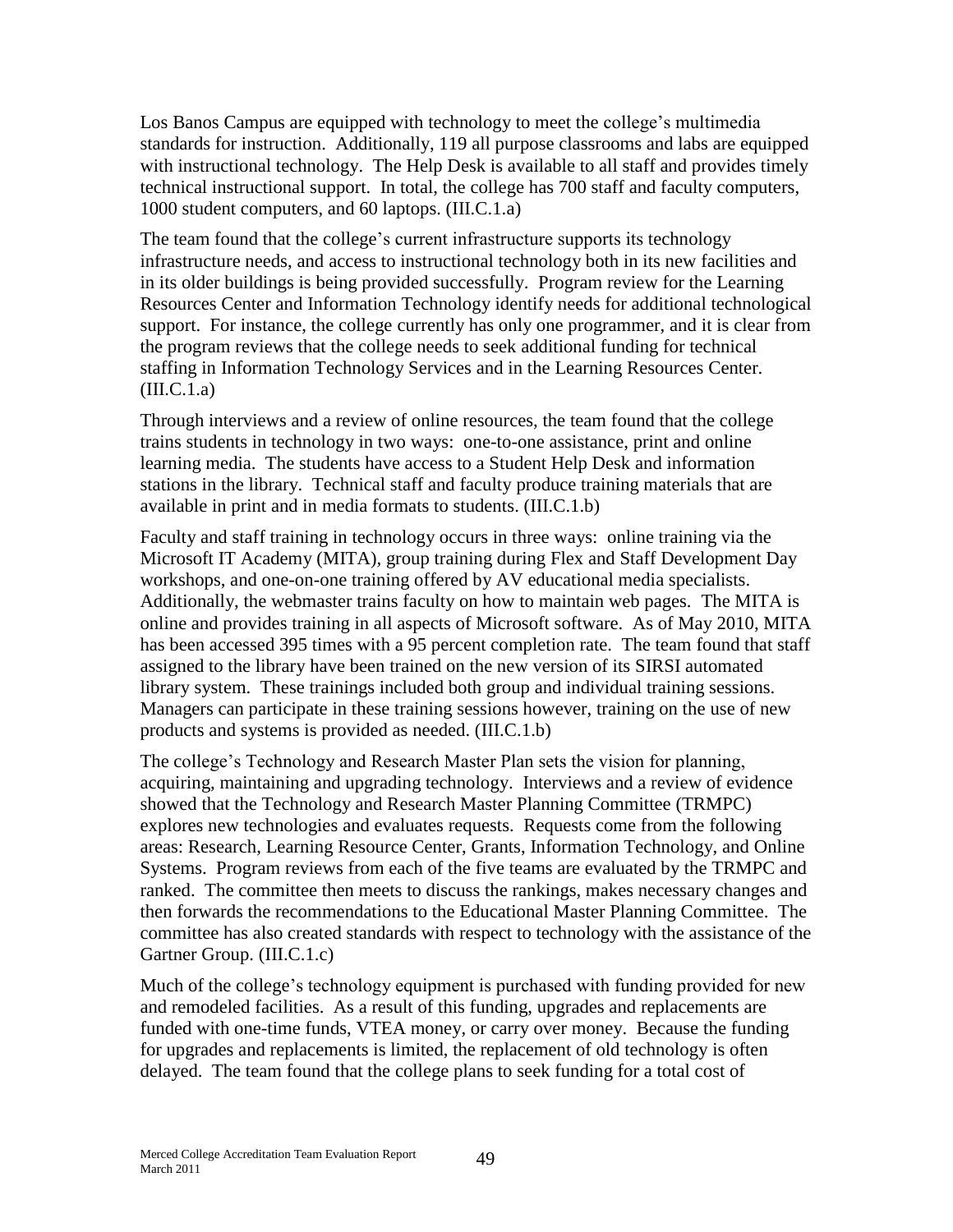Los Banos Campus are equipped with technology to meet the college's multimedia standards for instruction. Additionally, 119 all purpose classrooms and labs are equipped with instructional technology. The Help Desk is available to all staff and provides timely technical instructional support. In total, the college has 700 staff and faculty computers, 1000 student computers, and 60 laptops. (III.C.1.a)

The team found that the college's current infrastructure supports its technology infrastructure needs, and access to instructional technology both in its new facilities and in its older buildings is being provided successfully. Program review for the Learning Resources Center and Information Technology identify needs for additional technological support. For instance, the college currently has only one programmer, and it is clear from the program reviews that the college needs to seek additional funding for technical staffing in Information Technology Services and in the Learning Resources Center. (III.C.1.a)

Through interviews and a review of online resources, the team found that the college trains students in technology in two ways: one-to-one assistance, print and online learning media. The students have access to a Student Help Desk and information stations in the library. Technical staff and faculty produce training materials that are available in print and in media formats to students. (III.C.1.b)

Faculty and staff training in technology occurs in three ways: online training via the Microsoft IT Academy (MITA), group training during Flex and Staff Development Day workshops, and one-on-one training offered by AV educational media specialists. Additionally, the webmaster trains faculty on how to maintain web pages. The MITA is online and provides training in all aspects of Microsoft software. As of May 2010, MITA has been accessed 395 times with a 95 percent completion rate. The team found that staff assigned to the library have been trained on the new version of its SIRSI automated library system. These trainings included both group and individual training sessions. Managers can participate in these training sessions however, training on the use of new products and systems is provided as needed. (III.C.1.b)

The college's Technology and Research Master Plan sets the vision for planning, acquiring, maintaining and upgrading technology. Interviews and a review of evidence showed that the Technology and Research Master Planning Committee (TRMPC) explores new technologies and evaluates requests. Requests come from the following areas: Research, Learning Resource Center, Grants, Information Technology, and Online Systems. Program reviews from each of the five teams are evaluated by the TRMPC and ranked. The committee then meets to discuss the rankings, makes necessary changes and then forwards the recommendations to the Educational Master Planning Committee. The committee has also created standards with respect to technology with the assistance of the Gartner Group. (III.C.1.c)

Much of the college's technology equipment is purchased with funding provided for new and remodeled facilities. As a result of this funding, upgrades and replacements are funded with one-time funds, VTEA money, or carry over money. Because the funding for upgrades and replacements is limited, the replacement of old technology is often delayed. The team found that the college plans to seek funding for a total cost of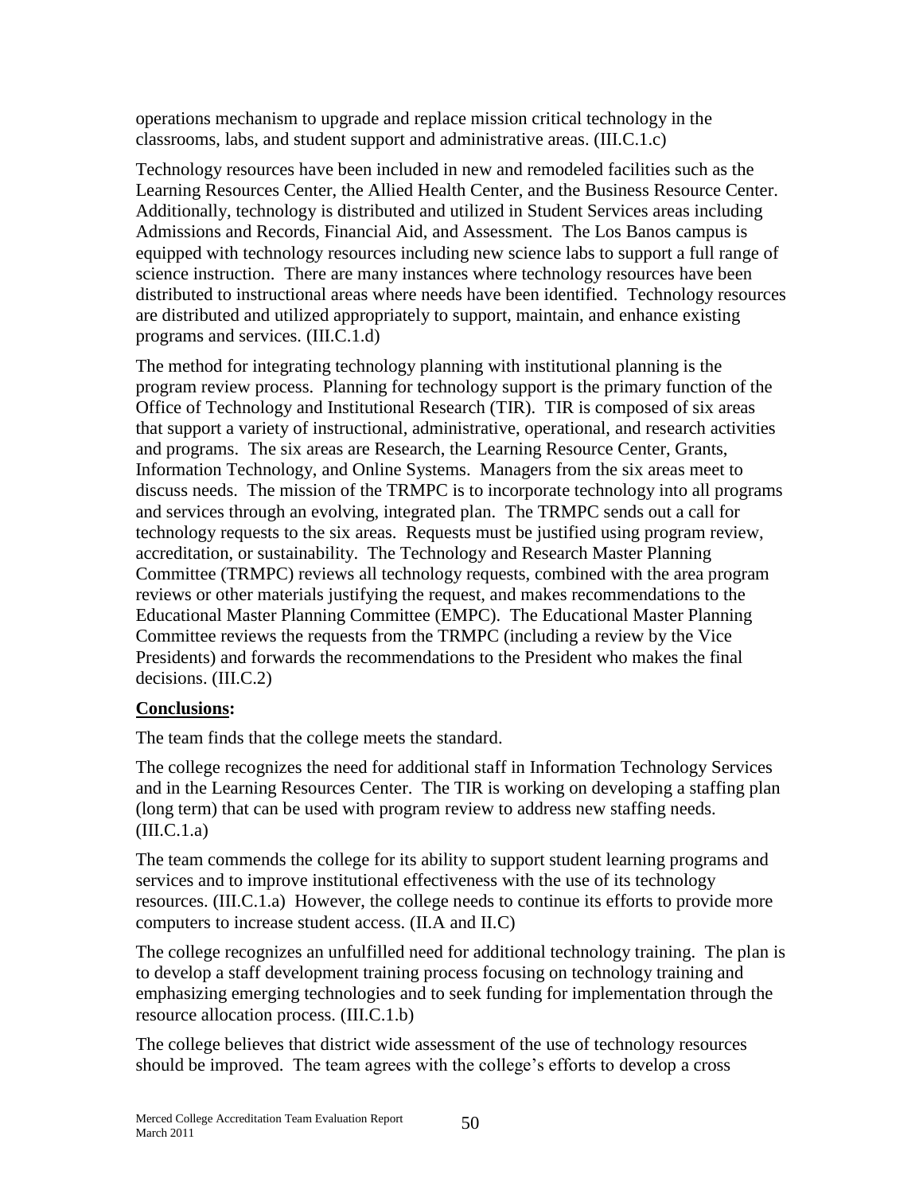operations mechanism to upgrade and replace mission critical technology in the classrooms, labs, and student support and administrative areas. (III.C.1.c)

Technology resources have been included in new and remodeled facilities such as the Learning Resources Center, the Allied Health Center, and the Business Resource Center. Additionally, technology is distributed and utilized in Student Services areas including Admissions and Records, Financial Aid, and Assessment. The Los Banos campus is equipped with technology resources including new science labs to support a full range of science instruction. There are many instances where technology resources have been distributed to instructional areas where needs have been identified. Technology resources are distributed and utilized appropriately to support, maintain, and enhance existing programs and services. (III.C.1.d)

The method for integrating technology planning with institutional planning is the program review process. Planning for technology support is the primary function of the Office of Technology and Institutional Research (TIR). TIR is composed of six areas that support a variety of instructional, administrative, operational, and research activities and programs. The six areas are Research, the Learning Resource Center, Grants, Information Technology, and Online Systems. Managers from the six areas meet to discuss needs. The mission of the TRMPC is to incorporate technology into all programs and services through an evolving, integrated plan. The TRMPC sends out a call for technology requests to the six areas. Requests must be justified using program review, accreditation, or sustainability. The Technology and Research Master Planning Committee (TRMPC) reviews all technology requests, combined with the area program reviews or other materials justifying the request, and makes recommendations to the Educational Master Planning Committee (EMPC). The Educational Master Planning Committee reviews the requests from the TRMPC (including a review by the Vice Presidents) and forwards the recommendations to the President who makes the final decisions. (III.C.2)

**Conclusions:**

The team finds that the college meets the standard.

The college recognizes the need for additional staff in Information Technology Services and in the Learning Resources Center. The TIR is working on developing a staffing plan (long term) that can be used with program review to address new staffing needs. (III.C.1.a)

The team commends the college for its ability to support student learning programs and services and to improve institutional effectiveness with the use of its technology resources. (III.C.1.a) However, the college needs to continue its efforts to provide more computers to increase student access. (II.A and II.C)

The college recognizes an unfulfilled need for additional technology training. The plan is to develop a staff development training process focusing on technology training and emphasizing emerging technologies and to seek funding for implementation through the resource allocation process. (III.C.1.b)

The college believes that district wide assessment of the use of technology resources should be improved. The team agrees with the college's efforts to develop a cross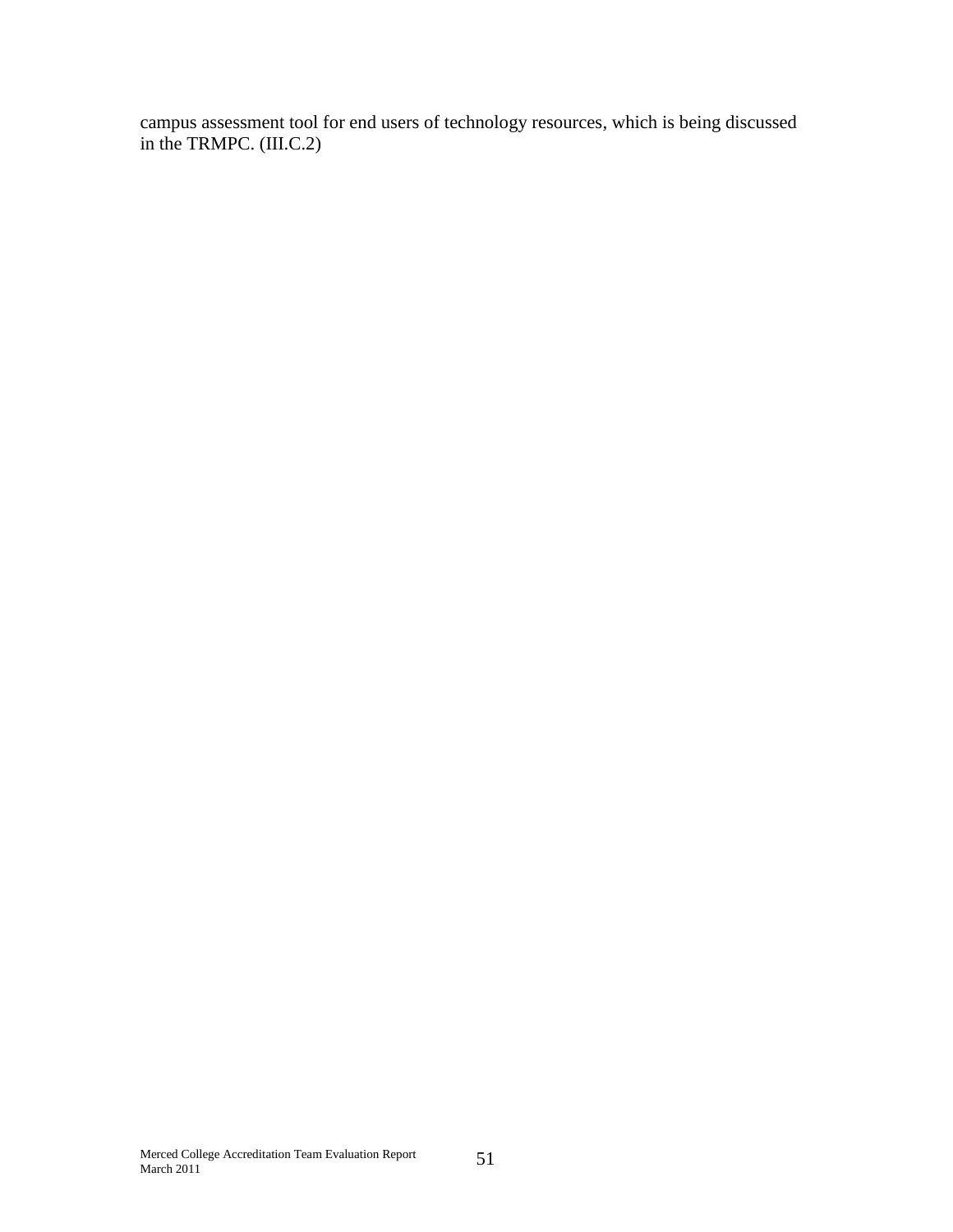campus assessment tool for end users of technology resources, which is being discussed in the TRMPC. (III.C.2)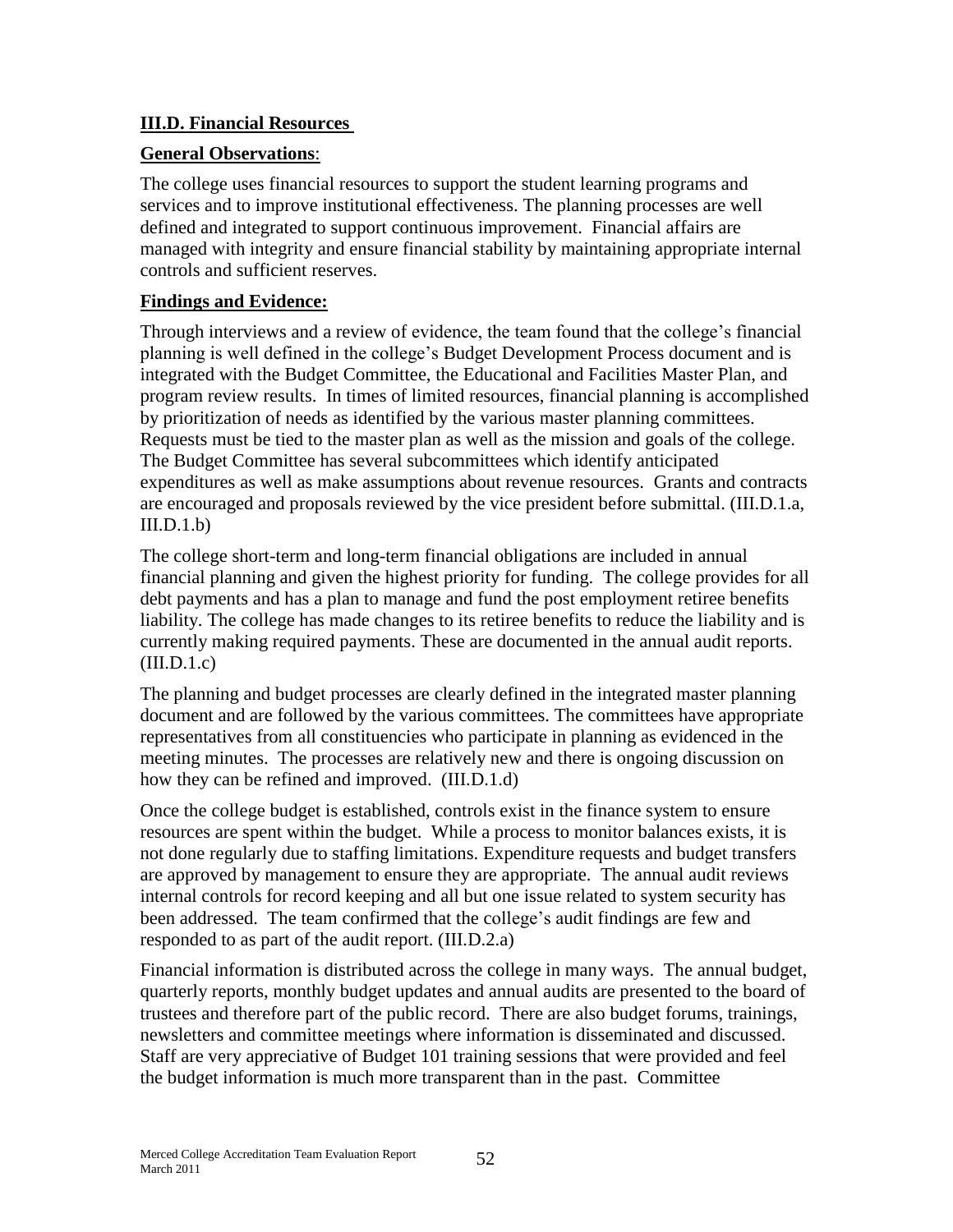**III.D. Financial Resources**

**General Observations**:

The college uses financial resources to support the student learning programs and services and to improve institutional effectiveness. The planning processes are well defined and integrated to support continuous improvement. Financial affairs are managed with integrity and ensure financial stability by maintaining appropriate internal controls and sufficient reserves.

**Findings and Evidence:**

Through interviews and a review of evidence, the team found that the college's financial planning is well defined in the college's Budget Development Process document and is integrated with the Budget Committee, the Educational and Facilities Master Plan, and program review results. In times of limited resources, financial planning is accomplished by prioritization of needs as identified by the various master planning committees. Requests must be tied to the master plan as well as the mission and goals of the college. The Budget Committee has several subcommittees which identify anticipated expenditures as well as make assumptions about revenue resources. Grants and contracts are encouraged and proposals reviewed by the vice president before submittal. (III.D.1.a, III.D.1.b)

The college short-term and long-term financial obligations are included in annual financial planning and given the highest priority for funding. The college provides for all debt payments and has a plan to manage and fund the post employment retiree benefits liability. The college has made changes to its retiree benefits to reduce the liability and is currently making required payments. These are documented in the annual audit reports. (III.D.1.c)

The planning and budget processes are clearly defined in the integrated master planning document and are followed by the various committees. The committees have appropriate representatives from all constituencies who participate in planning as evidenced in the meeting minutes. The processes are relatively new and there is ongoing discussion on how they can be refined and improved. (III.D.1.d)

Once the college budget is established, controls exist in the finance system to ensure resources are spent within the budget. While a process to monitor balances exists, it is not done regularly due to staffing limitations. Expenditure requests and budget transfers are approved by management to ensure they are appropriate. The annual audit reviews internal controls for record keeping and all but one issue related to system security has been addressed. The team confirmed that the college's audit findings are few and responded to as part of the audit report. (III.D.2.a)

Financial information is distributed across the college in many ways. The annual budget, quarterly reports, monthly budget updates and annual audits are presented to the board of trustees and therefore part of the public record. There are also budget forums, trainings, newsletters and committee meetings where information is disseminated and discussed. Staff are very appreciative of Budget 101 training sessions that were provided and feel the budget information is much more transparent than in the past. Committee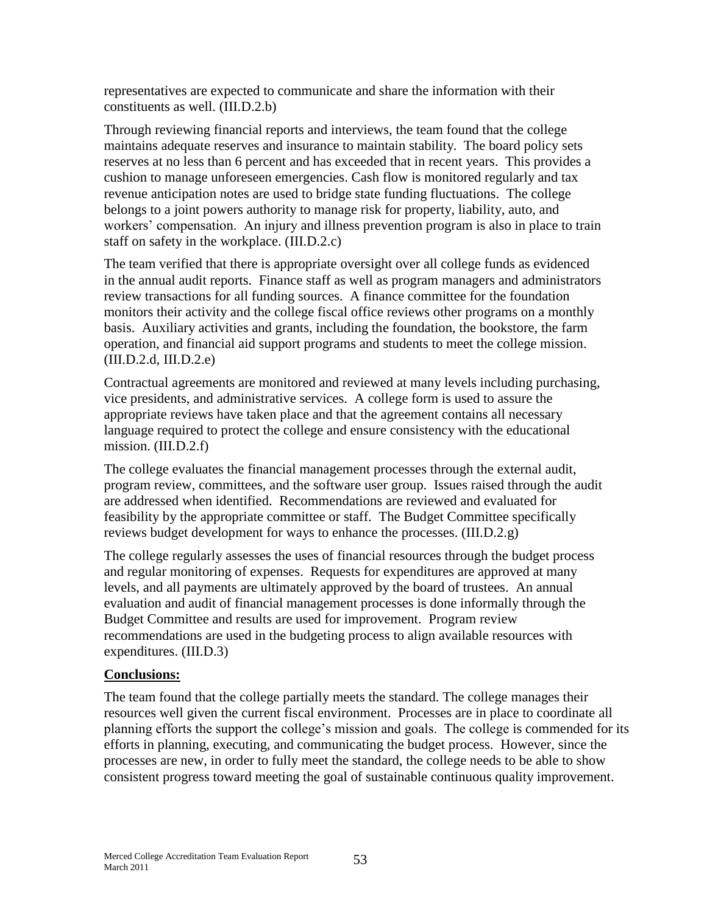representatives are expected to communicate and share the information with their constituents as well. (III.D.2.b)

Through reviewing financial reports and interviews, the team found that the college maintains adequate reserves and insurance to maintain stability. The board policy sets reserves at no less than 6 percent and has exceeded that in recent years. This provides a cushion to manage unforeseen emergencies. Cash flow is monitored regularly and tax revenue anticipation notes are used to bridge state funding fluctuations. The college belongs to a joint powers authority to manage risk for property, liability, auto, and workers' compensation. An injury and illness prevention program is also in place to train staff on safety in the workplace. (III.D.2.c)

The team verified that there is appropriate oversight over all college funds as evidenced in the annual audit reports. Finance staff as well as program managers and administrators review transactions for all funding sources. A finance committee for the foundation monitors their activity and the college fiscal office reviews other programs on a monthly basis. Auxiliary activities and grants, including the foundation, the bookstore, the farm operation, and financial aid support programs and students to meet the college mission. (III.D.2.d, III.D.2.e)

Contractual agreements are monitored and reviewed at many levels including purchasing, vice presidents, and administrative services. A college form is used to assure the appropriate reviews have taken place and that the agreement contains all necessary language required to protect the college and ensure consistency with the educational mission. (III.D.2.f)

The college evaluates the financial management processes through the external audit, program review, committees, and the software user group. Issues raised through the audit are addressed when identified. Recommendations are reviewed and evaluated for feasibility by the appropriate committee or staff. The Budget Committee specifically reviews budget development for ways to enhance the processes. (III.D.2.g)

The college regularly assesses the uses of financial resources through the budget process and regular monitoring of expenses. Requests for expenditures are approved at many levels, and all payments are ultimately approved by the board of trustees. An annual evaluation and audit of financial management processes is done informally through the Budget Committee and results are used for improvement. Program review recommendations are used in the budgeting process to align available resources with expenditures. (III.D.3)

**Conclusions:**

The team found that the college partially meets the standard. The college manages their resources well given the current fiscal environment. Processes are in place to coordinate all planning efforts the support the college's mission and goals. The college is commended for its efforts in planning, executing, and communicating the budget process. However, since the processes are new, in order to fully meet the standard, the college needs to be able to show consistent progress toward meeting the goal of sustainable continuous quality improvement.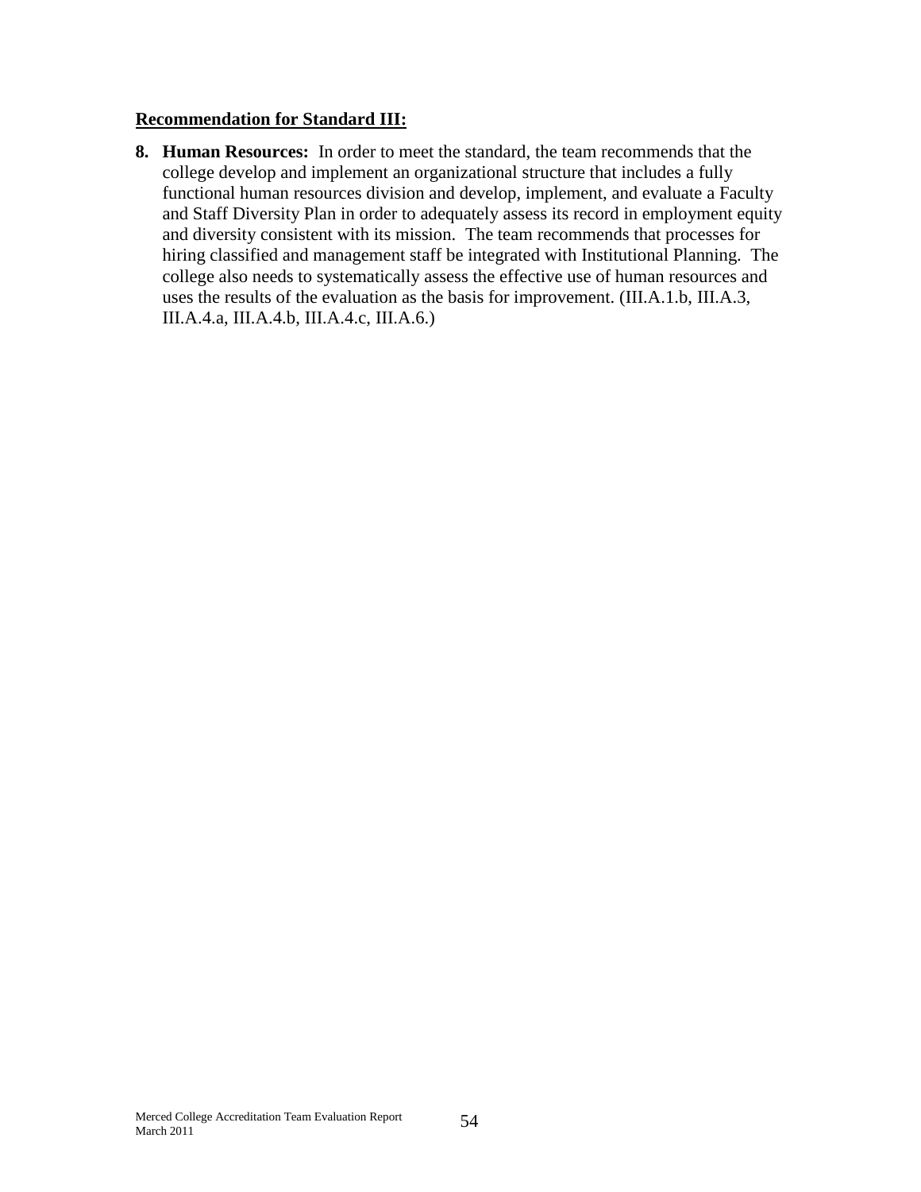**<u>Recommendation for Standard III:</u>**

8. **Human Resources:** In order to meet the standard, the team recommends that the college develop and implement an organizational structure that includes a fully functional human resources division and develop, implement, and evaluate a Faculty and Staff Diversity Plan in order to adequately assess its record in employment equity and diversity consistent with its mission. The team recommends that processes for hiring classified and management staff be integrated with Institutional Planning. The college also needs to systematically assess the effective use of human resources and uses the results of the evaluation as the basis for improvement. (III.A.1.b, III.A.3, III.A.4.a, III.A.4.b, III.A.4.c, III.A.6.)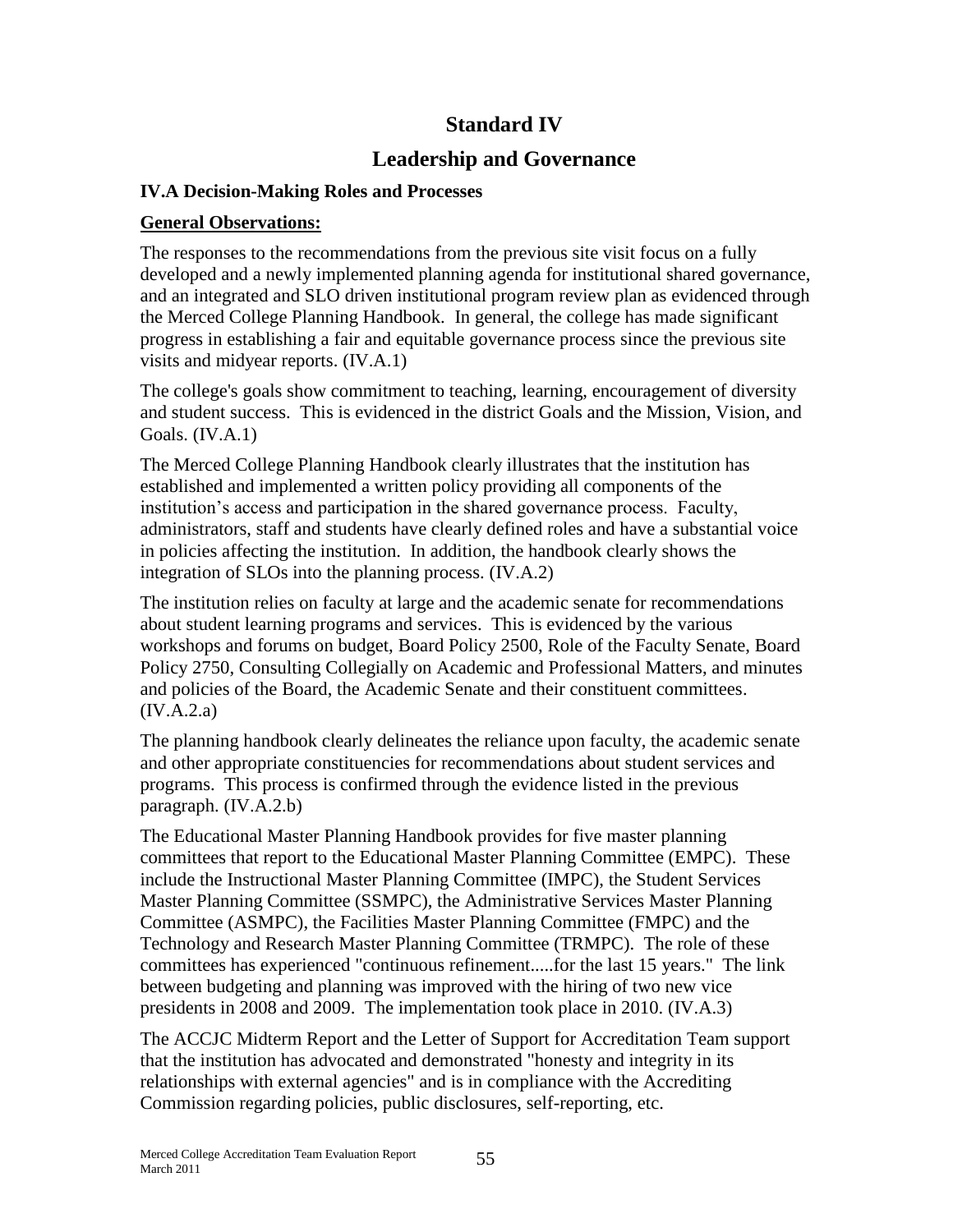# Standard IV

# Leadership and Governance

### IV.A Decision-Making Roles and Processes

**General Observations:**

The responses to the recommendations from the previous site visit focus on a fully developed and a newly implemented planning agenda for institutional shared governance, and an integrated and SLO driven institutional program review plan as evidenced through the Merced College Planning Handbook. In general, the college has made significant progress in establishing a fair and equitable governance process since the previous site visits and midyear reports. (IV.A.1)

The college's goals show commitment to teaching, learning, encouragement of diversity and student success. This is evidenced in the district Goals and the Mission, Vision, and Goals. (IV.A.1)

The Merced College Planning Handbook clearly illustrates that the institution has established and implemented a written policy providing all components of the institution's access and participation in the shared governance process. Faculty, administrators, staff and students have clearly defined roles and have a substantial voice in policies affecting the institution. In addition, the handbook clearly shows the integration of SLOs into the planning process. (IV.A.2)

The institution relies on faculty at large and the academic senate for recommendations about student learning programs and services. This is evidenced by the various workshops and forums on budget, Board Policy 2500, Role of the Faculty Senate, Board Policy 2750, Consulting Collegially on Academic and Professional Matters, and minutes and policies of the Board, the Academic Senate and their constituent committees. (IV.A.2.a)

The planning handbook clearly delineates the reliance upon faculty, the academic senate and other appropriate constituencies for recommendations about student services and programs. This process is confirmed through the evidence listed in the previous paragraph. (IV.A.2.b)

The Educational Master Planning Handbook provides for five master planning committees that report to the Educational Master Planning Committee (EMPC). These include the Instructional Master Planning Committee (IMPC), the Student Services Master Planning Committee (SSMPC), the Administrative Services Master Planning Committee (ASMPC), the Facilities Master Planning Committee (FMPC) and the Technology and Research Master Planning Committee (TRMPC). The role of these committees has experienced "continuous refinement.....for the last 15 years." The link between budgeting and planning was improved with the hiring of two new vice presidents in 2008 and 2009. The implementation took place in 2010. (IV.A.3)

The ACCJC Midterm Report and the Letter of Support for Accreditation Team support that the institution has advocated and demonstrated "honesty and integrity in its relationships with external agencies" and is in compliance with the Accrediting Commission regarding policies, public disclosures, self-reporting, etc.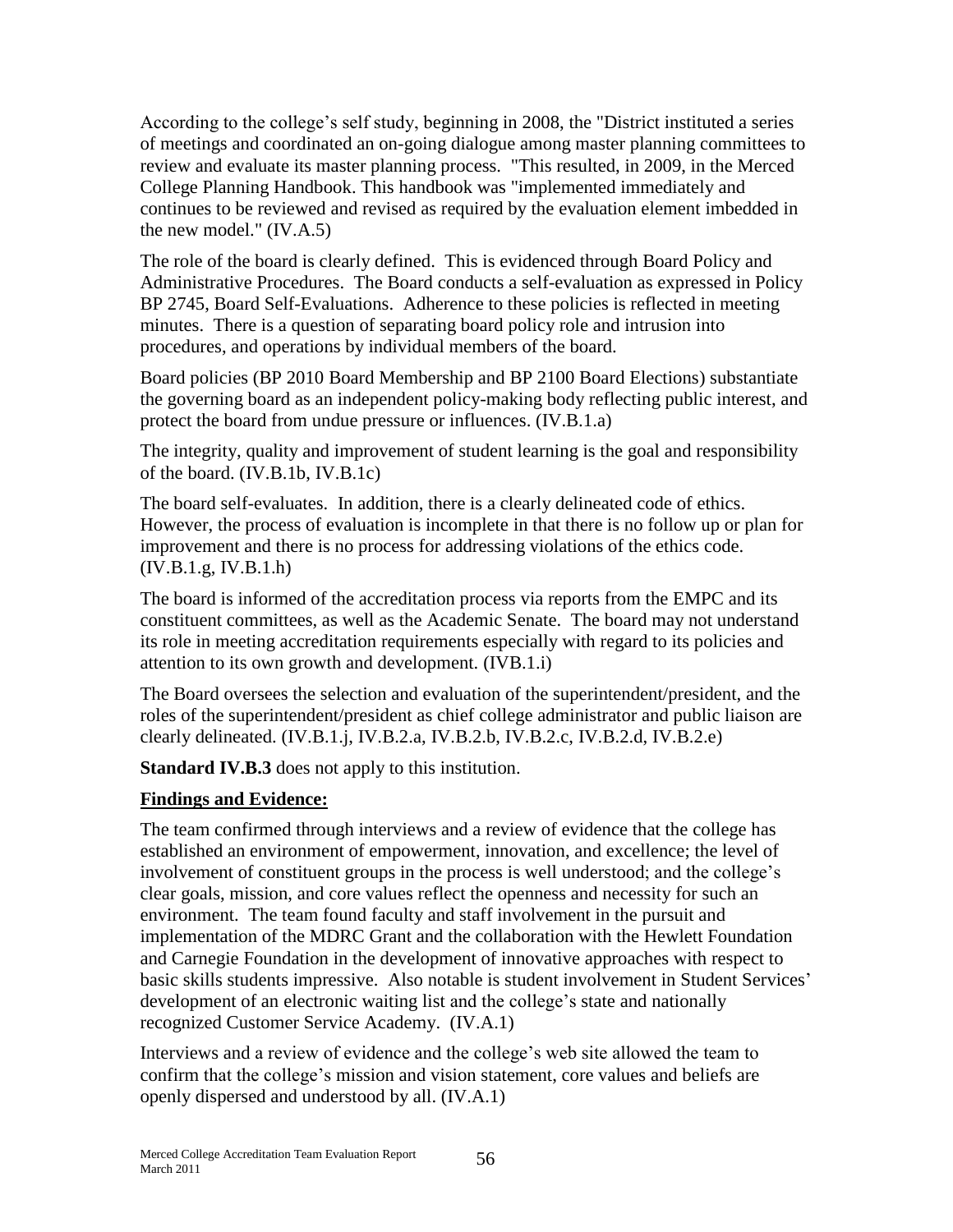According to the college's self study, beginning in 2008, the "District instituted a series of meetings and coordinated an on-going dialogue among master planning committees to review and evaluate its master planning process. "This resulted, in 2009, in the Merced College Planning Handbook. This handbook was "implemented immediately and continues to be reviewed and revised as required by the evaluation element imbedded in the new model." (IV.A.5)

The role of the board is clearly defined. This is evidenced through Board Policy and Administrative Procedures. The Board conducts a self-evaluation as expressed in Policy BP 2745, Board Self-Evaluations. Adherence to these policies is reflected in meeting minutes. There is a question of separating board policy role and intrusion into procedures, and operations by individual members of the board.

Board policies (BP 2010 Board Membership and BP 2100 Board Elections) substantiate the governing board as an independent policy-making body reflecting public interest, and protect the board from undue pressure or influences. (IV.B.1.a)

The integrity, quality and improvement of student learning is the goal and responsibility of the board. (IV.B.1b, IV.B.1c)

The board self-evaluates. In addition, there is a clearly delineated code of ethics. However, the process of evaluation is incomplete in that there is no follow up or plan for improvement and there is no process for addressing violations of the ethics code. (IV.B.1.g, IV.B.1.h)

The board is informed of the accreditation process via reports from the EMPC and its constituent committees, as well as the Academic Senate. The board may not understand its role in meeting accreditation requirements especially with regard to its policies and attention to its own growth and development. (IVB.1.i)

The Board oversees the selection and evaluation of the superintendent/president, and the roles of the superintendent/president as chief college administrator and public liaison are clearly delineated. (IV.B.1.j, IV.B.2.a, IV.B.2.b, IV.B.2.c, IV.B.2.d, IV.B.2.e)

**Standard IV.B.3** does not apply to this institution.

## Findings and Evidence:

The team confirmed through interviews and a review of evidence that the college has established an environment of empowerment, innovation, and excellence; the level of involvement of constituent groups in the process is well understood; and the college's clear goals, mission, and core values reflect the openness and necessity for such an environment. The team found faculty and staff involvement in the pursuit and implementation of the MDRC Grant and the collaboration with the Hewlett Foundation and Carnegie Foundation in the development of innovative approaches with respect to basic skills students impressive. Also notable is student involvement in Student Services' development of an electronic waiting list and the college's state and nationally recognized Customer Service Academy. (IV.A.1)

Interviews and a review of evidence and the college's web site allowed the team to confirm that the college's mission and vision statement, core values and beliefs are openly dispersed and understood by all. (IV.A.1)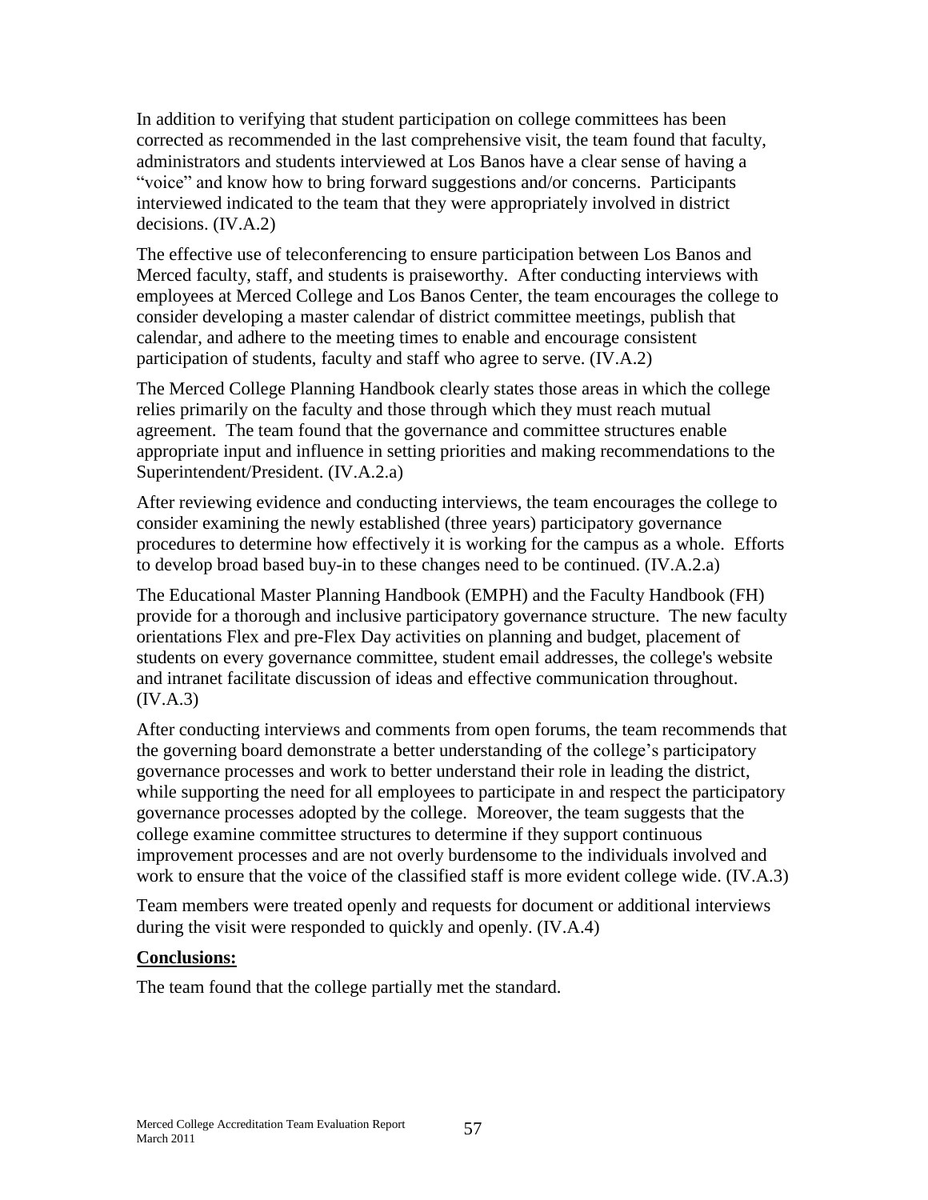In addition to verifying that student participation on college committees has been corrected as recommended in the last comprehensive visit, the team found that faculty, administrators and students interviewed at Los Banos have a clear sense of having a "voice" and know how to bring forward suggestions and/or concerns. Participants interviewed indicated to the team that they were appropriately involved in district decisions. (IV.A.2)

The effective use of teleconferencing to ensure participation between Los Banos and Merced faculty, staff, and students is praiseworthy. After conducting interviews with employees at Merced College and Los Banos Center, the team encourages the college to consider developing a master calendar of district committee meetings, publish that calendar, and adhere to the meeting times to enable and encourage consistent participation of students, faculty and staff who agree to serve. (IV.A.2)

The Merced College Planning Handbook clearly states those areas in which the college relies primarily on the faculty and those through which they must reach mutual agreement. The team found that the governance and committee structures enable appropriate input and influence in setting priorities and making recommendations to the Superintendent/President. (IV.A.2.a)

After reviewing evidence and conducting interviews, the team encourages the college to consider examining the newly established (three years) participatory governance procedures to determine how effectively it is working for the campus as a whole. Efforts to develop broad based buy-in to these changes need to be continued. (IV.A.2.a)

The Educational Master Planning Handbook (EMPH) and the Faculty Handbook (FH) provide for a thorough and inclusive participatory governance structure. The new faculty orientations Flex and pre-Flex Day activities on planning and budget, placement of students on every governance committee, student email addresses, the college's website and intranet facilitate discussion of ideas and effective communication throughout. (IV.A.3)

After conducting interviews and comments from open forums, the team recommends that the governing board demonstrate a better understanding of the college's participatory governance processes and work to better understand their role in leading the district, while supporting the need for all employees to participate in and respect the participatory governance processes adopted by the college. Moreover, the team suggests that the college examine committee structures to determine if they support continuous improvement processes and are not overly burdensome to the individuals involved and work to ensure that the voice of the classified staff is more evident college wide. (IV.A.3)

Team members were treated openly and requests for document or additional interviews during the visit were responded to quickly and openly. (IV.A.4)

**Conclusions:**

The team found that the college partially met the standard.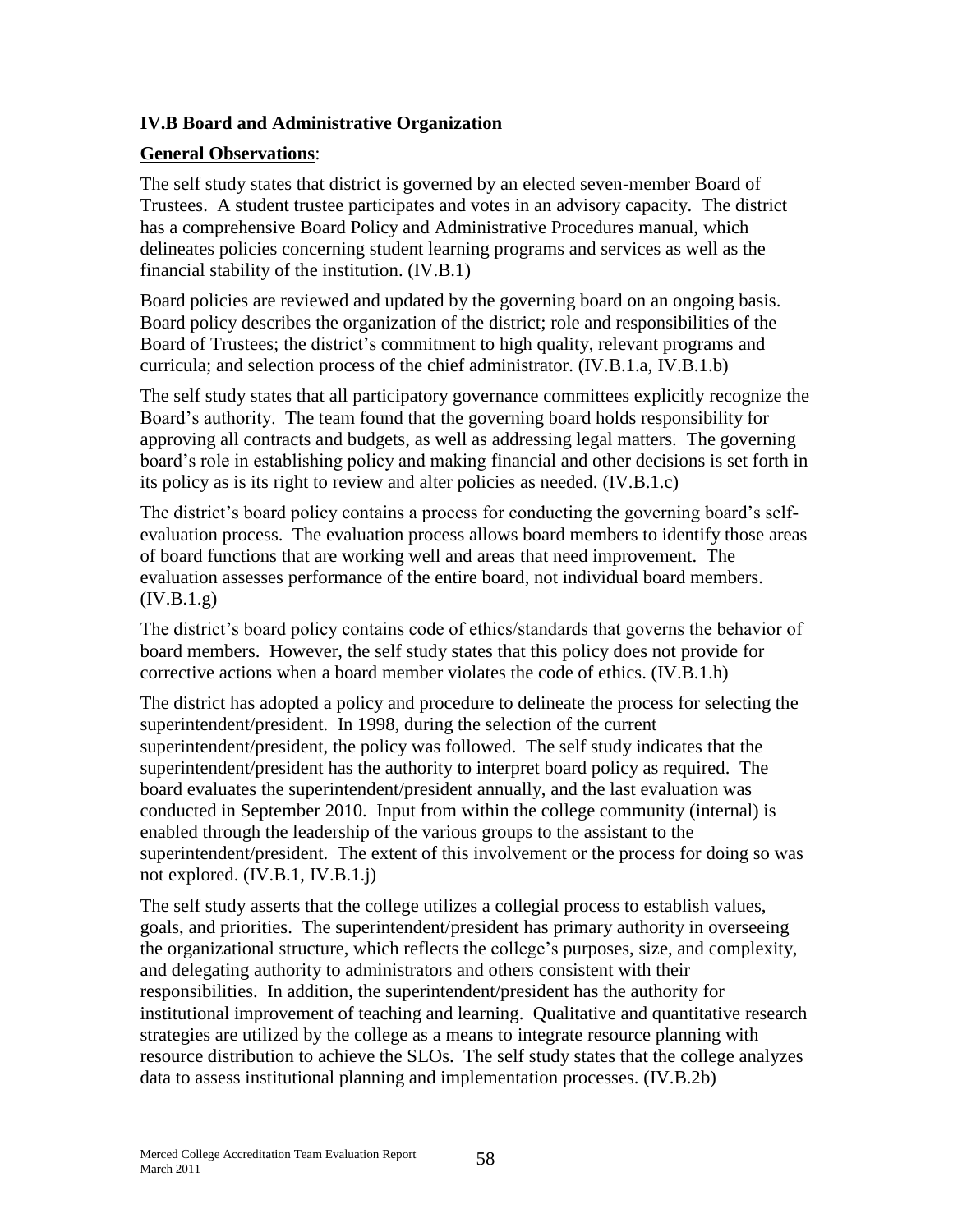### IV.B Board and Administrative Organization

**General Observations**:

The self study states that district is governed by an elected seven-member Board of Trustees. A student trustee participates and votes in an advisory capacity. The district has a comprehensive Board Policy and Administrative Procedures manual, which delineates policies concerning student learning programs and services as well as the financial stability of the institution. (IV.B.1)

Board policies are reviewed and updated by the governing board on an ongoing basis. Board policy describes the organization of the district; role and responsibilities of the Board of Trustees; the district's commitment to high quality, relevant programs and curricula; and selection process of the chief administrator. (IV.B.1.a, IV.B.1.b)

The self study states that all participatory governance committees explicitly recognize the Board's authority. The team found that the governing board holds responsibility for approving all contracts and budgets, as well as addressing legal matters. The governing board's role in establishing policy and making financial and other decisions is set forth in its policy as is its right to review and alter policies as needed. (IV.B.1.c)

The district's board policy contains a process for conducting the governing board's self-evaluation process. The evaluation process allows board members to identify those areas of board functions that are working well and areas that need improvement. The evaluation assesses performance of the entire board, not individual board members. (IV.B.1.g)

The district's board policy contains code of ethics/standards that governs the behavior of board members. However, the self study states that this policy does not provide for corrective actions when a board member violates the code of ethics. (IV.B.1.h)

The district has adopted a policy and procedure to delineate the process for selecting the superintendent/president. In 1998, during the selection of the current superintendent/president, the policy was followed. The self study indicates that the superintendent/president has the authority to interpret board policy as required. The board evaluates the superintendent/president annually, and the last evaluation was conducted in September 2010. Input from within the college community (internal) is enabled through the leadership of the various groups to the assistant to the superintendent/president. The extent of this involvement or the process for doing so was not explored. (IV.B.1, IV.B.1.j)

The self study asserts that the college utilizes a collegial process to establish values, goals, and priorities. The superintendent/president has primary authority in overseeing the organizational structure, which reflects the college's purposes, size, and complexity, and delegating authority to administrators and others consistent with their responsibilities. In addition, the superintendent/president has the authority for institutional improvement of teaching and learning. Qualitative and quantitative research strategies are utilized by the college as a means to integrate resource planning with resource distribution to achieve the SLOs. The self study states that the college analyzes data to assess institutional planning and implementation processes. (IV.B.2b)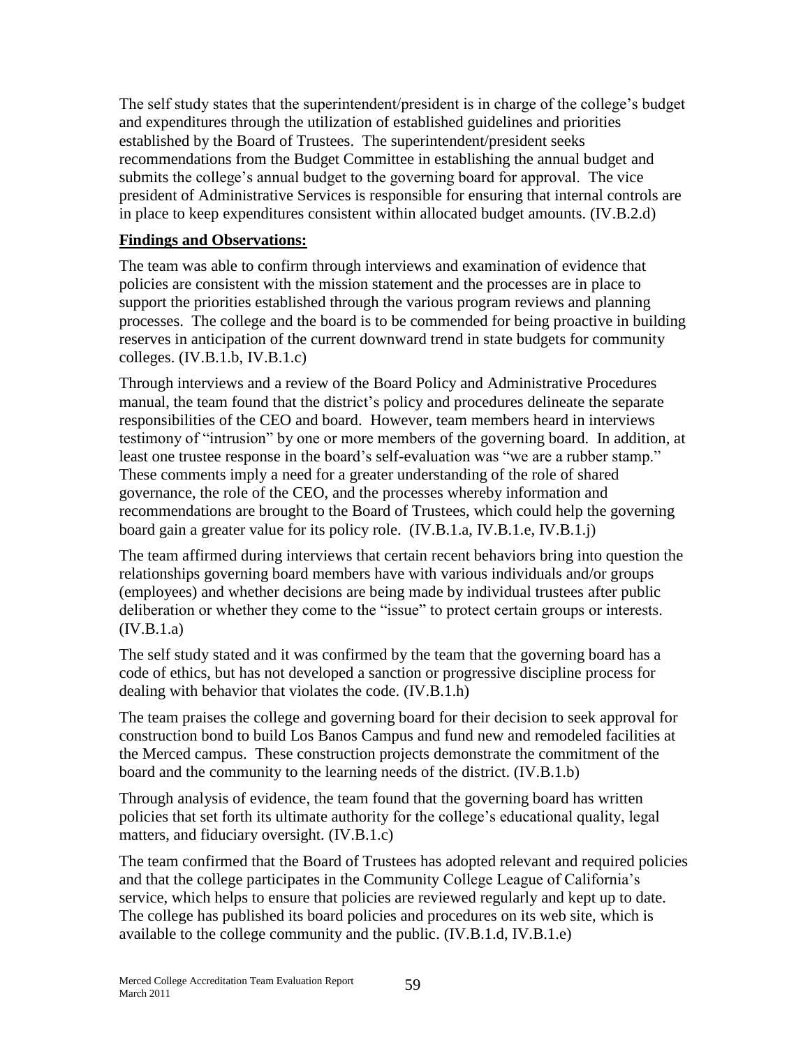The self study states that the superintendent/president is in charge of the college's budget and expenditures through the utilization of established guidelines and priorities established by the Board of Trustees. The superintendent/president seeks recommendations from the Budget Committee in establishing the annual budget and submits the college's annual budget to the governing board for approval. The vice president of Administrative Services is responsible for ensuring that internal controls are in place to keep expenditures consistent within allocated budget amounts. (IV.B.2.d)

**Findings and Observations:**

The team was able to confirm through interviews and examination of evidence that policies are consistent with the mission statement and the processes are in place to support the priorities established through the various program reviews and planning processes. The college and the board is to be commended for being proactive in building reserves in anticipation of the current downward trend in state budgets for community colleges. (IV.B.1.b, IV.B.1.c)

Through interviews and a review of the Board Policy and Administrative Procedures manual, the team found that the district's policy and procedures delineate the separate responsibilities of the CEO and board. However, team members heard in interviews testimony of "intrusion" by one or more members of the governing board. In addition, at least one trustee response in the board's self-evaluation was "we are a rubber stamp." These comments imply a need for a greater understanding of the role of shared governance, the role of the CEO, and the processes whereby information and recommendations are brought to the Board of Trustees, which could help the governing board gain a greater value for its policy role. (IV.B.1.a, IV.B.1.e, IV.B.1.j)

The team affirmed during interviews that certain recent behaviors bring into question the relationships governing board members have with various individuals and/or groups (employees) and whether decisions are being made by individual trustees after public deliberation or whether they come to the "issue" to protect certain groups or interests. (IV.B.1.a)

The self study stated and it was confirmed by the team that the governing board has a code of ethics, but has not developed a sanction or progressive discipline process for dealing with behavior that violates the code. (IV.B.1.h)

The team praises the college and governing board for their decision to seek approval for construction bond to build Los Banos Campus and fund new and remodeled facilities at the Merced campus. These construction projects demonstrate the commitment of the board and the community to the learning needs of the district. (IV.B.1.b)

Through analysis of evidence, the team found that the governing board has written policies that set forth its ultimate authority for the college's educational quality, legal matters, and fiduciary oversight. (IV.B.1.c)

The team confirmed that the Board of Trustees has adopted relevant and required policies and that the college participates in the Community College League of California's service, which helps to ensure that policies are reviewed regularly and kept up to date. The college has published its board policies and procedures on its web site, which is available to the college community and the public. (IV.B.1.d, IV.B.1.e)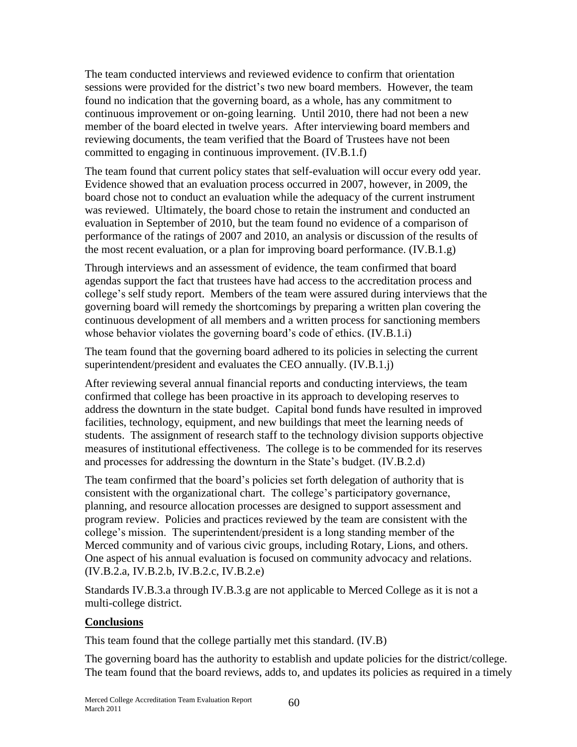The team conducted interviews and reviewed evidence to confirm that orientation sessions were provided for the district's two new board members. However, the team found no indication that the governing board, as a whole, has any commitment to continuous improvement or on-going learning. Until 2010, there had not been a new member of the board elected in twelve years. After interviewing board members and reviewing documents, the team verified that the Board of Trustees have not been committed to engaging in continuous improvement. (IV.B.1.f)

The team found that current policy states that self-evaluation will occur every odd year. Evidence showed that an evaluation process occurred in 2007, however, in 2009, the board chose not to conduct an evaluation while the adequacy of the current instrument was reviewed. Ultimately, the board chose to retain the instrument and conducted an evaluation in September of 2010, but the team found no evidence of a comparison of performance of the ratings of 2007 and 2010, an analysis or discussion of the results of the most recent evaluation, or a plan for improving board performance. (IV.B.1.g)

Through interviews and an assessment of evidence, the team confirmed that board agendas support the fact that trustees have had access to the accreditation process and college's self study report. Members of the team were assured during interviews that the governing board will remedy the shortcomings by preparing a written plan covering the continuous development of all members and a written process for sanctioning members whose behavior violates the governing board's code of ethics. (IV.B.1.i)

The team found that the governing board adhered to its policies in selecting the current superintendent/president and evaluates the CEO annually. (IV.B.1.j)

After reviewing several annual financial reports and conducting interviews, the team confirmed that college has been proactive in its approach to developing reserves to address the downturn in the state budget. Capital bond funds have resulted in improved facilities, technology, equipment, and new buildings that meet the learning needs of students. The assignment of research staff to the technology division supports objective measures of institutional effectiveness. The college is to be commended for its reserves and processes for addressing the downturn in the State's budget. (IV.B.2.d)

The team confirmed that the board's policies set forth delegation of authority that is consistent with the organizational chart. The college's participatory governance, planning, and resource allocation processes are designed to support assessment and program review. Policies and practices reviewed by the team are consistent with the college's mission. The superintendent/president is a long standing member of the Merced community and of various civic groups, including Rotary, Lions, and others. One aspect of his annual evaluation is focused on community advocacy and relations. (IV.B.2.a, IV.B.2.b, IV.B.2.c, IV.B.2.e)

Standards IV.B.3.a through IV.B.3.g are not applicable to Merced College as it is not a multi-college district.

**Conclusions**

This team found that the college partially met this standard. (IV.B)

The governing board has the authority to establish and update policies for the district/college. The team found that the board reviews, adds to, and updates its policies as required in a timely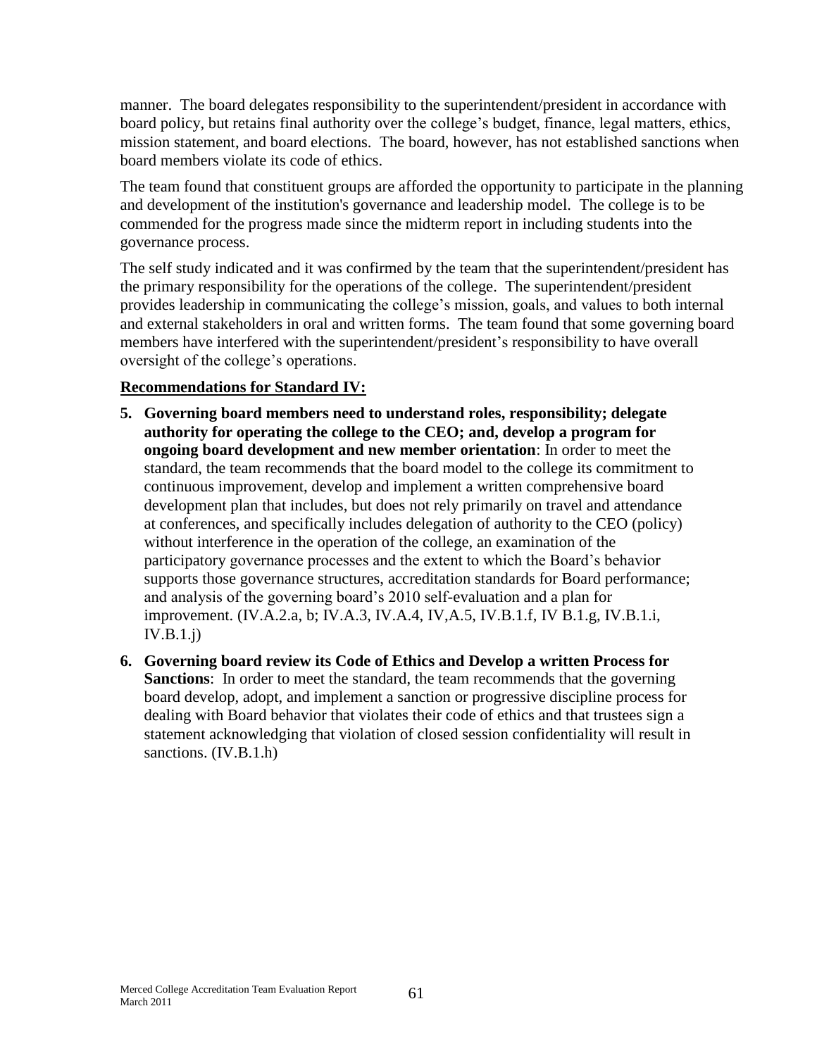manner. The board delegates responsibility to the superintendent/president in accordance with board policy, but retains final authority over the college's budget, finance, legal matters, ethics, mission statement, and board elections. The board, however, has not established sanctions when board members violate its code of ethics.

The team found that constituent groups are afforded the opportunity to participate in the planning and development of the institution's governance and leadership model. The college is to be commended for the progress made since the midterm report in including students into the governance process.

The self study indicated and it was confirmed by the team that the superintendent/president has the primary responsibility for the operations of the college. The superintendent/president provides leadership in communicating the college's mission, goals, and values to both internal and external stakeholders in oral and written forms. The team found that some governing board members have interfered with the superintendent/president's responsibility to have overall oversight of the college's operations.

**Recommendations for Standard IV:**

5. **Governing board members need to understand roles, responsibility; delegate authority for operating the college to the CEO; and, develop a program for ongoing board development and new member orientation**: In order to meet the standard, the team recommends that the board model to the college its commitment to continuous improvement, develop and implement a written comprehensive board development plan that includes, but does not rely primarily on travel and attendance at conferences, and specifically includes delegation of authority to the CEO (policy) without interference in the operation of the college, an examination of the participatory governance processes and the extent to which the Board's behavior supports those governance structures, accreditation standards for Board performance; and analysis of the governing board's 2010 self-evaluation and a plan for improvement. (IV.A.2.a, b; IV.A.3, IV.A.4, IV,A.5, IV.B.1.f, IV B.1.g, IV.B.1.i, IV.B.1.j)

6. **Governing board review its Code of Ethics and Develop a written Process for Sanctions**: In order to meet the standard, the team recommends that the governing board develop, adopt, and implement a sanction or progressive discipline process for dealing with Board behavior that violates their code of ethics and that trustees sign a statement acknowledging that violation of closed session confidentiality will result in sanctions. (IV.B.1.h)